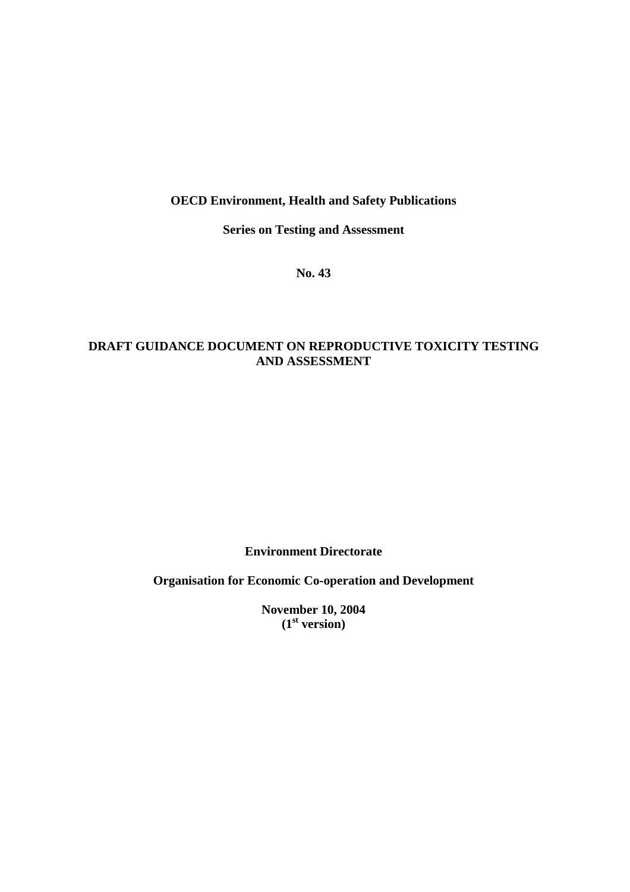**OECD Environment, Health and Safety Publications**

**Series on Testing and Assessment**

**No. 43**

# DRAFT GUIDANCE DOCUMENT ON REPRODUCTIVE TOXICITY TESTING AND ASSESSMENT

**Environment Directorate**

**Organisation for Economic Co-operation and Development**

**November 10, 2004**
**(1st version)**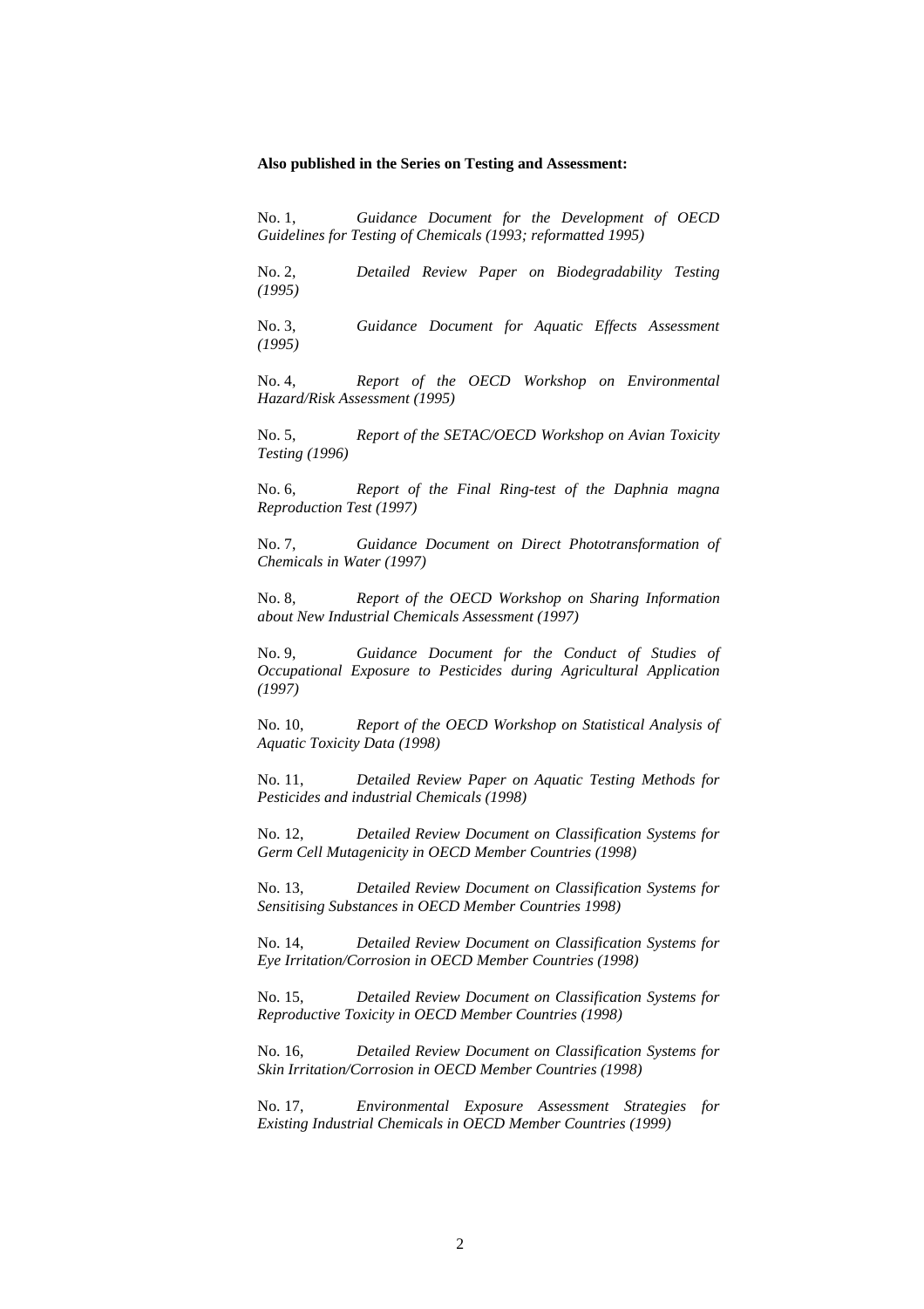**Also published in the Series on Testing and Assessment:**

No. 1, *Guidance Document for the Development of OECD Guidelines for Testing of Chemicals (1993; reformatted 1995)*

No. 2, *Detailed Review Paper on Biodegradability Testing (1995)*

No. 3, *Guidance Document for Aquatic Effects Assessment (1995)*

No. 4, *Report of the OECD Workshop on Environmental Hazard/Risk Assessment (1995)*

No. 5, *Report of the SETAC/OECD Workshop on Avian Toxicity Testing (1996)*

No. 6, *Report of the Final Ring-test of the Daphnia magna Reproduction Test (1997)*

No. 7, *Guidance Document on Direct Phototransformation of Chemicals in Water (1997)*

No. 8, *Report of the OECD Workshop on Sharing Information about New Industrial Chemicals Assessment (1997)*

No. 9, *Guidance Document for the Conduct of Studies of Occupational Exposure to Pesticides during Agricultural Application (1997)*

No. 10, *Report of the OECD Workshop on Statistical Analysis of Aquatic Toxicity Data (1998)*

No. 11, *Detailed Review Paper on Aquatic Testing Methods for Pesticides and industrial Chemicals (1998)*

No. 12, *Detailed Review Document on Classification Systems for Germ Cell Mutagenicity in OECD Member Countries (1998)*

No. 13, *Detailed Review Document on Classification Systems for Sensitising Substances in OECD Member Countries 1998)*

No. 14, *Detailed Review Document on Classification Systems for Eye Irritation/Corrosion in OECD Member Countries (1998)*

No. 15, *Detailed Review Document on Classification Systems for Reproductive Toxicity in OECD Member Countries (1998)*

No. 16, *Detailed Review Document on Classification Systems for Skin Irritation/Corrosion in OECD Member Countries (1998)*

No. 17, *Environmental Exposure Assessment Strategies for Existing Industrial Chemicals in OECD Member Countries (1999)*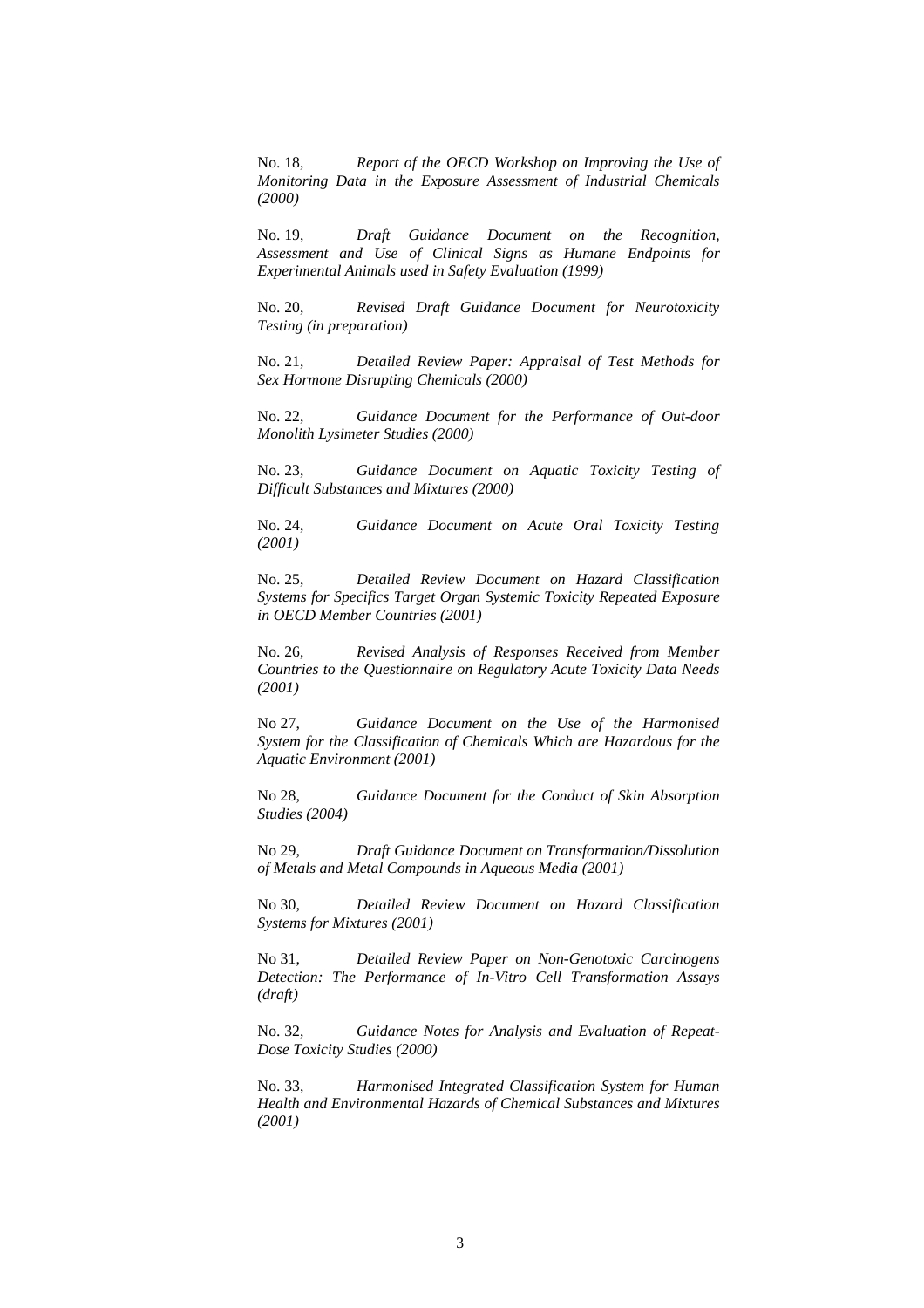No. 18, *Report of the OECD Workshop on Improving the Use of Monitoring Data in the Exposure Assessment of Industrial Chemicals (2000)*

No. 19, *Draft Guidance Document on the Recognition, Assessment and Use of Clinical Signs as Humane Endpoints for Experimental Animals used in Safety Evaluation (1999)*

No. 20, *Revised Draft Guidance Document for Neurotoxicity Testing (in preparation)*

No. 21, *Detailed Review Paper: Appraisal of Test Methods for Sex Hormone Disrupting Chemicals (2000)*

No. 22, *Guidance Document for the Performance of Out-door Monolith Lysimeter Studies (2000)*

No. 23, *Guidance Document on Aquatic Toxicity Testing of Difficult Substances and Mixtures (2000)*

No. 24, *Guidance Document on Acute Oral Toxicity Testing (2001)*

No. 25, *Detailed Review Document on Hazard Classification Systems for Specifics Target Organ Systemic Toxicity Repeated Exposure in OECD Member Countries (2001)*

No. 26, *Revised Analysis of Responses Received from Member Countries to the Questionnaire on Regulatory Acute Toxicity Data Needs (2001)*

No 27, *Guidance Document on the Use of the Harmonised System for the Classification of Chemicals Which are Hazardous for the Aquatic Environment (2001)*

No 28, *Guidance Document for the Conduct of Skin Absorption Studies (2004)*

No 29, *Draft Guidance Document on Transformation/Dissolution of Metals and Metal Compounds in Aqueous Media (2001)*

No 30, *Detailed Review Document on Hazard Classification Systems for Mixtures (2001)*

No 31, *Detailed Review Paper on Non-Genotoxic Carcinogens Detection: The Performance of In-Vitro Cell Transformation Assays (draft)*

No. 32, *Guidance Notes for Analysis and Evaluation of Repeat-Dose Toxicity Studies (2000)*

No. 33, *Harmonised Integrated Classification System for Human Health and Environmental Hazards of Chemical Substances and Mixtures (2001)*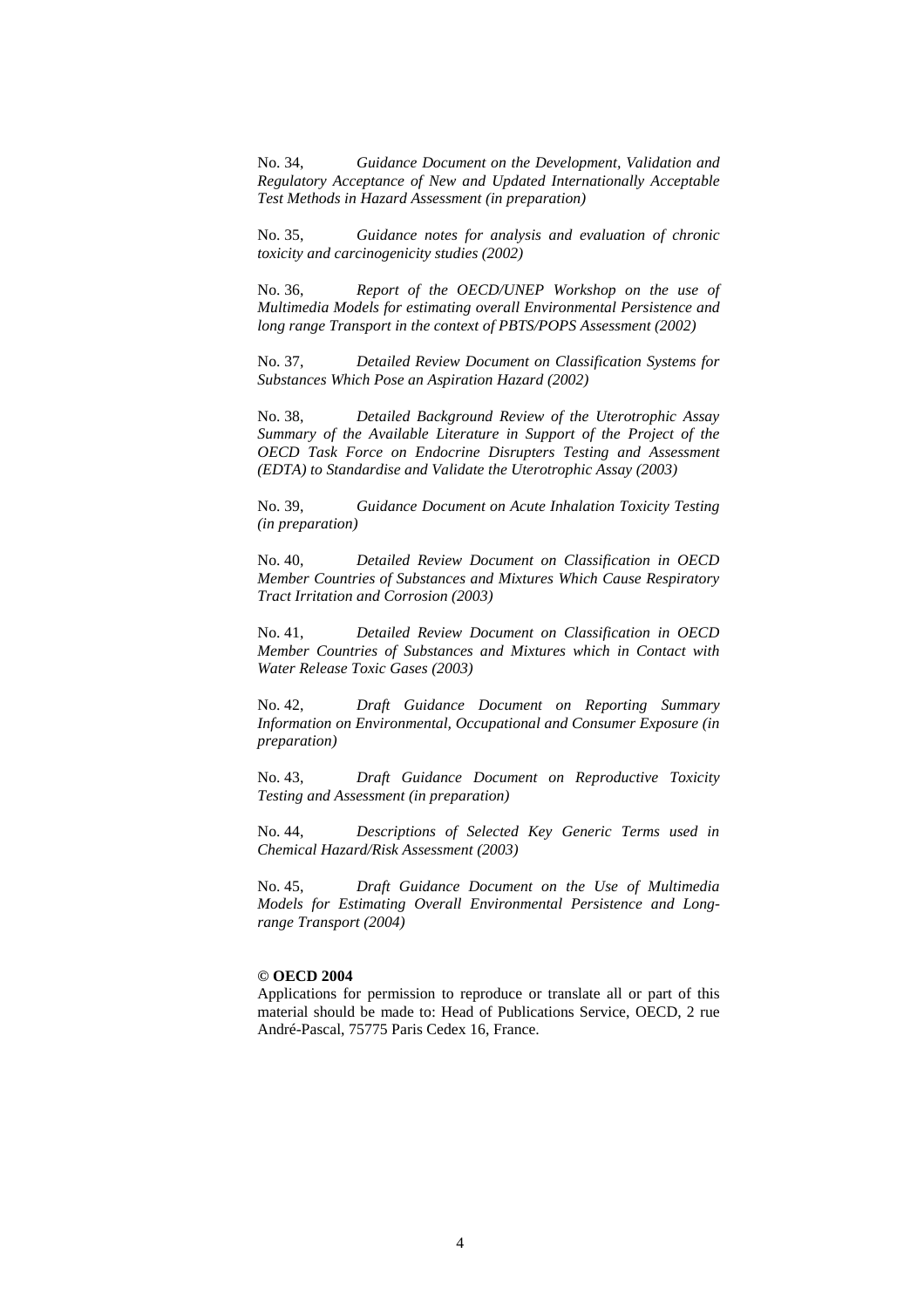No. 34, *Guidance Document on the Development, Validation and Regulatory Acceptance of New and Updated Internationally Acceptable Test Methods in Hazard Assessment (in preparation)*

No. 35, *Guidance notes for analysis and evaluation of chronic toxicity and carcinogenicity studies (2002)*

No. 36, *Report of the OECD/UNEP Workshop on the use of Multimedia Models for estimating overall Environmental Persistence and long range Transport in the context of PBTS/POPS Assessment (2002)*

No. 37, *Detailed Review Document on Classification Systems for Substances Which Pose an Aspiration Hazard (2002)*

No. 38, *Detailed Background Review of the Uterotrophic Assay Summary of the Available Literature in Support of the Project of the OECD Task Force on Endocrine Disrupters Testing and Assessment (EDTA) to Standardise and Validate the Uterotrophic Assay (2003)*

No. 39, *Guidance Document on Acute Inhalation Toxicity Testing (in preparation)*

No. 40, *Detailed Review Document on Classification in OECD Member Countries of Substances and Mixtures Which Cause Respiratory Tract Irritation and Corrosion (2003)*

No. 41, *Detailed Review Document on Classification in OECD Member Countries of Substances and Mixtures which in Contact with Water Release Toxic Gases (2003)*

No. 42, *Draft Guidance Document on Reporting Summary Information on Environmental, Occupational and Consumer Exposure (in preparation)*

No. 43, *Draft Guidance Document on Reproductive Toxicity Testing and Assessment (in preparation)*

No. 44, *Descriptions of Selected Key Generic Terms used in Chemical Hazard/Risk Assessment (2003)*

No. 45, *Draft Guidance Document on the Use of Multimedia Models for Estimating Overall Environmental Persistence and Long-range Transport (2004)*

**© OECD 2004**

Applications for permission to reproduce or translate all or part of this material should be made to: Head of Publications Service, OECD, 2 rue André-Pascal, 75775 Paris Cedex 16, France.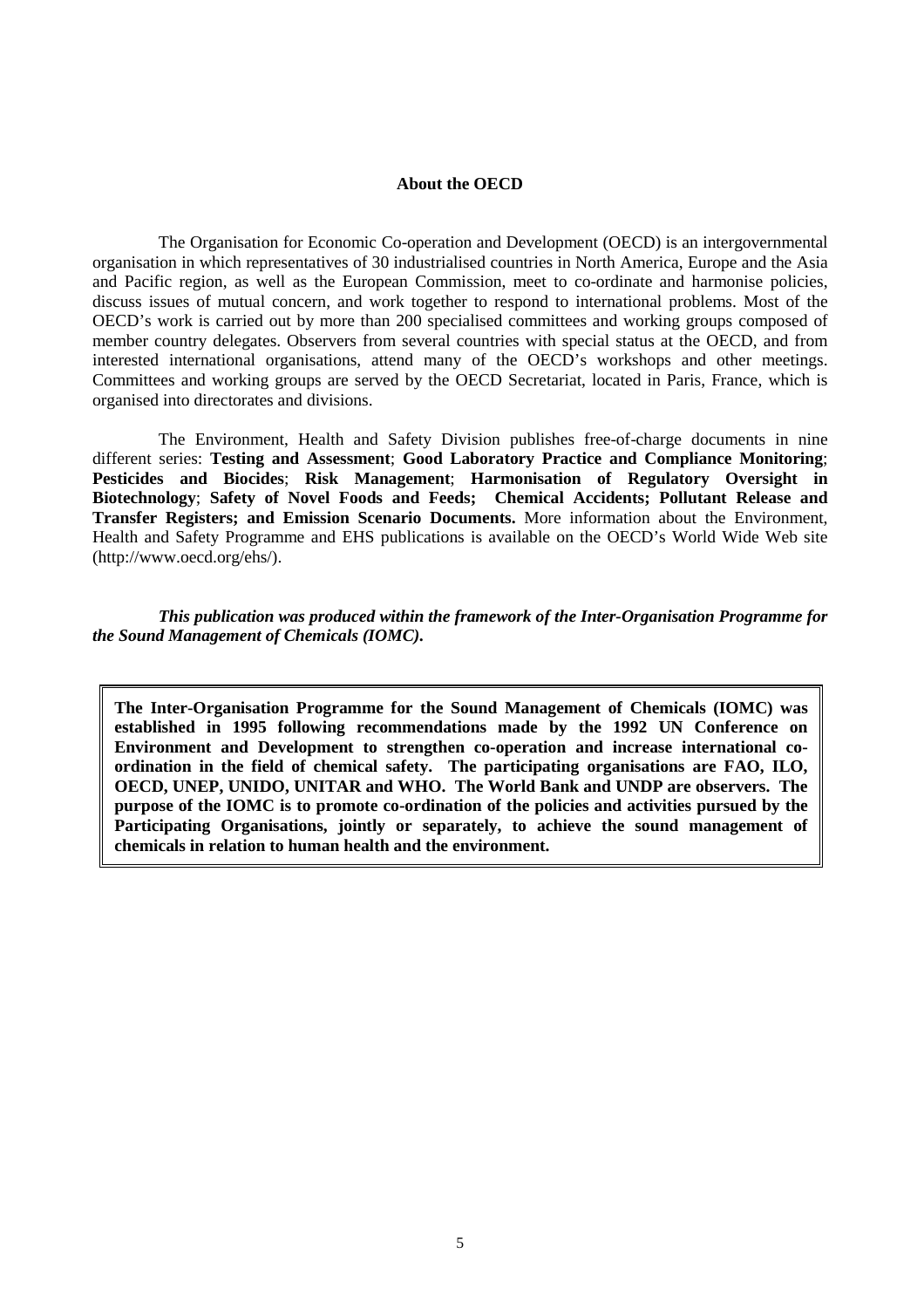## About the OECD

The Organisation for Economic Co-operation and Development (OECD) is an intergovernmental organisation in which representatives of 30 industrialised countries in North America, Europe and the Asia and Pacific region, as well as the European Commission, meet to co-ordinate and harmonise policies, discuss issues of mutual concern, and work together to respond to international problems. Most of the OECD's work is carried out by more than 200 specialised committees and working groups composed of member country delegates. Observers from several countries with special status at the OECD, and from interested international organisations, attend many of the OECD's workshops and other meetings. Committees and working groups are served by the OECD Secretariat, located in Paris, France, which is organised into directorates and divisions.

The Environment, Health and Safety Division publishes free-of-charge documents in nine different series: **Testing and Assessment**; **Good Laboratory Practice and Compliance Monitoring**; **Pesticides and Biocides**; **Risk Management**; **Harmonisation of Regulatory Oversight in Biotechnology**; **Safety of Novel Foods and Feeds; Chemical Accidents; Pollutant Release and Transfer Registers; and Emission Scenario Documents.** More information about the Environment, Health and Safety Programme and EHS publications is available on the OECD's World Wide Web site (http://www.oecd.org/ehs/).

***This publication was produced within the framework of the Inter-Organisation Programme for the Sound Management of Chemicals (IOMC).***

**The Inter-Organisation Programme for the Sound Management of Chemicals (IOMC) was established in 1995 following recommendations made by the 1992 UN Conference on Environment and Development to strengthen co-operation and increase international co-ordination in the field of chemical safety. The participating organisations are FAO, ILO, OECD, UNEP, UNIDO, UNITAR and WHO. The World Bank and UNDP are observers. The purpose of the IOMC is to promote co-ordination of the policies and activities pursued by the Participating Organisations, jointly or separately, to achieve the sound management of chemicals in relation to human health and the environment.**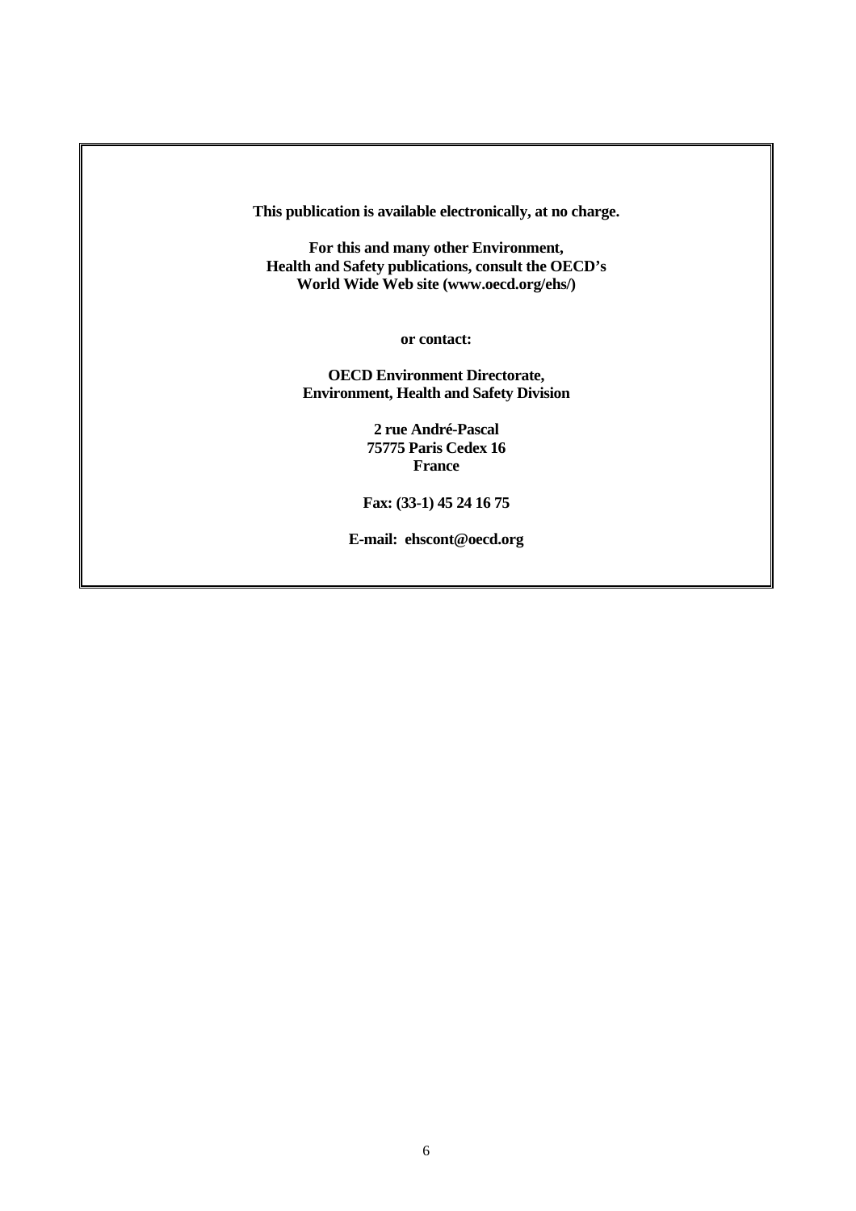**This publication is available electronically, at no charge.**

**For this and many other Environment,**
**Health and Safety publications, consult the OECD's**
**World Wide Web site (www.oecd.org/ehs/)**

**or contact:**

**OECD Environment Directorate,**
**Environment, Health and Safety Division**

**2 rue André-Pascal**
**75775 Paris Cedex 16**
**France**

**Fax: (33-1) 45 24 16 75**

**E-mail: ehscont@oecd.org**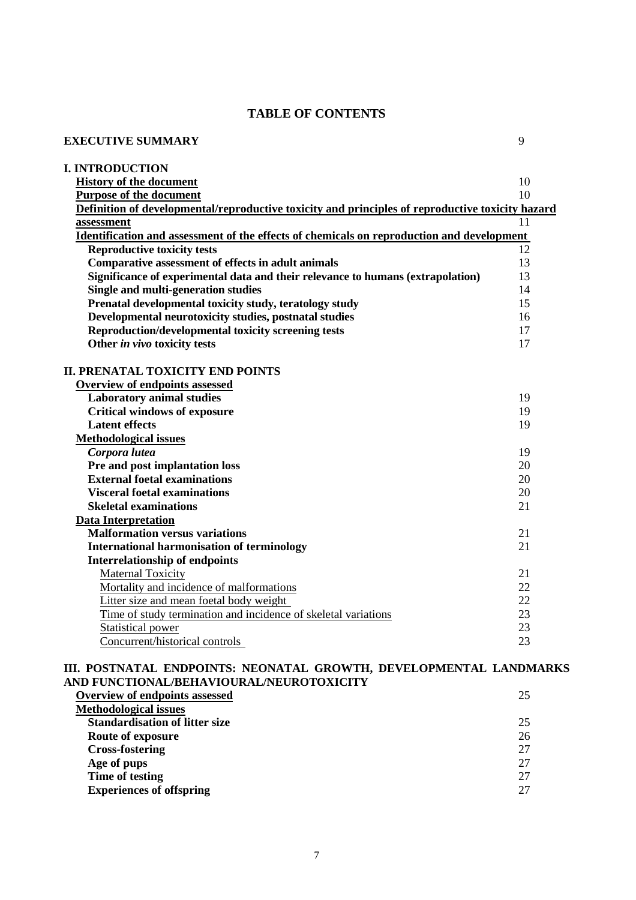# TABLE OF CONTENTS

| | |
|---|---|
| **EXECUTIVE SUMMARY** | 9 |
| **I. INTRODUCTION** | |
| **History of the document** | 10 |
| **Purpose of the document** | 10 |
| **Definition of developmental/reproductive toxicity and principles of reproductive toxicity hazard assessment** | 11 |
| **Identification and assessment of the effects of chemicals on reproduction and development** | |
| **Reproductive toxicity tests** | 12 |
| **Comparative assessment of effects in adult animals** | 13 |
| **Significance of experimental data and their relevance to humans (extrapolation)** | 13 |
| **Single and multi-generation studies** | 14 |
| **Prenatal developmental toxicity study, teratology study** | 15 |
| **Developmental neurotoxicity studies, postnatal studies** | 16 |
| **Reproduction/developmental toxicity screening tests** | 17 |
| **Other *in vivo* toxicity tests** | 17 |
| **II. PRENATAL TOXICITY END POINTS** | |
| **Overview of endpoints assessed** | |
| **Laboratory animal studies** | 19 |
| **Critical windows of exposure** | 19 |
| **Latent effects** | 19 |
| **Methodological issues** | |
| ***Corpora lutea*** | 19 |
| **Pre and post implantation loss** | 20 |
| **External foetal examinations** | 20 |
| **Visceral foetal examinations** | 20 |
| **Skeletal examinations** | 21 |
| **Data Interpretation** | |
| **Malformation versus variations** | 21 |
| **International harmonisation of terminology** | 21 |
| **Interrelationship of endpoints** | |
| Maternal Toxicity | 21 |
| Mortality and incidence of malformations | 22 |
| Litter size and mean foetal body weight | 22 |
| Time of study termination and incidence of skeletal variations | 23 |
| Statistical power | 23 |
| Concurrent/historical controls | 23 |
| **III. POSTNATAL ENDPOINTS: NEONATAL GROWTH, DEVELOPMENTAL LANDMARKS AND FUNCTIONAL/BEHAVIOURAL/NEUROTOXICITY** | |
| **Overview of endpoints assessed** | 25 |
| **Methodological issues** | |
| **Standardisation of litter size** | 25 |
| **Route of exposure** | 26 |
| **Cross-fostering** | 27 |
| **Age of pups** | 27 |
| **Time of testing** | 27 |
| **Experiences of offspring** | 27 |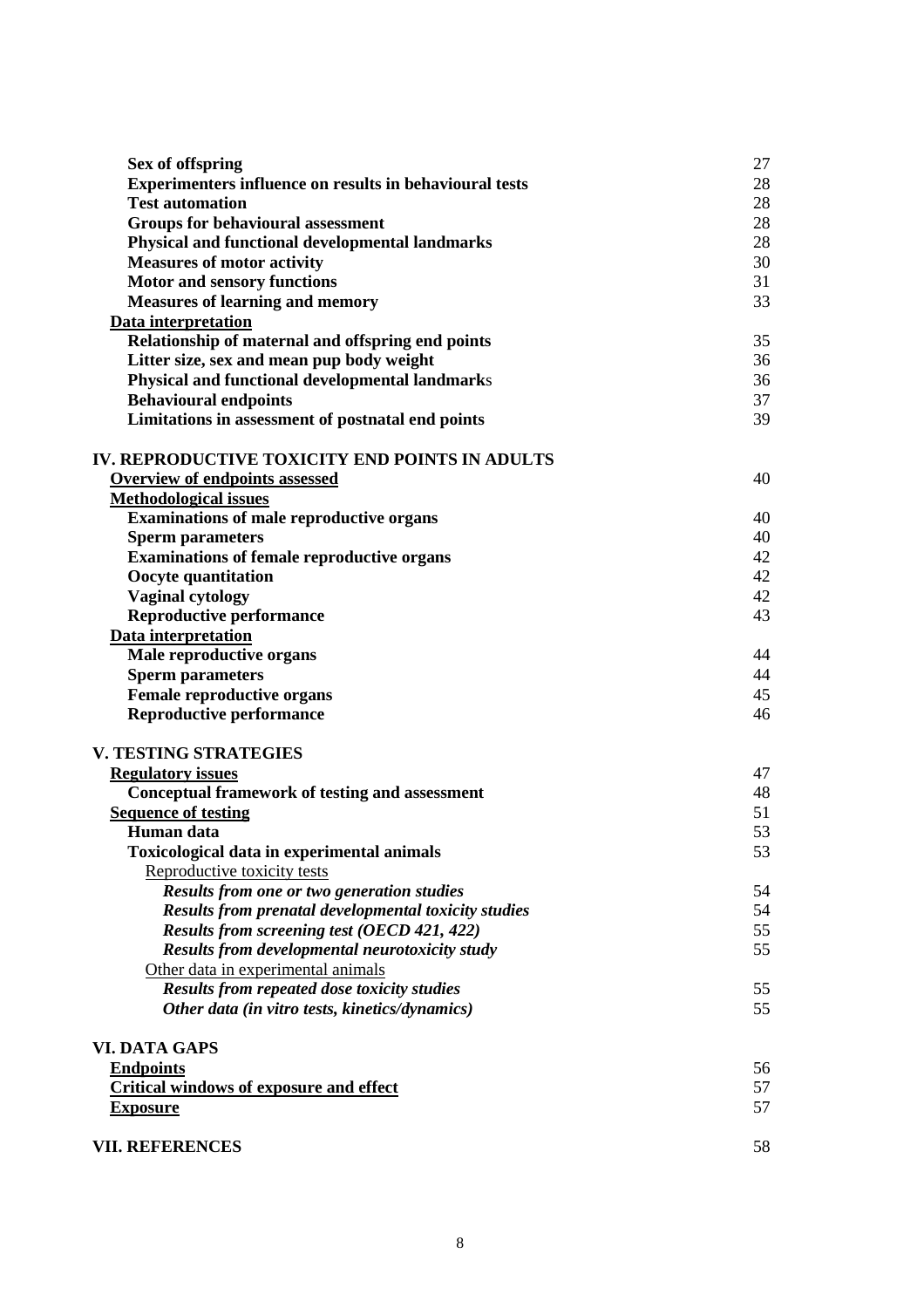| | |
|---|---|
| **Sex of offspring** | 27 |
| **Experimenters influence on results in behavioural tests** | 28 |
| **Test automation** | 28 |
| **Groups for behavioural assessment** | 28 |
| **Physical and functional developmental landmarks** | 28 |
| **Measures of motor activity** | 30 |
| **Motor and sensory functions** | 31 |
| **Measures of learning and memory** | 33 |
| **Data interpretation** | |
| **Relationship of maternal and offspring end points** | 35 |
| **Litter size, sex and mean pup body weight** | 36 |
| **Physical and functional developmental landmarks** | 36 |
| **Behavioural endpoints** | 37 |
| **Limitations in assessment of postnatal end points** | 39 |
| | |
| **IV. REPRODUCTIVE TOXICITY END POINTS IN ADULTS** | |
| **Overview of endpoints assessed** | 40 |
| **Methodological issues** | |
| **Examinations of male reproductive organs** | 40 |
| **Sperm parameters** | 40 |
| **Examinations of female reproductive organs** | 42 |
| **Oocyte quantitation** | 42 |
| **Vaginal cytology** | 42 |
| **Reproductive performance** | 43 |
| **Data interpretation** | |
| **Male reproductive organs** | 44 |
| **Sperm parameters** | 44 |
| **Female reproductive organs** | 45 |
| **Reproductive performance** | 46 |
| | |
| **V. TESTING STRATEGIES** | |
| **Regulatory issues** | 47 |
| **Conceptual framework of testing and assessment** | 48 |
| **Sequence of testing** | 51 |
| **Human data** | 53 |
| **Toxicological data in experimental animals** | 53 |
| Reproductive toxicity tests | |
| ***Results from one or two generation studies*** | 54 |
| ***Results from prenatal developmental toxicity studies*** | 54 |
| ***Results from screening test (OECD 421, 422)*** | 55 |
| ***Results from developmental neurotoxicity study*** | 55 |
| Other data in experimental animals | |
| ***Results from repeated dose toxicity studies*** | 55 |
| ***Other data (in vitro tests, kinetics/dynamics)*** | 55 |
| | |
| **VI. DATA GAPS** | |
| **Endpoints** | 56 |
| **Critical windows of exposure and effect** | 57 |
| **Exposure** | 57 |
| | |
| **VII. REFERENCES** | 58 |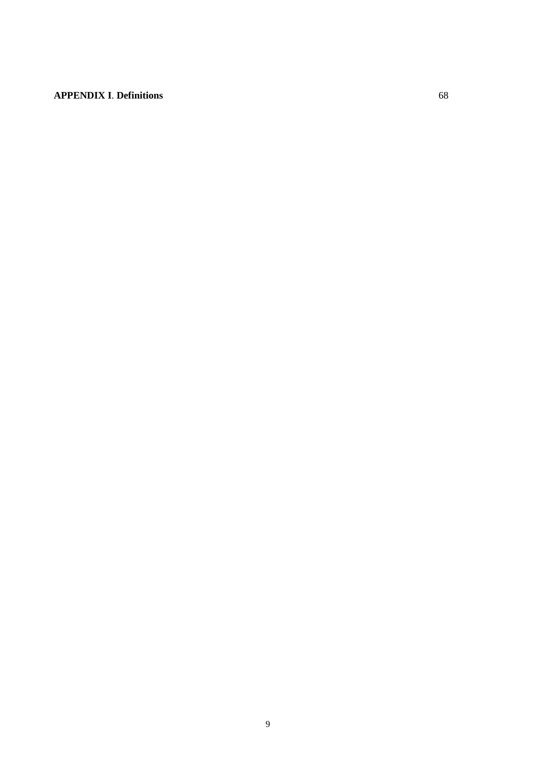**APPENDIX I**. **Definitions** 68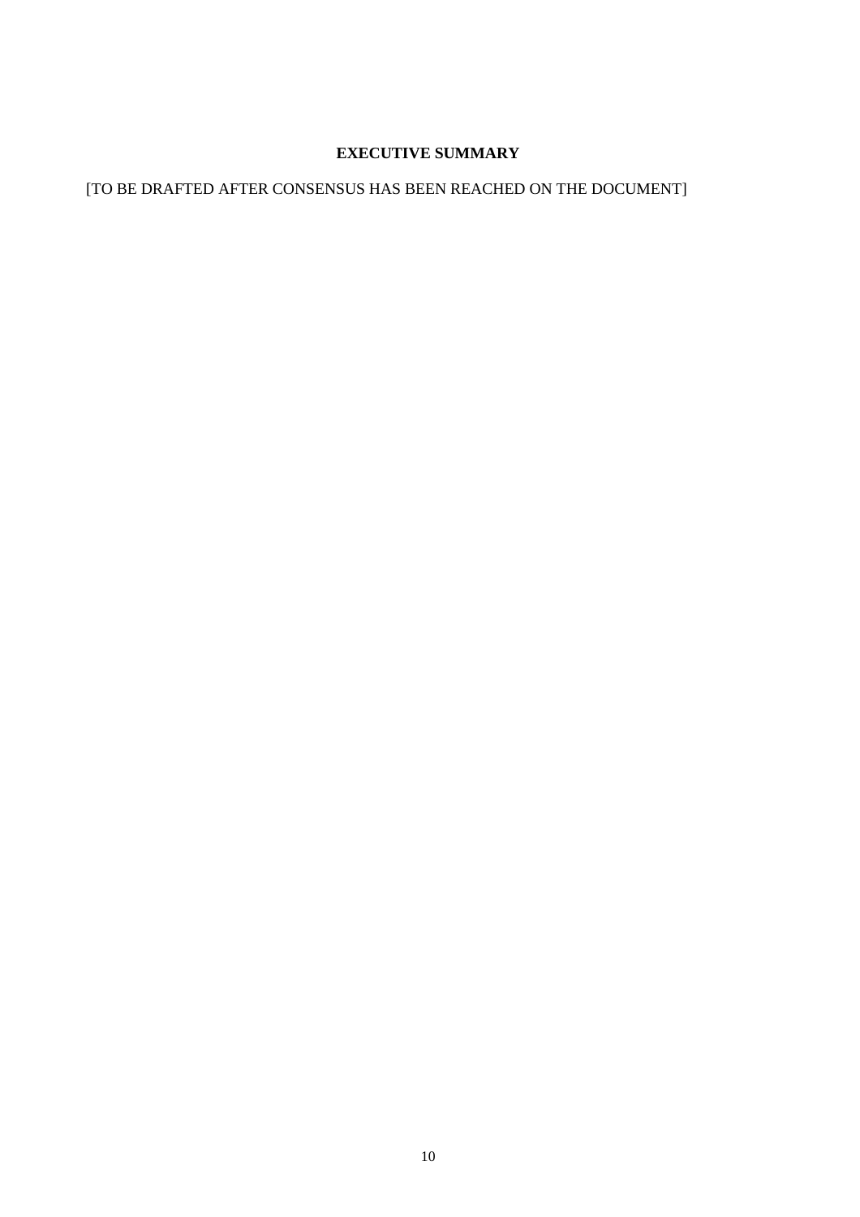# EXECUTIVE SUMMARY

[TO BE DRAFTED AFTER CONSENSUS HAS BEEN REACHED ON THE DOCUMENT]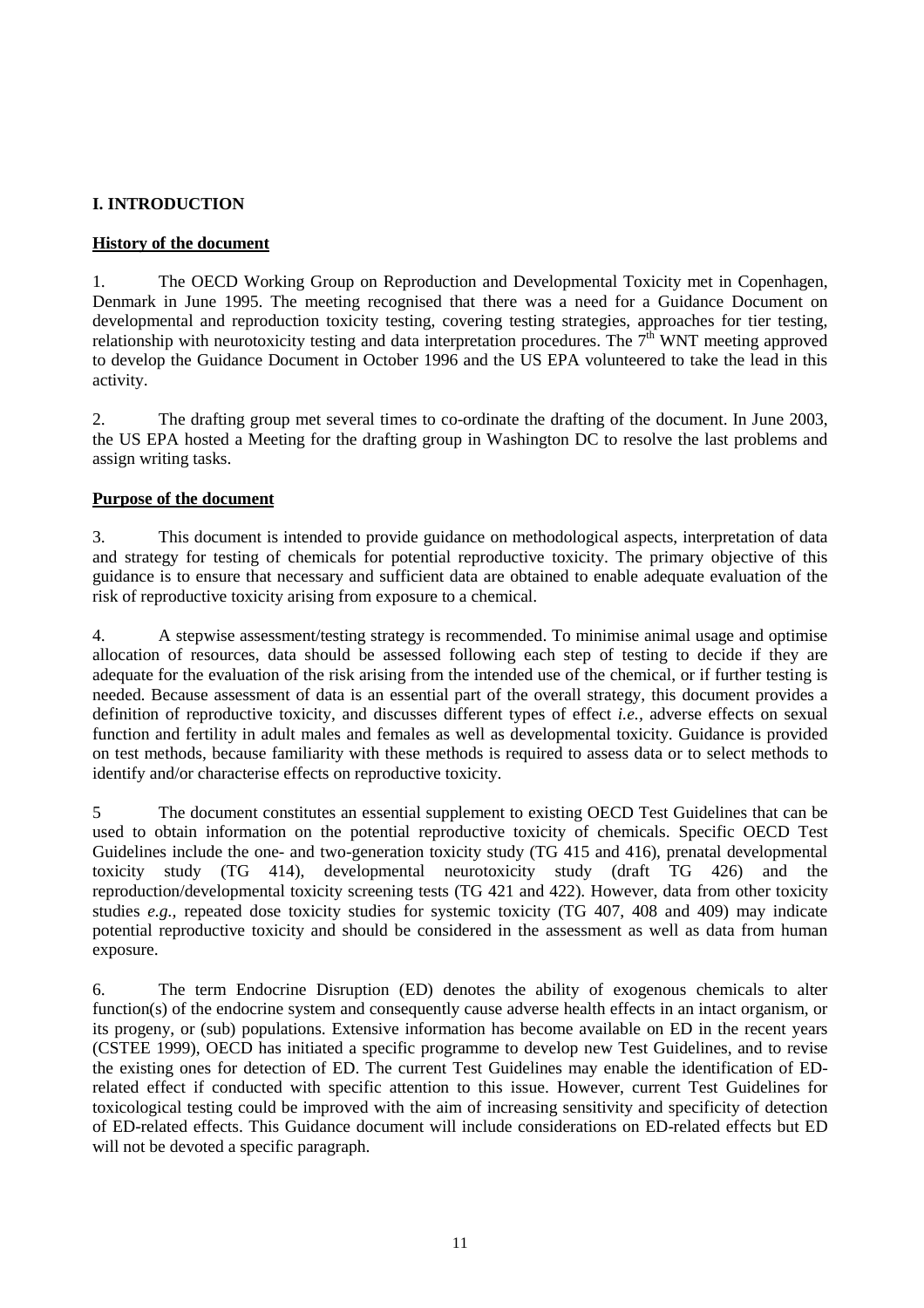# I. INTRODUCTION

## History of the document

1. The OECD Working Group on Reproduction and Developmental Toxicity met in Copenhagen, Denmark in June 1995. The meeting recognised that there was a need for a Guidance Document on developmental and reproduction toxicity testing, covering testing strategies, approaches for tier testing, relationship with neurotoxicity testing and data interpretation procedures. The 7$^{th}$ WNT meeting approved to develop the Guidance Document in October 1996 and the US EPA volunteered to take the lead in this activity.

2. The drafting group met several times to co-ordinate the drafting of the document. In June 2003, the US EPA hosted a Meeting for the drafting group in Washington DC to resolve the last problems and assign writing tasks.

## Purpose of the document

3. This document is intended to provide guidance on methodological aspects, interpretation of data and strategy for testing of chemicals for potential reproductive toxicity. The primary objective of this guidance is to ensure that necessary and sufficient data are obtained to enable adequate evaluation of the risk of reproductive toxicity arising from exposure to a chemical.

4. A stepwise assessment/testing strategy is recommended. To minimise animal usage and optimise allocation of resources, data should be assessed following each step of testing to decide if they are adequate for the evaluation of the risk arising from the intended use of the chemical, or if further testing is needed. Because assessment of data is an essential part of the overall strategy, this document provides a definition of reproductive toxicity, and discusses different types of effect *i.e.,* adverse effects on sexual function and fertility in adult males and females as well as developmental toxicity. Guidance is provided on test methods, because familiarity with these methods is required to assess data or to select methods to identify and/or characterise effects on reproductive toxicity.

5 The document constitutes an essential supplement to existing OECD Test Guidelines that can be used to obtain information on the potential reproductive toxicity of chemicals. Specific OECD Test Guidelines include the one- and two-generation toxicity study (TG 415 and 416), prenatal developmental toxicity study (TG 414), developmental neurotoxicity study (draft TG 426) and the reproduction/developmental toxicity screening tests (TG 421 and 422). However, data from other toxicity studies *e.g.,* repeated dose toxicity studies for systemic toxicity (TG 407, 408 and 409) may indicate potential reproductive toxicity and should be considered in the assessment as well as data from human exposure.

6. The term Endocrine Disruption (ED) denotes the ability of exogenous chemicals to alter function(s) of the endocrine system and consequently cause adverse health effects in an intact organism, or its progeny, or (sub) populations. Extensive information has become available on ED in the recent years (CSTEE 1999), OECD has initiated a specific programme to develop new Test Guidelines, and to revise the existing ones for detection of ED. The current Test Guidelines may enable the identification of ED-related effect if conducted with specific attention to this issue. However, current Test Guidelines for toxicological testing could be improved with the aim of increasing sensitivity and specificity of detection of ED-related effects. This Guidance document will include considerations on ED-related effects but ED will not be devoted a specific paragraph.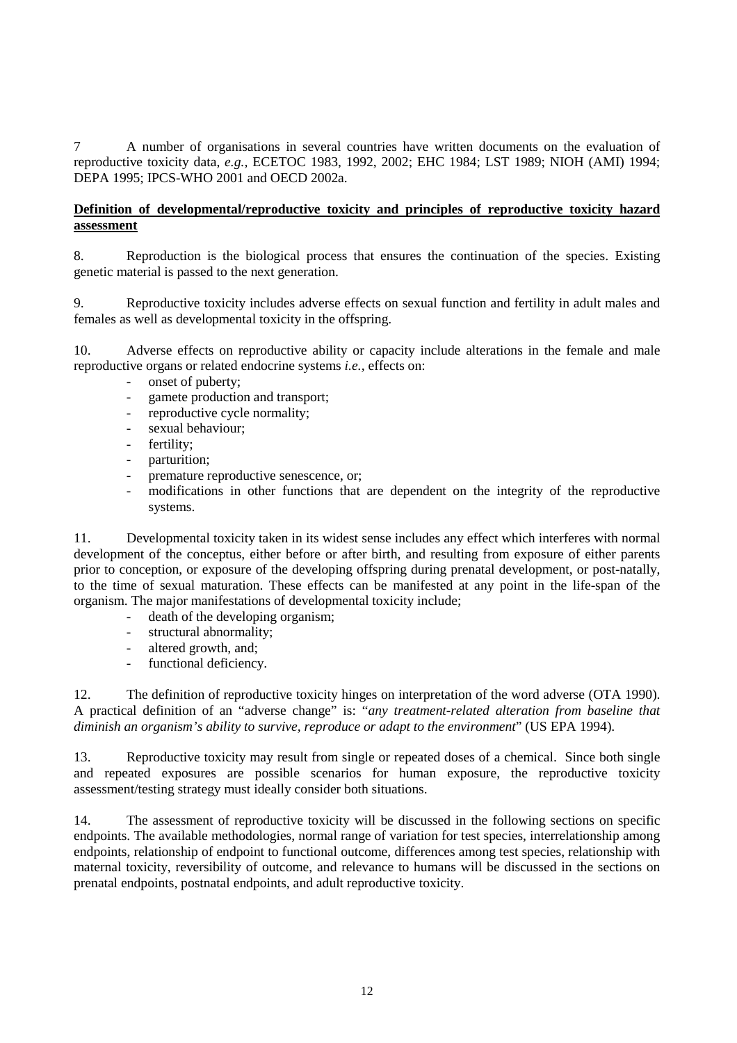7 A number of organisations in several countries have written documents on the evaluation of reproductive toxicity data, *e.g.,* ECETOC 1983, 1992, 2002; EHC 1984; LST 1989; NIOH (AMI) 1994; DEPA 1995; IPCS-WHO 2001 and OECD 2002a.

**Definition of developmental/reproductive toxicity and principles of reproductive toxicity hazard assessment**

8. Reproduction is the biological process that ensures the continuation of the species. Existing genetic material is passed to the next generation.

9. Reproductive toxicity includes adverse effects on sexual function and fertility in adult males and females as well as developmental toxicity in the offspring.

10. Adverse effects on reproductive ability or capacity include alterations in the female and male reproductive organs or related endocrine systems *i.e.,* effects on:

- onset of puberty;
- gamete production and transport;
- reproductive cycle normality;
- sexual behaviour;
- fertility;
- parturition;
- premature reproductive senescence, or;
- modifications in other functions that are dependent on the integrity of the reproductive systems.

11. Developmental toxicity taken in its widest sense includes any effect which interferes with normal development of the conceptus, either before or after birth, and resulting from exposure of either parents prior to conception, or exposure of the developing offspring during prenatal development, or post-natally, to the time of sexual maturation. These effects can be manifested at any point in the life-span of the organism. The major manifestations of developmental toxicity include;

- death of the developing organism;
- structural abnormality;
- altered growth, and;
- functional deficiency.

12. The definition of reproductive toxicity hinges on interpretation of the word adverse (OTA 1990). A practical definition of an "adverse change" is: "*any treatment-related alteration from baseline that diminish an organism's ability to survive, reproduce or adapt to the environment*" (US EPA 1994).

13. Reproductive toxicity may result from single or repeated doses of a chemical. Since both single and repeated exposures are possible scenarios for human exposure, the reproductive toxicity assessment/testing strategy must ideally consider both situations.

14. The assessment of reproductive toxicity will be discussed in the following sections on specific endpoints. The available methodologies, normal range of variation for test species, interrelationship among endpoints, relationship of endpoint to functional outcome, differences among test species, relationship with maternal toxicity, reversibility of outcome, and relevance to humans will be discussed in the sections on prenatal endpoints, postnatal endpoints, and adult reproductive toxicity.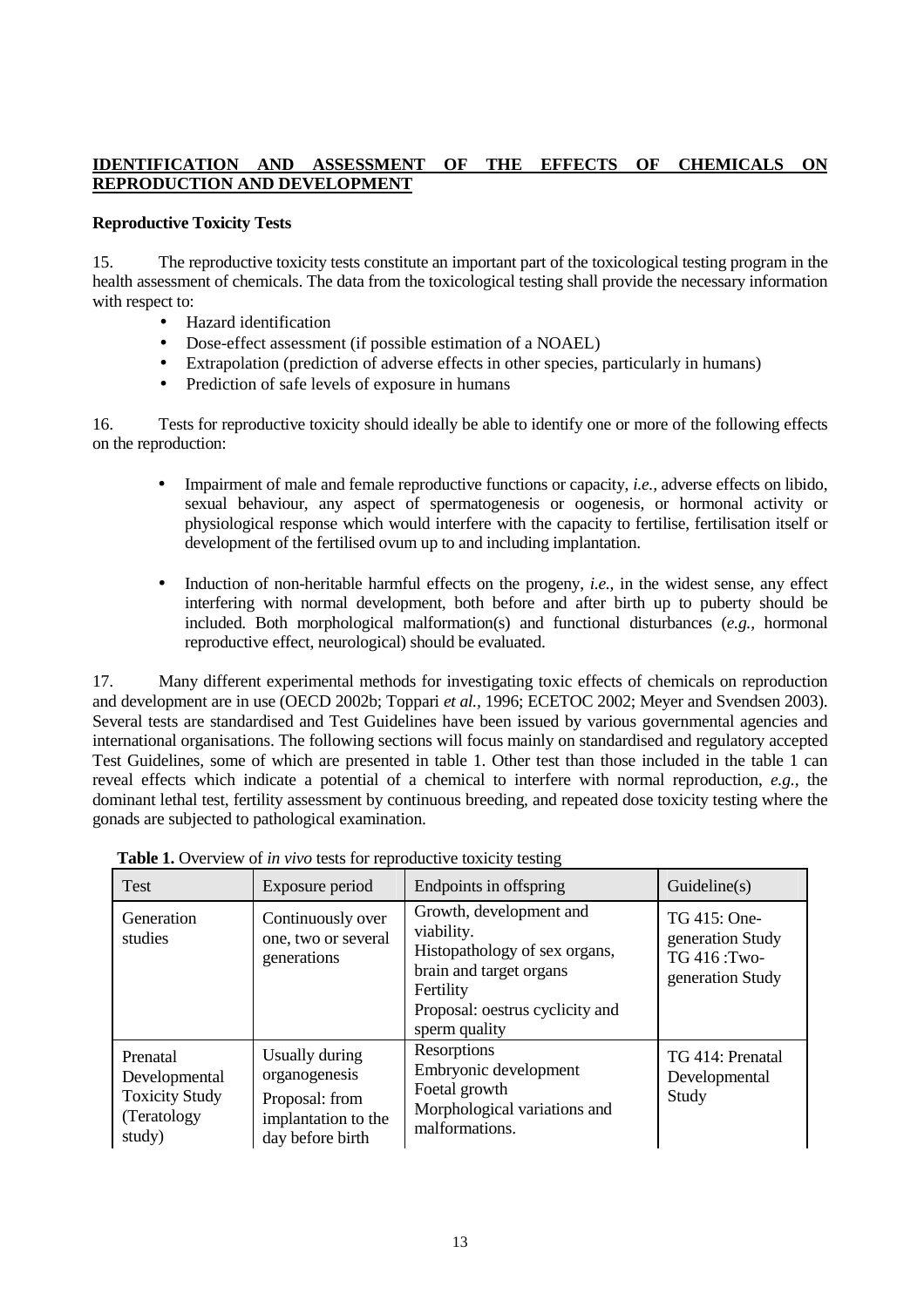## IDENTIFICATION AND ASSESSMENT OF THE EFFECTS OF CHEMICALS ON REPRODUCTION AND DEVELOPMENT

### Reproductive Toxicity Tests

15. The reproductive toxicity tests constitute an important part of the toxicological testing program in the health assessment of chemicals. The data from the toxicological testing shall provide the necessary information with respect to:

- Hazard identification
- Dose-effect assessment (if possible estimation of a NOAEL)
- Extrapolation (prediction of adverse effects in other species, particularly in humans)
- Prediction of safe levels of exposure in humans

16. Tests for reproductive toxicity should ideally be able to identify one or more of the following effects on the reproduction:

- Impairment of male and female reproductive functions or capacity, *i.e.,* adverse effects on libido, sexual behaviour, any aspect of spermatogenesis or oogenesis, or hormonal activity or physiological response which would interfere with the capacity to fertilise, fertilisation itself or development of the fertilised ovum up to and including implantation.

- Induction of non-heritable harmful effects on the progeny, *i.e.,* in the widest sense, any effect interfering with normal development, both before and after birth up to puberty should be included. Both morphological malformation(s) and functional disturbances (*e.g.,* hormonal reproductive effect, neurological) should be evaluated.

17. Many different experimental methods for investigating toxic effects of chemicals on reproduction and development are in use (OECD 2002b; Toppari *et al.,* 1996; ECETOC 2002; Meyer and Svendsen 2003). Several tests are standardised and Test Guidelines have been issued by various governmental agencies and international organisations. The following sections will focus mainly on standardised and regulatory accepted Test Guidelines, some of which are presented in table 1. Other test than those included in the table 1 can reveal effects which indicate a potential of a chemical to interfere with normal reproduction, *e.g.,* the dominant lethal test, fertility assessment by continuous breeding, and repeated dose toxicity testing where the gonads are subjected to pathological examination.

**Table 1.** Overview of *in vivo* tests for reproductive toxicity testing

| Test | Exposure period | Endpoints in offspring | Guideline(s) |
|---|---|---|---|
| Generation studies | Continuously over one, two or several generations | Growth, development and viability.<br>Histopathology of sex organs, brain and target organs<br>Fertility<br>Proposal: oestrus cyclicity and sperm quality | TG 415: One-generation Study<br>TG 416 :Two-generation Study |
| Prenatal Developmental Toxicity Study (Teratology study) | Usually during organogenesis<br>Proposal: from implantation to the day before birth | Resorptions<br>Embryonic development<br>Foetal growth<br>Morphological variations and malformations. | TG 414: Prenatal Developmental Study |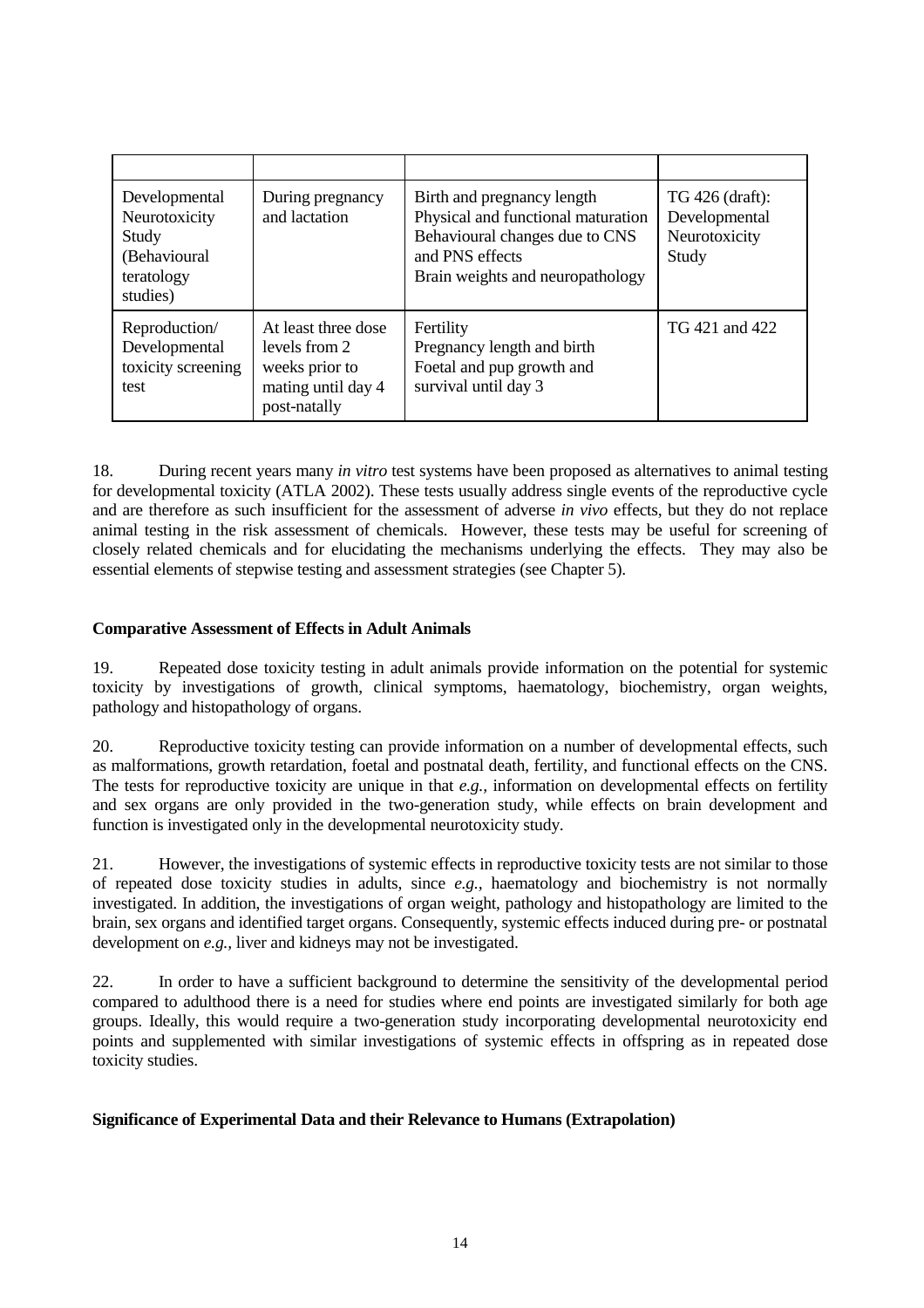| | | | |
|---|---|---|---|
| Developmental Neurotoxicity Study (Behavioural teratology studies) | During pregnancy and lactation | Birth and pregnancy length<br>Physical and functional maturation<br>Behavioural changes due to CNS and PNS effects<br>Brain weights and neuropathology | TG 426 (draft): Developmental Neurotoxicity Study |
| Reproduction/ Developmental toxicity screening test | At least three dose levels from 2 weeks prior to mating until day 4 post-natally | Fertility<br>Pregnancy length and birth<br>Foetal and pup growth and survival until day 3 | TG 421 and 422 |

18. During recent years many *in vitro* test systems have been proposed as alternatives to animal testing for developmental toxicity (ATLA 2002). These tests usually address single events of the reproductive cycle and are therefore as such insufficient for the assessment of adverse *in vivo* effects, but they do not replace animal testing in the risk assessment of chemicals. However, these tests may be useful for screening of closely related chemicals and for elucidating the mechanisms underlying the effects. They may also be essential elements of stepwise testing and assessment strategies (see Chapter 5).

**Comparative Assessment of Effects in Adult Animals**

19. Repeated dose toxicity testing in adult animals provide information on the potential for systemic toxicity by investigations of growth, clinical symptoms, haematology, biochemistry, organ weights, pathology and histopathology of organs.

20. Reproductive toxicity testing can provide information on a number of developmental effects, such as malformations, growth retardation, foetal and postnatal death, fertility, and functional effects on the CNS. The tests for reproductive toxicity are unique in that *e.g.,* information on developmental effects on fertility and sex organs are only provided in the two-generation study, while effects on brain development and function is investigated only in the developmental neurotoxicity study.

21. However, the investigations of systemic effects in reproductive toxicity tests are not similar to those of repeated dose toxicity studies in adults, since *e.g.,* haematology and biochemistry is not normally investigated. In addition, the investigations of organ weight, pathology and histopathology are limited to the brain, sex organs and identified target organs. Consequently, systemic effects induced during pre- or postnatal development on *e.g.,* liver and kidneys may not be investigated.

22. In order to have a sufficient background to determine the sensitivity of the developmental period compared to adulthood there is a need for studies where end points are investigated similarly for both age groups. Ideally, this would require a two-generation study incorporating developmental neurotoxicity end points and supplemented with similar investigations of systemic effects in offspring as in repeated dose toxicity studies.

**Significance of Experimental Data and their Relevance to Humans (Extrapolation)**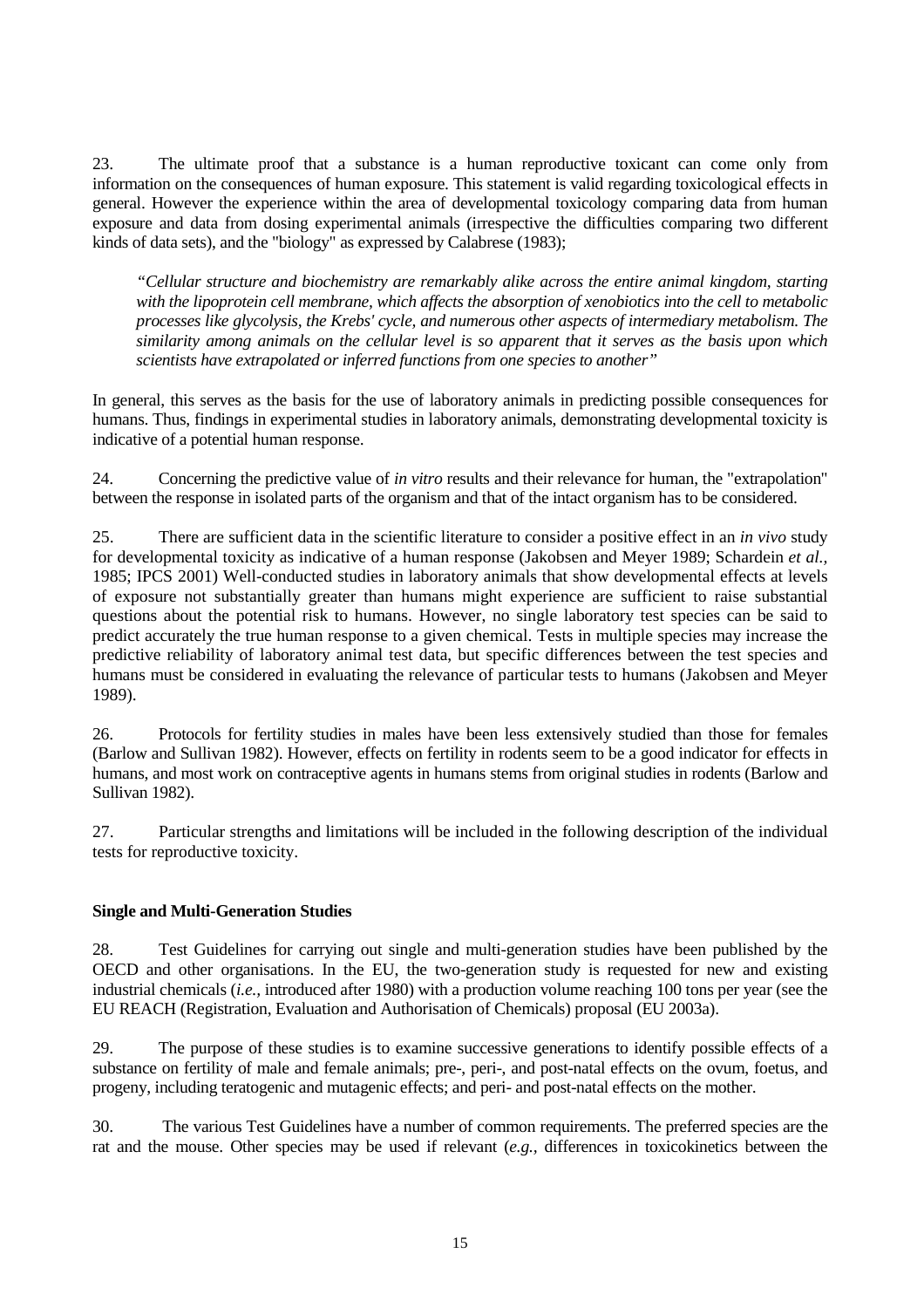23. The ultimate proof that a substance is a human reproductive toxicant can come only from information on the consequences of human exposure. This statement is valid regarding toxicological effects in general. However the experience within the area of developmental toxicology comparing data from human exposure and data from dosing experimental animals (irrespective the difficulties comparing two different kinds of data sets), and the "biology" as expressed by Calabrese (1983);

> *"Cellular structure and biochemistry are remarkably alike across the entire animal kingdom, starting with the lipoprotein cell membrane, which affects the absorption of xenobiotics into the cell to metabolic processes like glycolysis, the Krebs' cycle, and numerous other aspects of intermediary metabolism. The similarity among animals on the cellular level is so apparent that it serves as the basis upon which scientists have extrapolated or inferred functions from one species to another"*

In general, this serves as the basis for the use of laboratory animals in predicting possible consequences for humans. Thus, findings in experimental studies in laboratory animals, demonstrating developmental toxicity is indicative of a potential human response.

24. Concerning the predictive value of *in vitro* results and their relevance for human, the "extrapolation" between the response in isolated parts of the organism and that of the intact organism has to be considered.

25. There are sufficient data in the scientific literature to consider a positive effect in an *in vivo* study for developmental toxicity as indicative of a human response (Jakobsen and Meyer 1989; Schardein *et al.,* 1985; IPCS 2001) Well-conducted studies in laboratory animals that show developmental effects at levels of exposure not substantially greater than humans might experience are sufficient to raise substantial questions about the potential risk to humans. However, no single laboratory test species can be said to predict accurately the true human response to a given chemical. Tests in multiple species may increase the predictive reliability of laboratory animal test data, but specific differences between the test species and humans must be considered in evaluating the relevance of particular tests to humans (Jakobsen and Meyer 1989).

26. Protocols for fertility studies in males have been less extensively studied than those for females (Barlow and Sullivan 1982). However, effects on fertility in rodents seem to be a good indicator for effects in humans, and most work on contraceptive agents in humans stems from original studies in rodents (Barlow and Sullivan 1982).

27. Particular strengths and limitations will be included in the following description of the individual tests for reproductive toxicity.

**Single and Multi-Generation Studies**

28. Test Guidelines for carrying out single and multi-generation studies have been published by the OECD and other organisations. In the EU, the two-generation study is requested for new and existing industrial chemicals (*i.e.,* introduced after 1980) with a production volume reaching 100 tons per year (see the EU REACH (Registration, Evaluation and Authorisation of Chemicals) proposal (EU 2003a).

29. The purpose of these studies is to examine successive generations to identify possible effects of a substance on fertility of male and female animals; pre-, peri-, and post-natal effects on the ovum, foetus, and progeny, including teratogenic and mutagenic effects; and peri- and post-natal effects on the mother.

30. The various Test Guidelines have a number of common requirements. The preferred species are the rat and the mouse. Other species may be used if relevant (*e.g.,* differences in toxicokinetics between the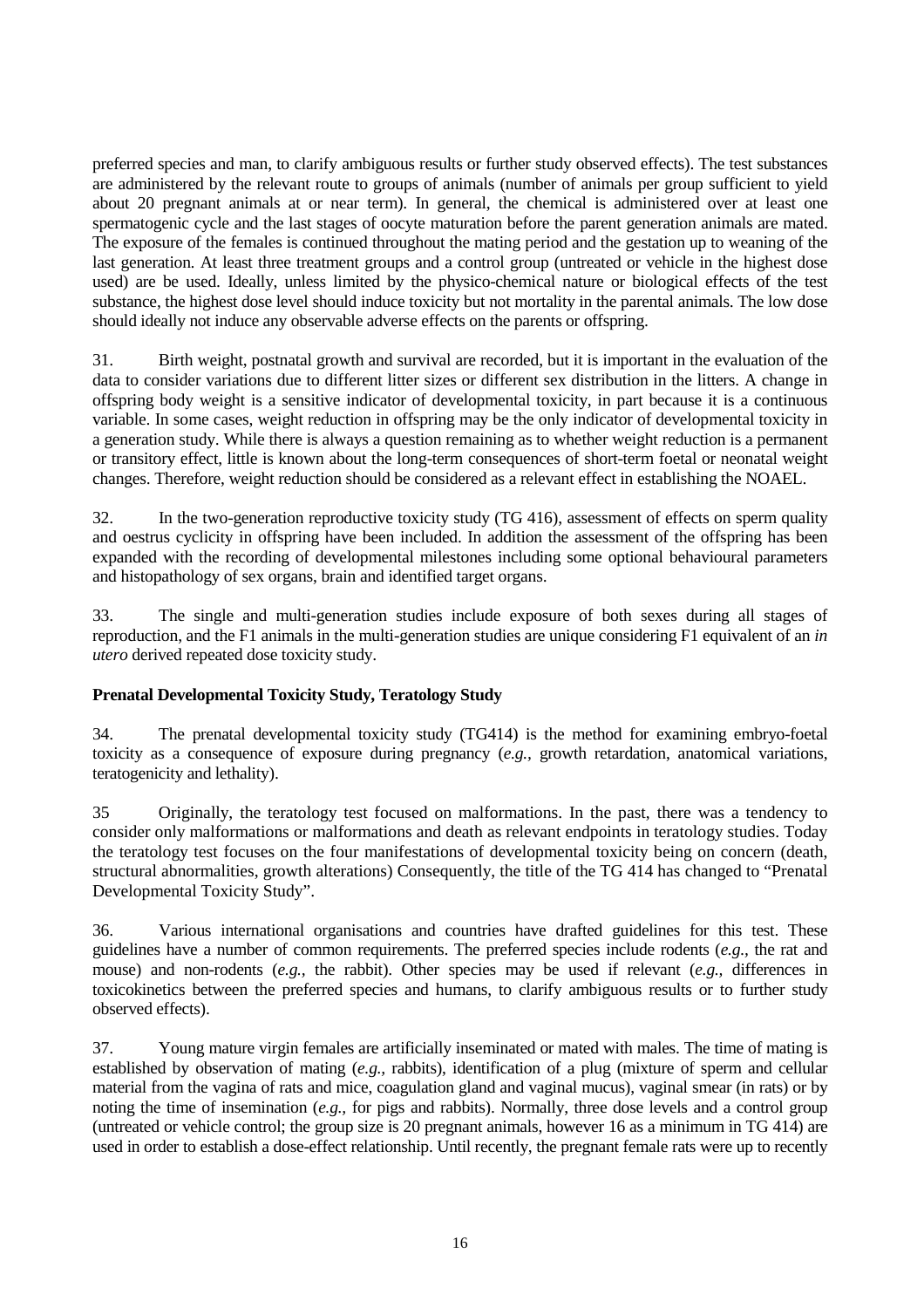preferred species and man, to clarify ambiguous results or further study observed effects). The test substances are administered by the relevant route to groups of animals (number of animals per group sufficient to yield about 20 pregnant animals at or near term). In general, the chemical is administered over at least one spermatogenic cycle and the last stages of oocyte maturation before the parent generation animals are mated. The exposure of the females is continued throughout the mating period and the gestation up to weaning of the last generation. At least three treatment groups and a control group (untreated or vehicle in the highest dose used) are be used. Ideally, unless limited by the physico-chemical nature or biological effects of the test substance, the highest dose level should induce toxicity but not mortality in the parental animals. The low dose should ideally not induce any observable adverse effects on the parents or offspring.

31. Birth weight, postnatal growth and survival are recorded, but it is important in the evaluation of the data to consider variations due to different litter sizes or different sex distribution in the litters. A change in offspring body weight is a sensitive indicator of developmental toxicity, in part because it is a continuous variable. In some cases, weight reduction in offspring may be the only indicator of developmental toxicity in a generation study. While there is always a question remaining as to whether weight reduction is a permanent or transitory effect, little is known about the long-term consequences of short-term foetal or neonatal weight changes. Therefore, weight reduction should be considered as a relevant effect in establishing the NOAEL.

32. In the two-generation reproductive toxicity study (TG 416), assessment of effects on sperm quality and oestrus cyclicity in offspring have been included. In addition the assessment of the offspring has been expanded with the recording of developmental milestones including some optional behavioural parameters and histopathology of sex organs, brain and identified target organs.

33. The single and multi-generation studies include exposure of both sexes during all stages of reproduction, and the F1 animals in the multi-generation studies are unique considering F1 equivalent of an *in utero* derived repeated dose toxicity study.

**Prenatal Developmental Toxicity Study, Teratology Study**

34. The prenatal developmental toxicity study (TG414) is the method for examining embryo-foetal toxicity as a consequence of exposure during pregnancy (*e.g.,* growth retardation, anatomical variations, teratogenicity and lethality).

35 Originally, the teratology test focused on malformations. In the past, there was a tendency to consider only malformations or malformations and death as relevant endpoints in teratology studies. Today the teratology test focuses on the four manifestations of developmental toxicity being on concern (death, structural abnormalities, growth alterations) Consequently, the title of the TG 414 has changed to "Prenatal Developmental Toxicity Study".

36. Various international organisations and countries have drafted guidelines for this test. These guidelines have a number of common requirements. The preferred species include rodents (*e.g.,* the rat and mouse) and non-rodents (*e.g.,* the rabbit). Other species may be used if relevant (*e.g.,* differences in toxicokinetics between the preferred species and humans, to clarify ambiguous results or to further study observed effects).

37. Young mature virgin females are artificially inseminated or mated with males. The time of mating is established by observation of mating (*e.g.,* rabbits), identification of a plug (mixture of sperm and cellular material from the vagina of rats and mice, coagulation gland and vaginal mucus), vaginal smear (in rats) or by noting the time of insemination (*e.g.,* for pigs and rabbits). Normally, three dose levels and a control group (untreated or vehicle control; the group size is 20 pregnant animals, however 16 as a minimum in TG 414) are used in order to establish a dose-effect relationship. Until recently, the pregnant female rats were up to recently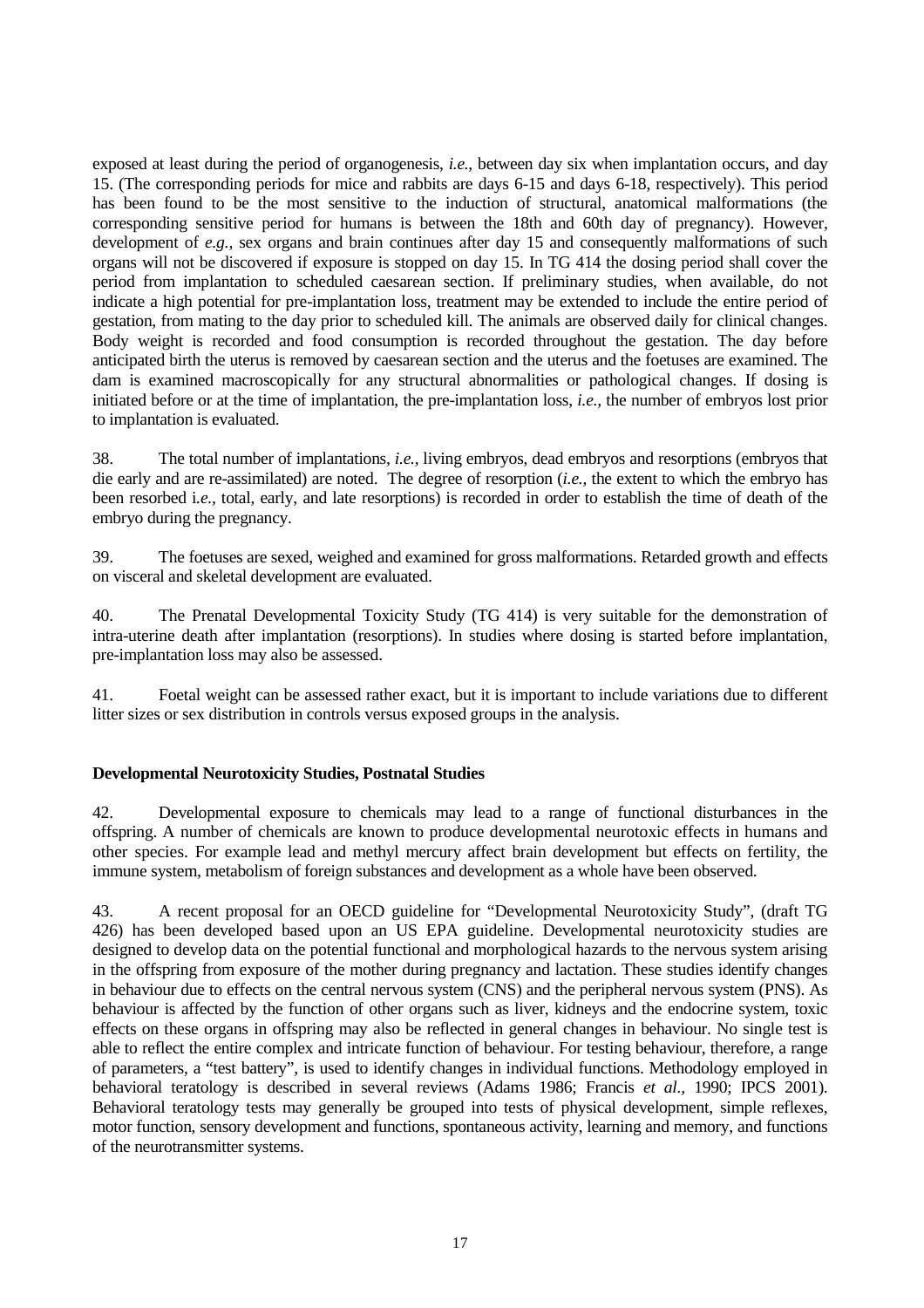exposed at least during the period of organogenesis, *i.e.,* between day six when implantation occurs, and day 15. (The corresponding periods for mice and rabbits are days 6-15 and days 6-18, respectively). This period has been found to be the most sensitive to the induction of structural, anatomical malformations (the corresponding sensitive period for humans is between the 18th and 60th day of pregnancy). However, development of *e.g.,* sex organs and brain continues after day 15 and consequently malformations of such organs will not be discovered if exposure is stopped on day 15. In TG 414 the dosing period shall cover the period from implantation to scheduled caesarean section. If preliminary studies, when available, do not indicate a high potential for pre-implantation loss, treatment may be extended to include the entire period of gestation, from mating to the day prior to scheduled kill. The animals are observed daily for clinical changes. Body weight is recorded and food consumption is recorded throughout the gestation. The day before anticipated birth the uterus is removed by caesarean section and the uterus and the foetuses are examined. The dam is examined macroscopically for any structural abnormalities or pathological changes. If dosing is initiated before or at the time of implantation, the pre-implantation loss, *i.e.,* the number of embryos lost prior to implantation is evaluated.

38. The total number of implantations, *i.e.,* living embryos, dead embryos and resorptions (embryos that die early and are re-assimilated) are noted. The degree of resorption (*i.e.,* the extent to which the embryo has been resorbed i*.e.,* total, early, and late resorptions) is recorded in order to establish the time of death of the embryo during the pregnancy.

39. The foetuses are sexed, weighed and examined for gross malformations. Retarded growth and effects on visceral and skeletal development are evaluated.

40. The Prenatal Developmental Toxicity Study (TG 414) is very suitable for the demonstration of intra-uterine death after implantation (resorptions). In studies where dosing is started before implantation, pre-implantation loss may also be assessed.

41. Foetal weight can be assessed rather exact, but it is important to include variations due to different litter sizes or sex distribution in controls versus exposed groups in the analysis.

**Developmental Neurotoxicity Studies, Postnatal Studies**

42. Developmental exposure to chemicals may lead to a range of functional disturbances in the offspring. A number of chemicals are known to produce developmental neurotoxic effects in humans and other species. For example lead and methyl mercury affect brain development but effects on fertility, the immune system, metabolism of foreign substances and development as a whole have been observed.

43. A recent proposal for an OECD guideline for "Developmental Neurotoxicity Study", (draft TG 426) has been developed based upon an US EPA guideline. Developmental neurotoxicity studies are designed to develop data on the potential functional and morphological hazards to the nervous system arising in the offspring from exposure of the mother during pregnancy and lactation. These studies identify changes in behaviour due to effects on the central nervous system (CNS) and the peripheral nervous system (PNS). As behaviour is affected by the function of other organs such as liver, kidneys and the endocrine system, toxic effects on these organs in offspring may also be reflected in general changes in behaviour. No single test is able to reflect the entire complex and intricate function of behaviour. For testing behaviour, therefore, a range of parameters, a "test battery", is used to identify changes in individual functions. Methodology employed in behavioral teratology is described in several reviews (Adams 1986; Francis *et al.,* 1990; IPCS 2001). Behavioral teratology tests may generally be grouped into tests of physical development, simple reflexes, motor function, sensory development and functions, spontaneous activity, learning and memory, and functions of the neurotransmitter systems.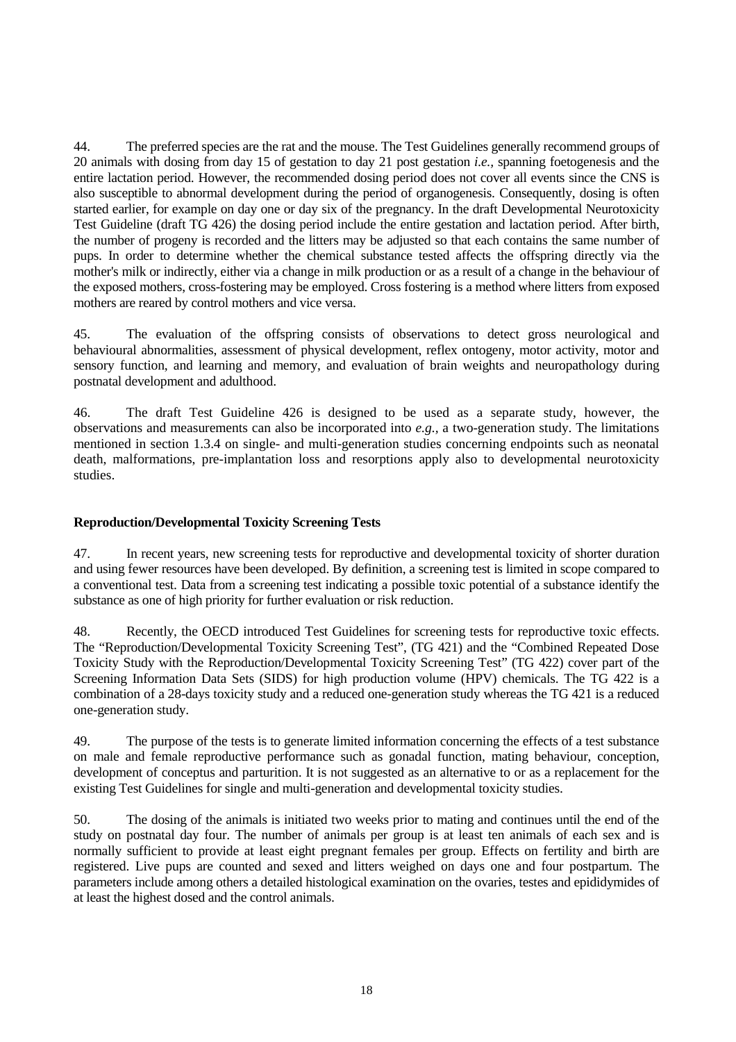44. The preferred species are the rat and the mouse. The Test Guidelines generally recommend groups of 20 animals with dosing from day 15 of gestation to day 21 post gestation *i.e.*, spanning foetogenesis and the entire lactation period. However, the recommended dosing period does not cover all events since the CNS is also susceptible to abnormal development during the period of organogenesis. Consequently, dosing is often started earlier, for example on day one or day six of the pregnancy. In the draft Developmental Neurotoxicity Test Guideline (draft TG 426) the dosing period include the entire gestation and lactation period. After birth, the number of progeny is recorded and the litters may be adjusted so that each contains the same number of pups. In order to determine whether the chemical substance tested affects the offspring directly via the mother's milk or indirectly, either via a change in milk production or as a result of a change in the behaviour of the exposed mothers, cross-fostering may be employed. Cross fostering is a method where litters from exposed mothers are reared by control mothers and vice versa.

45. The evaluation of the offspring consists of observations to detect gross neurological and behavioural abnormalities, assessment of physical development, reflex ontogeny, motor activity, motor and sensory function, and learning and memory, and evaluation of brain weights and neuropathology during postnatal development and adulthood.

46. The draft Test Guideline 426 is designed to be used as a separate study, however, the observations and measurements can also be incorporated into *e.g.*, a two-generation study. The limitations mentioned in section 1.3.4 on single- and multi-generation studies concerning endpoints such as neonatal death, malformations, pre-implantation loss and resorptions apply also to developmental neurotoxicity studies.

**Reproduction/Developmental Toxicity Screening Tests**

47. In recent years, new screening tests for reproductive and developmental toxicity of shorter duration and using fewer resources have been developed. By definition, a screening test is limited in scope compared to a conventional test. Data from a screening test indicating a possible toxic potential of a substance identify the substance as one of high priority for further evaluation or risk reduction.

48. Recently, the OECD introduced Test Guidelines for screening tests for reproductive toxic effects. The "Reproduction/Developmental Toxicity Screening Test", (TG 421) and the "Combined Repeated Dose Toxicity Study with the Reproduction/Developmental Toxicity Screening Test" (TG 422) cover part of the Screening Information Data Sets (SIDS) for high production volume (HPV) chemicals. The TG 422 is a combination of a 28-days toxicity study and a reduced one-generation study whereas the TG 421 is a reduced one-generation study.

49. The purpose of the tests is to generate limited information concerning the effects of a test substance on male and female reproductive performance such as gonadal function, mating behaviour, conception, development of conceptus and parturition. It is not suggested as an alternative to or as a replacement for the existing Test Guidelines for single and multi-generation and developmental toxicity studies.

50. The dosing of the animals is initiated two weeks prior to mating and continues until the end of the study on postnatal day four. The number of animals per group is at least ten animals of each sex and is normally sufficient to provide at least eight pregnant females per group. Effects on fertility and birth are registered. Live pups are counted and sexed and litters weighed on days one and four postpartum. The parameters include among others a detailed histological examination on the ovaries, testes and epididymides of at least the highest dosed and the control animals.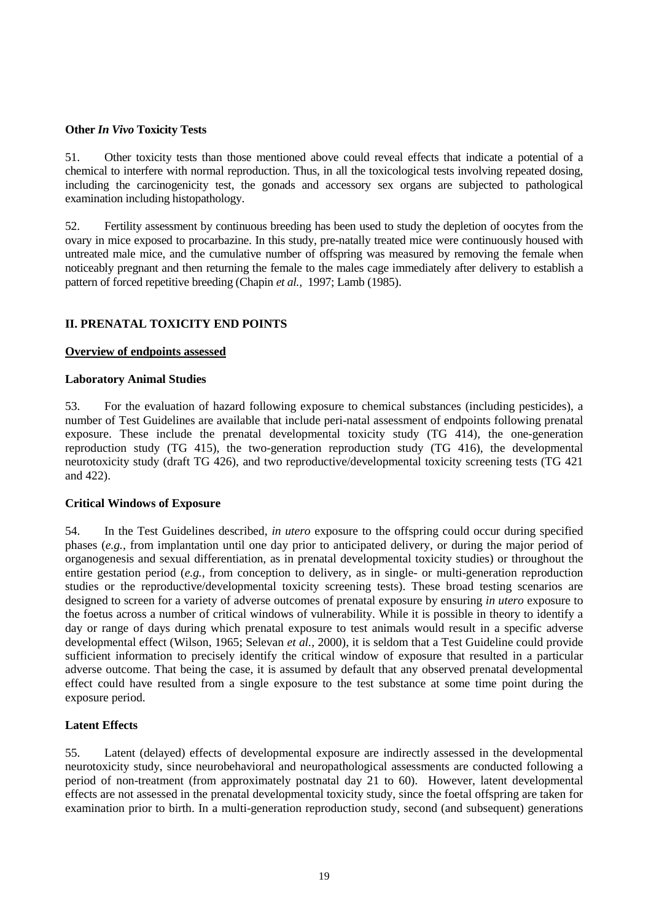**Other *In Vivo* Toxicity Tests**

51. Other toxicity tests than those mentioned above could reveal effects that indicate a potential of a chemical to interfere with normal reproduction. Thus, in all the toxicological tests involving repeated dosing, including the carcinogenicity test, the gonads and accessory sex organs are subjected to pathological examination including histopathology.

52. Fertility assessment by continuous breeding has been used to study the depletion of oocytes from the ovary in mice exposed to procarbazine. In this study, pre-natally treated mice were continuously housed with untreated male mice, and the cumulative number of offspring was measured by removing the female when noticeably pregnant and then returning the female to the males cage immediately after delivery to establish a pattern of forced repetitive breeding (Chapin *et al.,* 1997; Lamb (1985).

## II. PRENATAL TOXICITY END POINTS

**Overview of endpoints assessed**

**Laboratory Animal Studies**

53. For the evaluation of hazard following exposure to chemical substances (including pesticides), a number of Test Guidelines are available that include peri-natal assessment of endpoints following prenatal exposure. These include the prenatal developmental toxicity study (TG 414), the one-generation reproduction study (TG 415), the two-generation reproduction study (TG 416), the developmental neurotoxicity study (draft TG 426), and two reproductive/developmental toxicity screening tests (TG 421 and 422).

**Critical Windows of Exposure**

54. In the Test Guidelines described, *in utero* exposure to the offspring could occur during specified phases (*e.g.,* from implantation until one day prior to anticipated delivery, or during the major period of organogenesis and sexual differentiation, as in prenatal developmental toxicity studies) or throughout the entire gestation period (*e.g.,* from conception to delivery, as in single- or multi-generation reproduction studies or the reproductive/developmental toxicity screening tests). These broad testing scenarios are designed to screen for a variety of adverse outcomes of prenatal exposure by ensuring *in utero* exposure to the foetus across a number of critical windows of vulnerability. While it is possible in theory to identify a day or range of days during which prenatal exposure to test animals would result in a specific adverse developmental effect (Wilson, 1965; Selevan *et al.,* 2000), it is seldom that a Test Guideline could provide sufficient information to precisely identify the critical window of exposure that resulted in a particular adverse outcome. That being the case, it is assumed by default that any observed prenatal developmental effect could have resulted from a single exposure to the test substance at some time point during the exposure period.

**Latent Effects**

55. Latent (delayed) effects of developmental exposure are indirectly assessed in the developmental neurotoxicity study, since neurobehavioral and neuropathological assessments are conducted following a period of non-treatment (from approximately postnatal day 21 to 60). However, latent developmental effects are not assessed in the prenatal developmental toxicity study, since the foetal offspring are taken for examination prior to birth. In a multi-generation reproduction study, second (and subsequent) generations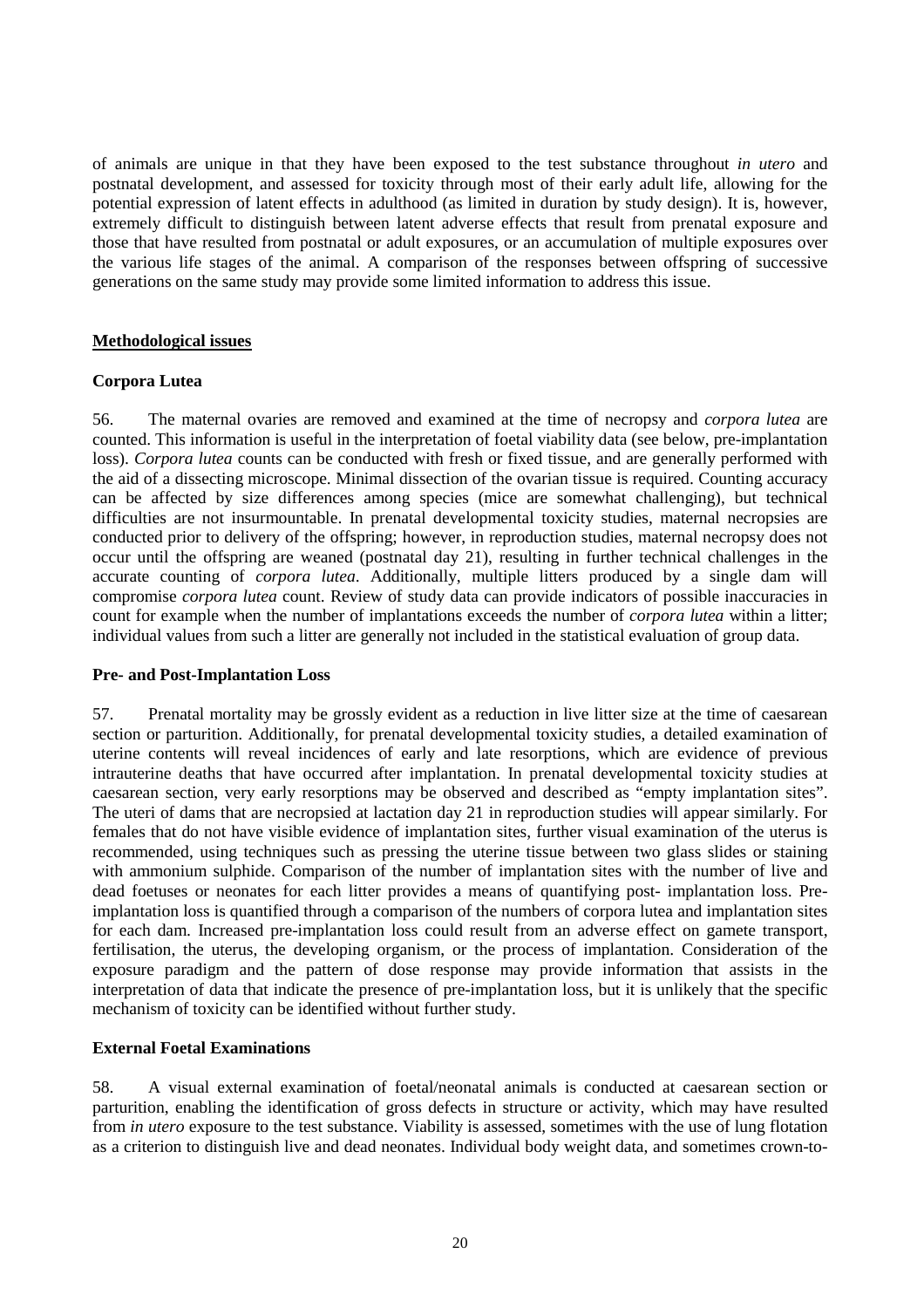of animals are unique in that they have been exposed to the test substance throughout *in utero* and postnatal development, and assessed for toxicity through most of their early adult life, allowing for the potential expression of latent effects in adulthood (as limited in duration by study design). It is, however, extremely difficult to distinguish between latent adverse effects that result from prenatal exposure and those that have resulted from postnatal or adult exposures, or an accumulation of multiple exposures over the various life stages of the animal. A comparison of the responses between offspring of successive generations on the same study may provide some limited information to address this issue.

## Methodological issues

### Corpora Lutea

56. The maternal ovaries are removed and examined at the time of necropsy and *corpora lutea* are counted. This information is useful in the interpretation of foetal viability data (see below, pre-implantation loss). *Corpora lutea* counts can be conducted with fresh or fixed tissue, and are generally performed with the aid of a dissecting microscope. Minimal dissection of the ovarian tissue is required. Counting accuracy can be affected by size differences among species (mice are somewhat challenging), but technical difficulties are not insurmountable. In prenatal developmental toxicity studies, maternal necropsies are conducted prior to delivery of the offspring; however, in reproduction studies, maternal necropsy does not occur until the offspring are weaned (postnatal day 21), resulting in further technical challenges in the accurate counting of *corpora lutea*. Additionally, multiple litters produced by a single dam will compromise *corpora lutea* count. Review of study data can provide indicators of possible inaccuracies in count for example when the number of implantations exceeds the number of *corpora lutea* within a litter; individual values from such a litter are generally not included in the statistical evaluation of group data.

### Pre- and Post-Implantation Loss

57. Prenatal mortality may be grossly evident as a reduction in live litter size at the time of caesarean section or parturition. Additionally, for prenatal developmental toxicity studies, a detailed examination of uterine contents will reveal incidences of early and late resorptions, which are evidence of previous intrauterine deaths that have occurred after implantation. In prenatal developmental toxicity studies at caesarean section, very early resorptions may be observed and described as "empty implantation sites". The uteri of dams that are necropsied at lactation day 21 in reproduction studies will appear similarly. For females that do not have visible evidence of implantation sites, further visual examination of the uterus is recommended, using techniques such as pressing the uterine tissue between two glass slides or staining with ammonium sulphide. Comparison of the number of implantation sites with the number of live and dead foetuses or neonates for each litter provides a means of quantifying post- implantation loss. Pre-implantation loss is quantified through a comparison of the numbers of corpora lutea and implantation sites for each dam. Increased pre-implantation loss could result from an adverse effect on gamete transport, fertilisation, the uterus, the developing organism, or the process of implantation. Consideration of the exposure paradigm and the pattern of dose response may provide information that assists in the interpretation of data that indicate the presence of pre-implantation loss, but it is unlikely that the specific mechanism of toxicity can be identified without further study.

### External Foetal Examinations

58. A visual external examination of foetal/neonatal animals is conducted at caesarean section or parturition, enabling the identification of gross defects in structure or activity, which may have resulted from *in utero* exposure to the test substance. Viability is assessed, sometimes with the use of lung flotation as a criterion to distinguish live and dead neonates. Individual body weight data, and sometimes crown-to-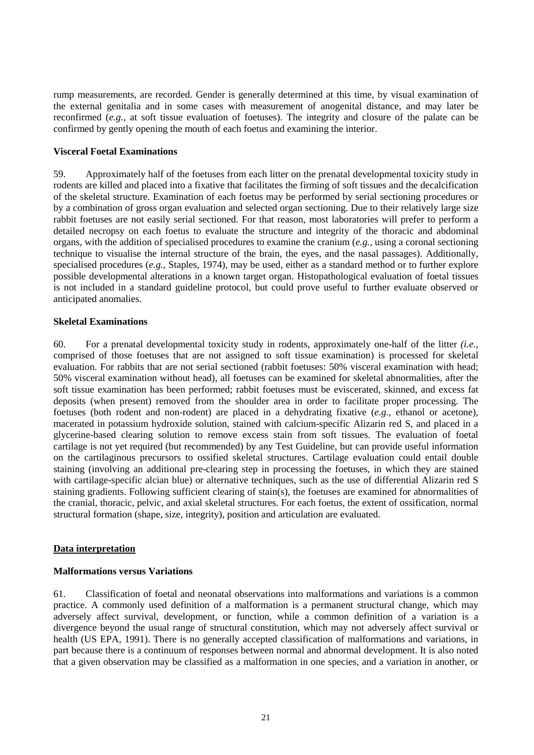rump measurements, are recorded. Gender is generally determined at this time, by visual examination of the external genitalia and in some cases with measurement of anogenital distance, and may later be reconfirmed (*e.g.,* at soft tissue evaluation of foetuses). The integrity and closure of the palate can be confirmed by gently opening the mouth of each foetus and examining the interior.

**Visceral Foetal Examinations**

59. Approximately half of the foetuses from each litter on the prenatal developmental toxicity study in rodents are killed and placed into a fixative that facilitates the firming of soft tissues and the decalcification of the skeletal structure. Examination of each foetus may be performed by serial sectioning procedures or by a combination of gross organ evaluation and selected organ sectioning. Due to their relatively large size rabbit foetuses are not easily serial sectioned. For that reason, most laboratories will prefer to perform a detailed necropsy on each foetus to evaluate the structure and integrity of the thoracic and abdominal organs, with the addition of specialised procedures to examine the cranium (*e.g.,* using a coronal sectioning technique to visualise the internal structure of the brain, the eyes, and the nasal passages). Additionally, specialised procedures (*e.g.,* Staples, 1974), may be used, either as a standard method or to further explore possible developmental alterations in a known target organ. Histopathological evaluation of foetal tissues is not included in a standard guideline protocol, but could prove useful to further evaluate observed or anticipated anomalies.

**Skeletal Examinations**

60. For a prenatal developmental toxicity study in rodents, approximately one-half of the litter *(i.e.,* comprised of those foetuses that are not assigned to soft tissue examination) is processed for skeletal evaluation. For rabbits that are not serial sectioned (rabbit foetuses: 50% visceral examination with head; 50% visceral examination without head), all foetuses can be examined for skeletal abnormalities, after the soft tissue examination has been performed; rabbit foetuses must be eviscerated, skinned, and excess fat deposits (when present) removed from the shoulder area in order to facilitate proper processing. The foetuses (both rodent and non-rodent) are placed in a dehydrating fixative (*e.g.,* ethanol or acetone), macerated in potassium hydroxide solution, stained with calcium-specific Alizarin red S, and placed in a glycerine-based clearing solution to remove excess stain from soft tissues. The evaluation of foetal cartilage is not yet required (but recommended) by any Test Guideline, but can provide useful information on the cartilaginous precursors to ossified skeletal structures. Cartilage evaluation could entail double staining (involving an additional pre-clearing step in processing the foetuses, in which they are stained with cartilage-specific alcian blue) or alternative techniques, such as the use of differential Alizarin red S staining gradients. Following sufficient clearing of stain(s), the foetuses are examined for abnormalities of the cranial, thoracic, pelvic, and axial skeletal structures. For each foetus, the extent of ossification, normal structural formation (shape, size, integrity), position and articulation are evaluated.

## <u>Data interpretation</u>

**Malformations versus Variations**

61. Classification of foetal and neonatal observations into malformations and variations is a common practice. A commonly used definition of a malformation is a permanent structural change, which may adversely affect survival, development, or function, while a common definition of a variation is a divergence beyond the usual range of structural constitution, which may not adversely affect survival or health (US EPA, 1991). There is no generally accepted classification of malformations and variations, in part because there is a continuum of responses between normal and abnormal development. It is also noted that a given observation may be classified as a malformation in one species, and a variation in another, or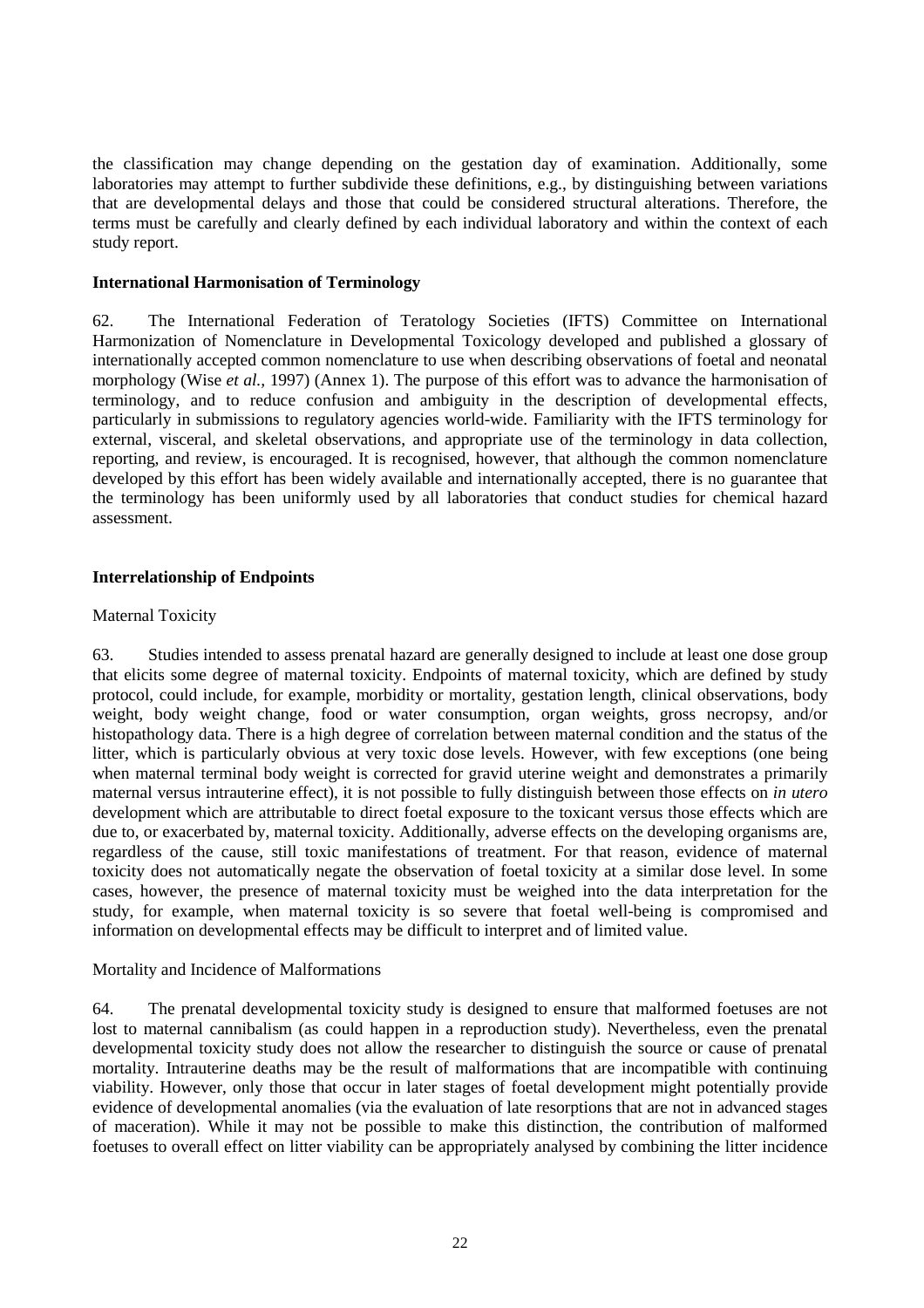the classification may change depending on the gestation day of examination. Additionally, some laboratories may attempt to further subdivide these definitions, e.g., by distinguishing between variations that are developmental delays and those that could be considered structural alterations. Therefore, the terms must be carefully and clearly defined by each individual laboratory and within the context of each study report.

**International Harmonisation of Terminology**

62. The International Federation of Teratology Societies (IFTS) Committee on International Harmonization of Nomenclature in Developmental Toxicology developed and published a glossary of internationally accepted common nomenclature to use when describing observations of foetal and neonatal morphology (Wise *et al.,* 1997) (Annex 1). The purpose of this effort was to advance the harmonisation of terminology, and to reduce confusion and ambiguity in the description of developmental effects, particularly in submissions to regulatory agencies world-wide. Familiarity with the IFTS terminology for external, visceral, and skeletal observations, and appropriate use of the terminology in data collection, reporting, and review, is encouraged. It is recognised, however, that although the common nomenclature developed by this effort has been widely available and internationally accepted, there is no guarantee that the terminology has been uniformly used by all laboratories that conduct studies for chemical hazard assessment.

**Interrelationship of Endpoints**

Maternal Toxicity

63. Studies intended to assess prenatal hazard are generally designed to include at least one dose group that elicits some degree of maternal toxicity. Endpoints of maternal toxicity, which are defined by study protocol, could include, for example, morbidity or mortality, gestation length, clinical observations, body weight, body weight change, food or water consumption, organ weights, gross necropsy, and/or histopathology data. There is a high degree of correlation between maternal condition and the status of the litter, which is particularly obvious at very toxic dose levels. However, with few exceptions (one being when maternal terminal body weight is corrected for gravid uterine weight and demonstrates a primarily maternal versus intrauterine effect), it is not possible to fully distinguish between those effects on *in utero* development which are attributable to direct foetal exposure to the toxicant versus those effects which are due to, or exacerbated by, maternal toxicity. Additionally, adverse effects on the developing organisms are, regardless of the cause, still toxic manifestations of treatment. For that reason, evidence of maternal toxicity does not automatically negate the observation of foetal toxicity at a similar dose level. In some cases, however, the presence of maternal toxicity must be weighed into the data interpretation for the study, for example, when maternal toxicity is so severe that foetal well-being is compromised and information on developmental effects may be difficult to interpret and of limited value.

Mortality and Incidence of Malformations

64. The prenatal developmental toxicity study is designed to ensure that malformed foetuses are not lost to maternal cannibalism (as could happen in a reproduction study). Nevertheless, even the prenatal developmental toxicity study does not allow the researcher to distinguish the source or cause of prenatal mortality. Intrauterine deaths may be the result of malformations that are incompatible with continuing viability. However, only those that occur in later stages of foetal development might potentially provide evidence of developmental anomalies (via the evaluation of late resorptions that are not in advanced stages of maceration). While it may not be possible to make this distinction, the contribution of malformed foetuses to overall effect on litter viability can be appropriately analysed by combining the litter incidence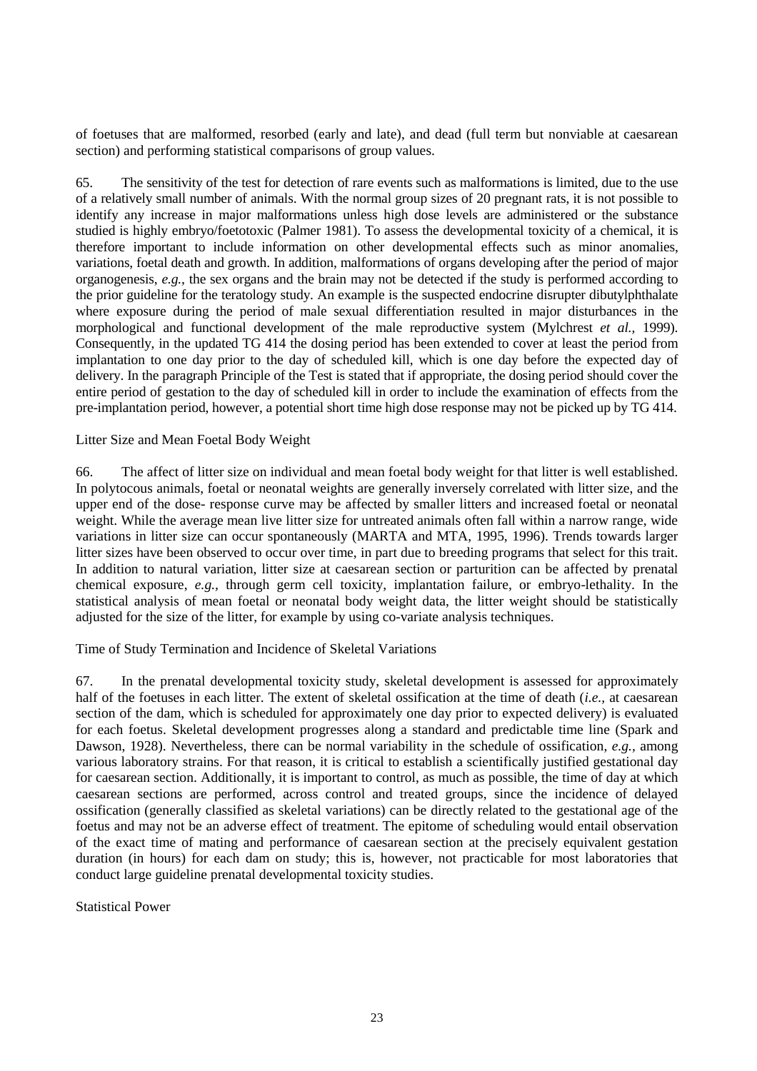of foetuses that are malformed, resorbed (early and late), and dead (full term but nonviable at caesarean section) and performing statistical comparisons of group values.

65. The sensitivity of the test for detection of rare events such as malformations is limited, due to the use of a relatively small number of animals. With the normal group sizes of 20 pregnant rats, it is not possible to identify any increase in major malformations unless high dose levels are administered or the substance studied is highly embryo/foetotoxic (Palmer 1981). To assess the developmental toxicity of a chemical, it is therefore important to include information on other developmental effects such as minor anomalies, variations, foetal death and growth. In addition, malformations of organs developing after the period of major organogenesis, *e.g.,* the sex organs and the brain may not be detected if the study is performed according to the prior guideline for the teratology study. An example is the suspected endocrine disrupter dibutylphthalate where exposure during the period of male sexual differentiation resulted in major disturbances in the morphological and functional development of the male reproductive system (Mylchrest *et al.,* 1999). Consequently, in the updated TG 414 the dosing period has been extended to cover at least the period from implantation to one day prior to the day of scheduled kill, which is one day before the expected day of delivery. In the paragraph Principle of the Test is stated that if appropriate, the dosing period should cover the entire period of gestation to the day of scheduled kill in order to include the examination of effects from the pre-implantation period, however, a potential short time high dose response may not be picked up by TG 414.

Litter Size and Mean Foetal Body Weight

66. The affect of litter size on individual and mean foetal body weight for that litter is well established. In polytocous animals, foetal or neonatal weights are generally inversely correlated with litter size, and the upper end of the dose- response curve may be affected by smaller litters and increased foetal or neonatal weight. While the average mean live litter size for untreated animals often fall within a narrow range, wide variations in litter size can occur spontaneously (MARTA and MTA, 1995, 1996). Trends towards larger litter sizes have been observed to occur over time, in part due to breeding programs that select for this trait. In addition to natural variation, litter size at caesarean section or parturition can be affected by prenatal chemical exposure, *e.g.,* through germ cell toxicity, implantation failure, or embryo-lethality. In the statistical analysis of mean foetal or neonatal body weight data, the litter weight should be statistically adjusted for the size of the litter, for example by using co-variate analysis techniques.

Time of Study Termination and Incidence of Skeletal Variations

67. In the prenatal developmental toxicity study, skeletal development is assessed for approximately half of the foetuses in each litter. The extent of skeletal ossification at the time of death (*i.e.,* at caesarean section of the dam, which is scheduled for approximately one day prior to expected delivery) is evaluated for each foetus. Skeletal development progresses along a standard and predictable time line (Spark and Dawson, 1928). Nevertheless, there can be normal variability in the schedule of ossification, *e.g.,* among various laboratory strains. For that reason, it is critical to establish a scientifically justified gestational day for caesarean section. Additionally, it is important to control, as much as possible, the time of day at which caesarean sections are performed, across control and treated groups, since the incidence of delayed ossification (generally classified as skeletal variations) can be directly related to the gestational age of the foetus and may not be an adverse effect of treatment. The epitome of scheduling would entail observation of the exact time of mating and performance of caesarean section at the precisely equivalent gestation duration (in hours) for each dam on study; this is, however, not practicable for most laboratories that conduct large guideline prenatal developmental toxicity studies.

Statistical Power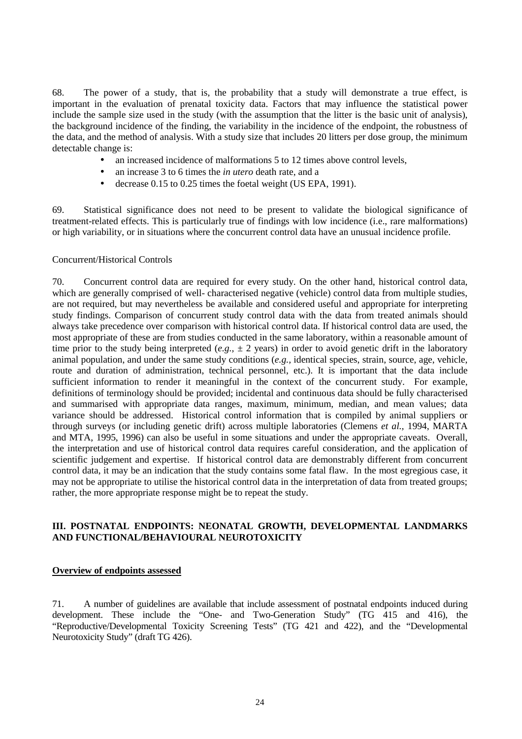68. The power of a study, that is, the probability that a study will demonstrate a true effect, is important in the evaluation of prenatal toxicity data. Factors that may influence the statistical power include the sample size used in the study (with the assumption that the litter is the basic unit of analysis), the background incidence of the finding, the variability in the incidence of the endpoint, the robustness of the data, and the method of analysis. With a study size that includes 20 litters per dose group, the minimum detectable change is:

- an increased incidence of malformations 5 to 12 times above control levels,
- an increase 3 to 6 times the *in utero* death rate, and a
- decrease 0.15 to 0.25 times the foetal weight (US EPA, 1991).

69. Statistical significance does not need to be present to validate the biological significance of treatment-related effects. This is particularly true of findings with low incidence (i.e., rare malformations) or high variability, or in situations where the concurrent control data have an unusual incidence profile.

Concurrent/Historical Controls

70. Concurrent control data are required for every study. On the other hand, historical control data, which are generally comprised of well- characterised negative (vehicle) control data from multiple studies, are not required, but may nevertheless be available and considered useful and appropriate for interpreting study findings. Comparison of concurrent study control data with the data from treated animals should always take precedence over comparison with historical control data. If historical control data are used, the most appropriate of these are from studies conducted in the same laboratory, within a reasonable amount of time prior to the study being interpreted (*e.g.,* ± 2 years) in order to avoid genetic drift in the laboratory animal population, and under the same study conditions (*e.g.,* identical species, strain, source, age, vehicle, route and duration of administration, technical personnel, etc.). It is important that the data include sufficient information to render it meaningful in the context of the concurrent study. For example, definitions of terminology should be provided; incidental and continuous data should be fully characterised and summarised with appropriate data ranges, maximum, minimum, median, and mean values; data variance should be addressed. Historical control information that is compiled by animal suppliers or through surveys (or including genetic drift) across multiple laboratories (Clemens *et al.,* 1994, MARTA and MTA, 1995, 1996) can also be useful in some situations and under the appropriate caveats. Overall, the interpretation and use of historical control data requires careful consideration, and the application of scientific judgement and expertise. If historical control data are demonstrably different from concurrent control data, it may be an indication that the study contains some fatal flaw. In the most egregious case, it may not be appropriate to utilise the historical control data in the interpretation of data from treated groups; rather, the more appropriate response might be to repeat the study.

## III. POSTNATAL ENDPOINTS: NEONATAL GROWTH, DEVELOPMENTAL LANDMARKS AND FUNCTIONAL/BEHAVIOURAL NEUROTOXICITY

### Overview of endpoints assessed

71. A number of guidelines are available that include assessment of postnatal endpoints induced during development. These include the "One- and Two-Generation Study" (TG 415 and 416), the "Reproductive/Developmental Toxicity Screening Tests" (TG 421 and 422), and the "Developmental Neurotoxicity Study" (draft TG 426).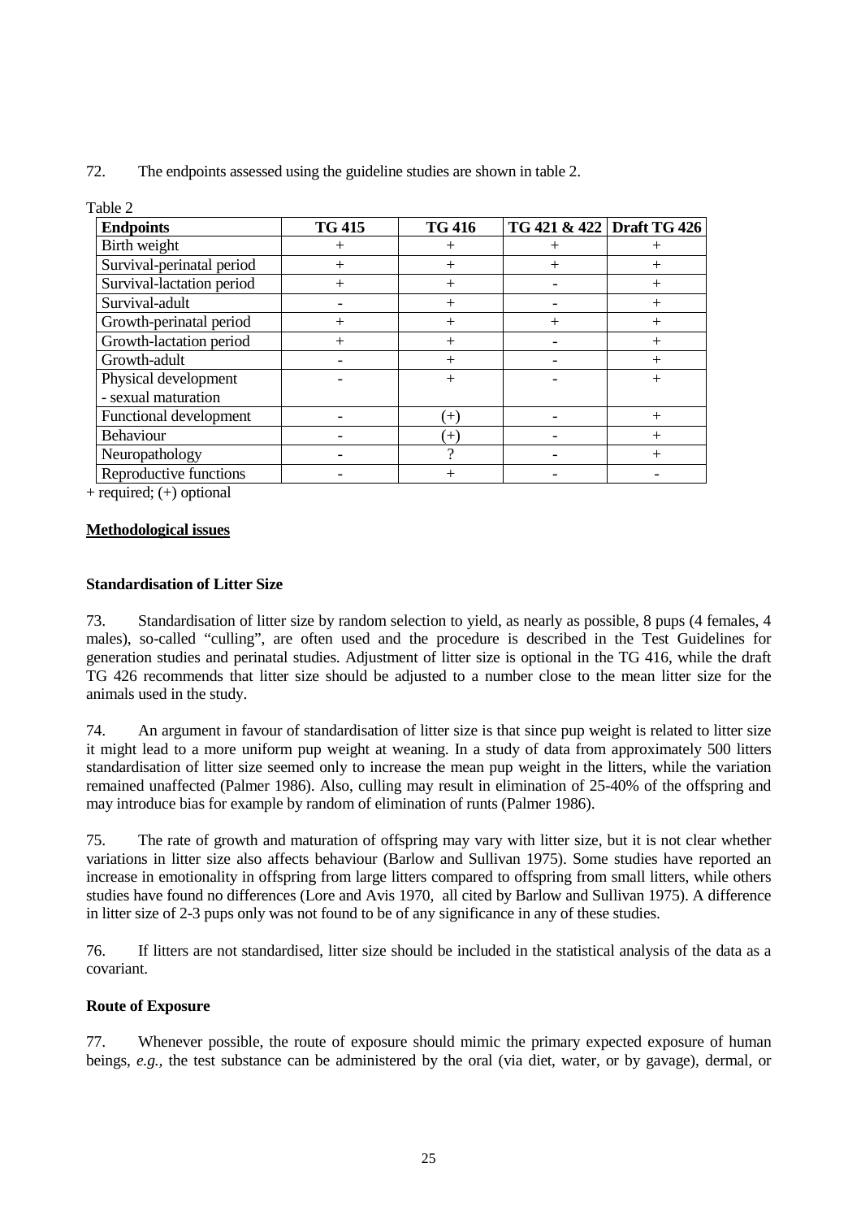72. The endpoints assessed using the guideline studies are shown in table 2.

Table 2

| Endpoints | TG 415 | TG 416 | TG 421 & 422 | Draft TG 426 |
|---|---|---|---|---|
| Birth weight | + | + | + | + |
| Survival-perinatal period | + | + | + | + |
| Survival-lactation period | + | + | - | + |
| Survival-adult | - | + | - | + |
| Growth-perinatal period | + | + | + | + |
| Growth-lactation period | + | + | - | + |
| Growth-adult | - | + | - | + |
| Physical development - sexual maturation | - | + | - | + |
| Functional development | - | (+) | - | + |
| Behaviour | - | (+) | - | + |
| Neuropathology | - | ? | - | + |
| Reproductive functions | - | + | - | - |

+ required; (+) optional

**Methodological issues**

**Standardisation of Litter Size**

73. Standardisation of litter size by random selection to yield, as nearly as possible, 8 pups (4 females, 4 males), so-called "culling", are often used and the procedure is described in the Test Guidelines for generation studies and perinatal studies. Adjustment of litter size is optional in the TG 416, while the draft TG 426 recommends that litter size should be adjusted to a number close to the mean litter size for the animals used in the study.

74. An argument in favour of standardisation of litter size is that since pup weight is related to litter size it might lead to a more uniform pup weight at weaning. In a study of data from approximately 500 litters standardisation of litter size seemed only to increase the mean pup weight in the litters, while the variation remained unaffected (Palmer 1986). Also, culling may result in elimination of 25-40% of the offspring and may introduce bias for example by random of elimination of runts (Palmer 1986).

75. The rate of growth and maturation of offspring may vary with litter size, but it is not clear whether variations in litter size also affects behaviour (Barlow and Sullivan 1975). Some studies have reported an increase in emotionality in offspring from large litters compared to offspring from small litters, while others studies have found no differences (Lore and Avis 1970, all cited by Barlow and Sullivan 1975). A difference in litter size of 2-3 pups only was not found to be of any significance in any of these studies.

76. If litters are not standardised, litter size should be included in the statistical analysis of the data as a covariant.

**Route of Exposure**

77. Whenever possible, the route of exposure should mimic the primary expected exposure of human beings, *e.g.,* the test substance can be administered by the oral (via diet, water, or by gavage), dermal, or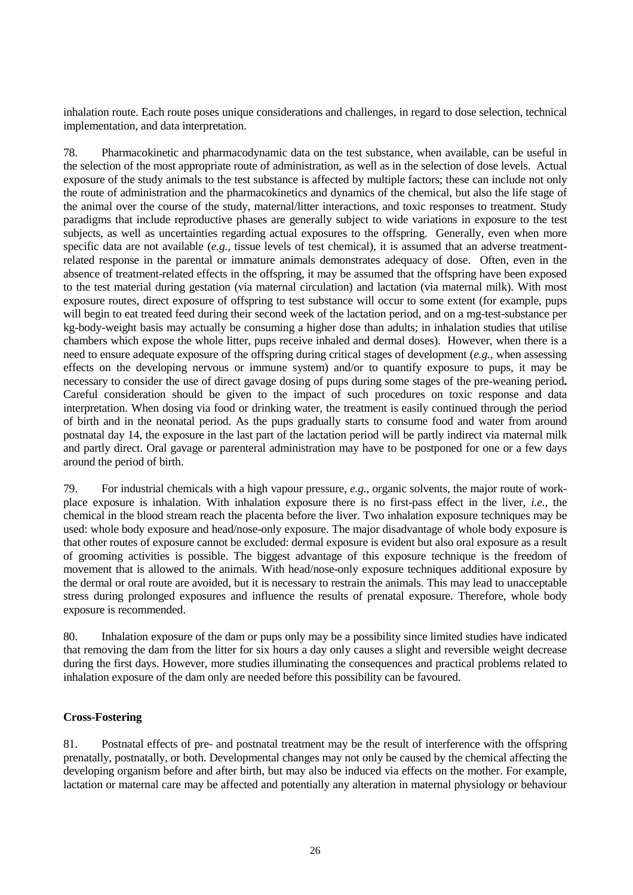inhalation route. Each route poses unique considerations and challenges, in regard to dose selection, technical implementation, and data interpretation.

78. Pharmacokinetic and pharmacodynamic data on the test substance, when available, can be useful in the selection of the most appropriate route of administration, as well as in the selection of dose levels. Actual exposure of the study animals to the test substance is affected by multiple factors; these can include not only the route of administration and the pharmacokinetics and dynamics of the chemical, but also the life stage of the animal over the course of the study, maternal/litter interactions, and toxic responses to treatment. Study paradigms that include reproductive phases are generally subject to wide variations in exposure to the test subjects, as well as uncertainties regarding actual exposures to the offspring. Generally, even when more specific data are not available (*e.g.,* tissue levels of test chemical), it is assumed that an adverse treatment-related response in the parental or immature animals demonstrates adequacy of dose. Often, even in the absence of treatment-related effects in the offspring, it may be assumed that the offspring have been exposed to the test material during gestation (via maternal circulation) and lactation (via maternal milk). With most exposure routes, direct exposure of offspring to test substance will occur to some extent (for example, pups will begin to eat treated feed during their second week of the lactation period, and on a mg-test-substance per kg-body-weight basis may actually be consuming a higher dose than adults; in inhalation studies that utilise chambers which expose the whole litter, pups receive inhaled and dermal doses). However, when there is a need to ensure adequate exposure of the offspring during critical stages of development (*e.g.,* when assessing effects on the developing nervous or immune system) and/or to quantify exposure to pups, it may be necessary to consider the use of direct gavage dosing of pups during some stages of the pre-weaning period**.** Careful consideration should be given to the impact of such procedures on toxic response and data interpretation. When dosing via food or drinking water, the treatment is easily continued through the period of birth and in the neonatal period. As the pups gradually starts to consume food and water from around postnatal day 14, the exposure in the last part of the lactation period will be partly indirect via maternal milk and partly direct. Oral gavage or parenteral administration may have to be postponed for one or a few days around the period of birth.

79. For industrial chemicals with a high vapour pressure, *e.g.,* organic solvents, the major route of work-place exposure is inhalation. With inhalation exposure there is no first-pass effect in the liver, *i.e.,* the chemical in the blood stream reach the placenta before the liver. Two inhalation exposure techniques may be used: whole body exposure and head/nose-only exposure. The major disadvantage of whole body exposure is that other routes of exposure cannot be excluded: dermal exposure is evident but also oral exposure as a result of grooming activities is possible. The biggest advantage of this exposure technique is the freedom of movement that is allowed to the animals. With head/nose-only exposure techniques additional exposure by the dermal or oral route are avoided, but it is necessary to restrain the animals. This may lead to unacceptable stress during prolonged exposures and influence the results of prenatal exposure. Therefore, whole body exposure is recommended.

80. Inhalation exposure of the dam or pups only may be a possibility since limited studies have indicated that removing the dam from the litter for six hours a day only causes a slight and reversible weight decrease during the first days. However, more studies illuminating the consequences and practical problems related to inhalation exposure of the dam only are needed before this possibility can be favoured.

**Cross-Fostering**

81. Postnatal effects of pre- and postnatal treatment may be the result of interference with the offspring prenatally, postnatally, or both. Developmental changes may not only be caused by the chemical affecting the developing organism before and after birth, but may also be induced via effects on the mother. For example, lactation or maternal care may be affected and potentially any alteration in maternal physiology or behaviour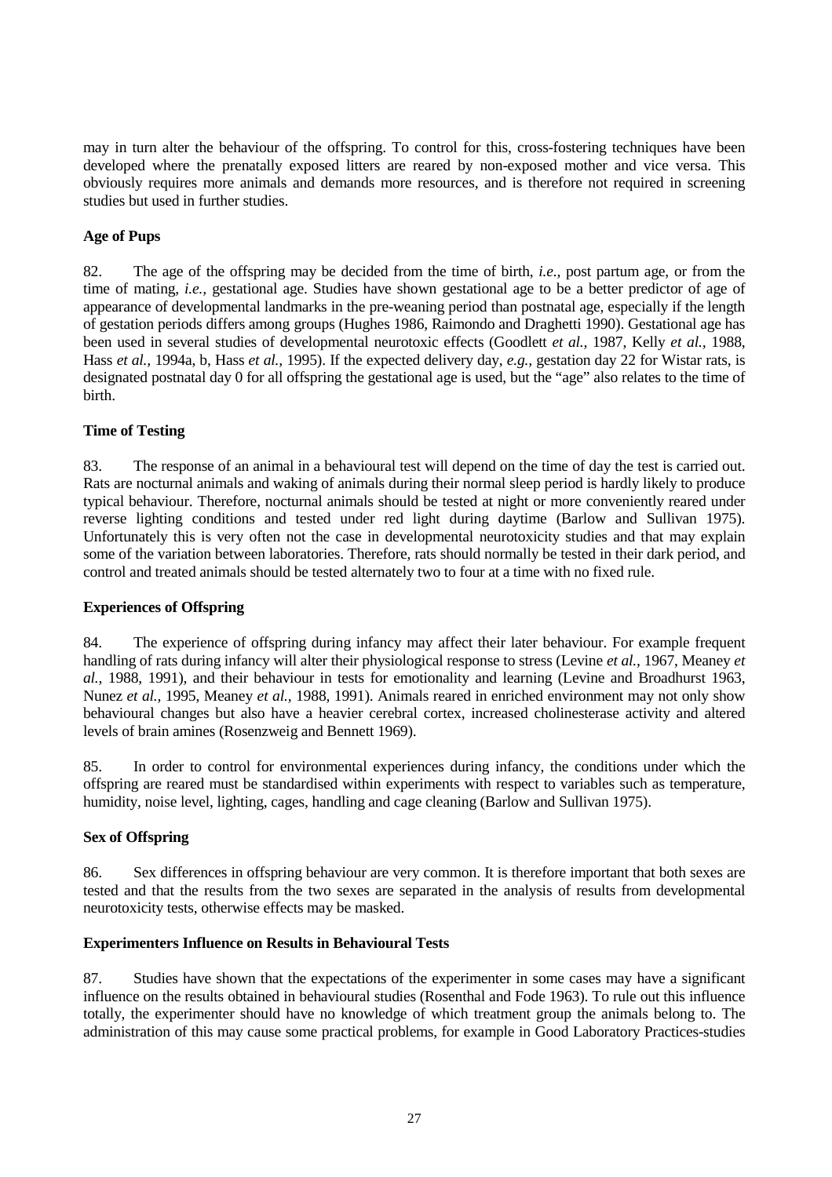may in turn alter the behaviour of the offspring. To control for this, cross-fostering techniques have been developed where the prenatally exposed litters are reared by non-exposed mother and vice versa. This obviously requires more animals and demands more resources, and is therefore not required in screening studies but used in further studies.

**Age of Pups**

82. The age of the offspring may be decided from the time of birth, *i.e.*, post partum age, or from the time of mating, *i.e.,* gestational age. Studies have shown gestational age to be a better predictor of age of appearance of developmental landmarks in the pre-weaning period than postnatal age, especially if the length of gestation periods differs among groups (Hughes 1986, Raimondo and Draghetti 1990). Gestational age has been used in several studies of developmental neurotoxic effects (Goodlett *et al.,* 1987, Kelly *et al.*, 1988, Hass *et al.,* 1994a, b, Hass *et al.,* 1995). If the expected delivery day, *e.g.,* gestation day 22 for Wistar rats, is designated postnatal day 0 for all offspring the gestational age is used, but the "age" also relates to the time of birth.

**Time of Testing**

83. The response of an animal in a behavioural test will depend on the time of day the test is carried out. Rats are nocturnal animals and waking of animals during their normal sleep period is hardly likely to produce typical behaviour. Therefore, nocturnal animals should be tested at night or more conveniently reared under reverse lighting conditions and tested under red light during daytime (Barlow and Sullivan 1975). Unfortunately this is very often not the case in developmental neurotoxicity studies and that may explain some of the variation between laboratories. Therefore, rats should normally be tested in their dark period, and control and treated animals should be tested alternately two to four at a time with no fixed rule.

**Experiences of Offspring**

84. The experience of offspring during infancy may affect their later behaviour. For example frequent handling of rats during infancy will alter their physiological response to stress (Levine *et al.,* 1967, Meaney *et al.,* 1988, 1991), and their behaviour in tests for emotionality and learning (Levine and Broadhurst 1963, Nunez *et al.,* 1995, Meaney *et al.,* 1988, 1991). Animals reared in enriched environment may not only show behavioural changes but also have a heavier cerebral cortex, increased cholinesterase activity and altered levels of brain amines (Rosenzweig and Bennett 1969).

85. In order to control for environmental experiences during infancy, the conditions under which the offspring are reared must be standardised within experiments with respect to variables such as temperature, humidity, noise level, lighting, cages, handling and cage cleaning (Barlow and Sullivan 1975).

**Sex of Offspring**

86. Sex differences in offspring behaviour are very common. It is therefore important that both sexes are tested and that the results from the two sexes are separated in the analysis of results from developmental neurotoxicity tests, otherwise effects may be masked.

**Experimenters Influence on Results in Behavioural Tests**

87. Studies have shown that the expectations of the experimenter in some cases may have a significant influence on the results obtained in behavioural studies (Rosenthal and Fode 1963). To rule out this influence totally, the experimenter should have no knowledge of which treatment group the animals belong to. The administration of this may cause some practical problems, for example in Good Laboratory Practices-studies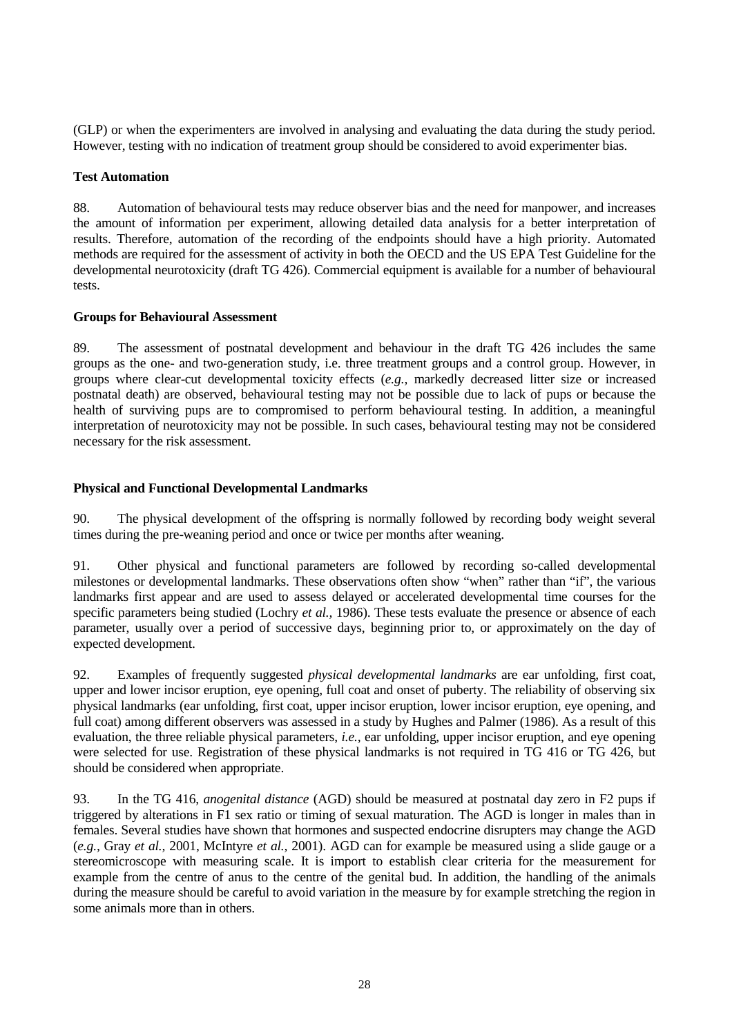(GLP) or when the experimenters are involved in analysing and evaluating the data during the study period. However, testing with no indication of treatment group should be considered to avoid experimenter bias.

**Test Automation**

88. Automation of behavioural tests may reduce observer bias and the need for manpower, and increases the amount of information per experiment, allowing detailed data analysis for a better interpretation of results. Therefore, automation of the recording of the endpoints should have a high priority. Automated methods are required for the assessment of activity in both the OECD and the US EPA Test Guideline for the developmental neurotoxicity (draft TG 426). Commercial equipment is available for a number of behavioural tests.

**Groups for Behavioural Assessment**

89. The assessment of postnatal development and behaviour in the draft TG 426 includes the same groups as the one- and two-generation study, i.e. three treatment groups and a control group. However, in groups where clear-cut developmental toxicity effects (*e.g.,* markedly decreased litter size or increased postnatal death) are observed, behavioural testing may not be possible due to lack of pups or because the health of surviving pups are to compromised to perform behavioural testing. In addition, a meaningful interpretation of neurotoxicity may not be possible. In such cases, behavioural testing may not be considered necessary for the risk assessment.

**Physical and Functional Developmental Landmarks**

90. The physical development of the offspring is normally followed by recording body weight several times during the pre-weaning period and once or twice per months after weaning.

91. Other physical and functional parameters are followed by recording so-called developmental milestones or developmental landmarks. These observations often show "when" rather than "if", the various landmarks first appear and are used to assess delayed or accelerated developmental time courses for the specific parameters being studied (Lochry *et al.,* 1986). These tests evaluate the presence or absence of each parameter, usually over a period of successive days, beginning prior to, or approximately on the day of expected development.

92. Examples of frequently suggested *physical developmental landmarks* are ear unfolding, first coat, upper and lower incisor eruption, eye opening, full coat and onset of puberty. The reliability of observing six physical landmarks (ear unfolding, first coat, upper incisor eruption, lower incisor eruption, eye opening, and full coat) among different observers was assessed in a study by Hughes and Palmer (1986). As a result of this evaluation, the three reliable physical parameters, *i.e.*, ear unfolding, upper incisor eruption, and eye opening were selected for use. Registration of these physical landmarks is not required in TG 416 or TG 426, but should be considered when appropriate.

93. In the TG 416, *anogenital distance* (AGD) should be measured at postnatal day zero in F2 pups if triggered by alterations in F1 sex ratio or timing of sexual maturation. The AGD is longer in males than in females. Several studies have shown that hormones and suspected endocrine disrupters may change the AGD (*e.g.,* Gray *et al.,* 2001, McIntyre *et al.,* 2001). AGD can for example be measured using a slide gauge or a stereomicroscope with measuring scale. It is import to establish clear criteria for the measurement for example from the centre of anus to the centre of the genital bud. In addition, the handling of the animals during the measure should be careful to avoid variation in the measure by for example stretching the region in some animals more than in others.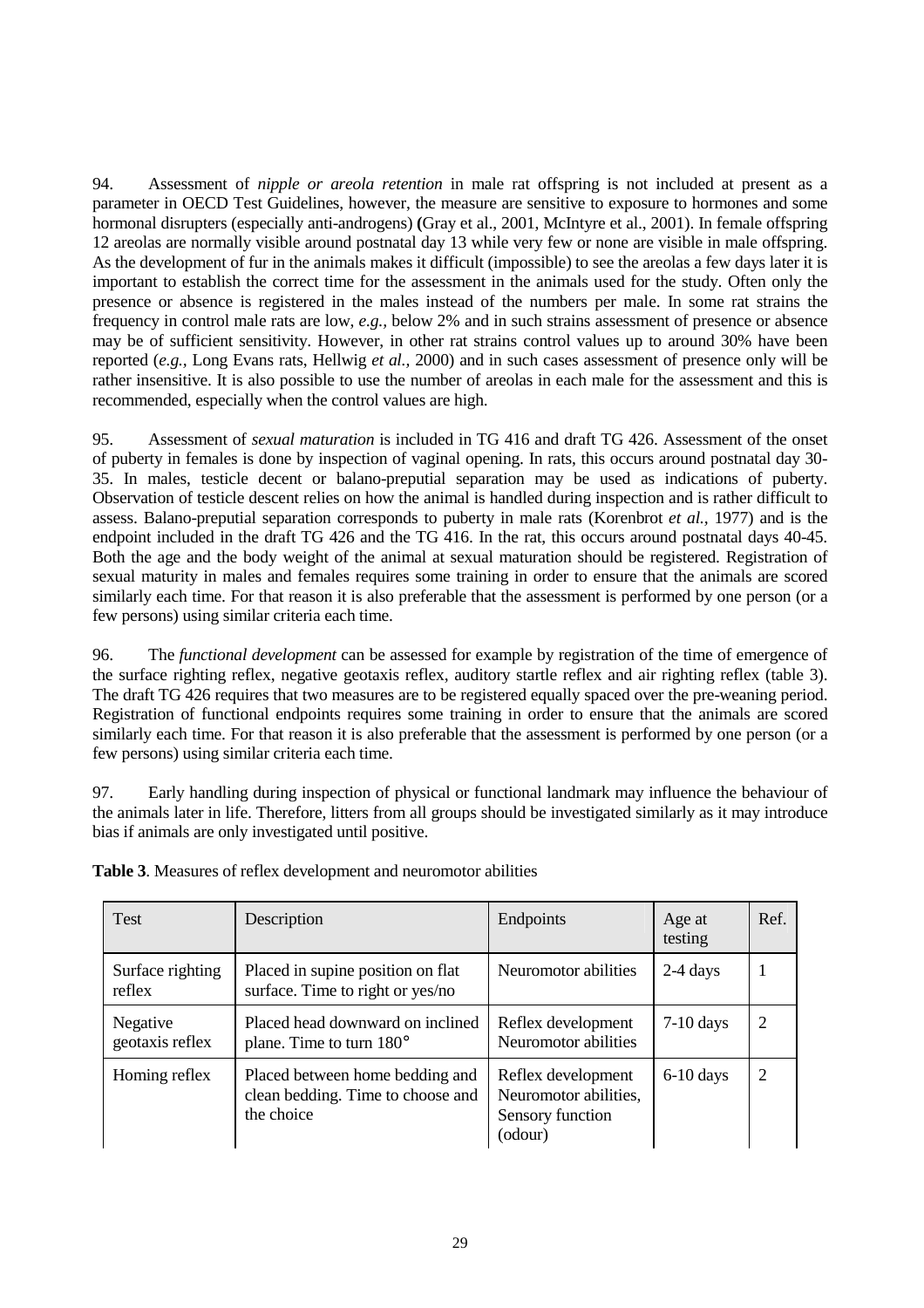94. Assessment of *nipple or areola retention* in male rat offspring is not included at present as a parameter in OECD Test Guidelines, however, the measure are sensitive to exposure to hormones and some hormonal disrupters (especially anti-androgens) **(**Gray et al., 2001, McIntyre et al., 2001). In female offspring 12 areolas are normally visible around postnatal day 13 while very few or none are visible in male offspring. As the development of fur in the animals makes it difficult (impossible) to see the areolas a few days later it is important to establish the correct time for the assessment in the animals used for the study. Often only the presence or absence is registered in the males instead of the numbers per male. In some rat strains the frequency in control male rats are low, *e.g.,* below 2% and in such strains assessment of presence or absence may be of sufficient sensitivity. However, in other rat strains control values up to around 30% have been reported (*e.g.,* Long Evans rats, Hellwig *et al.,* 2000) and in such cases assessment of presence only will be rather insensitive. It is also possible to use the number of areolas in each male for the assessment and this is recommended, especially when the control values are high.

95. Assessment of *sexual maturation* is included in TG 416 and draft TG 426. Assessment of the onset of puberty in females is done by inspection of vaginal opening. In rats, this occurs around postnatal day 30-35. In males, testicle decent or balano-preputial separation may be used as indications of puberty. Observation of testicle descent relies on how the animal is handled during inspection and is rather difficult to assess. Balano-preputial separation corresponds to puberty in male rats (Korenbrot *et al.,* 1977) and is the endpoint included in the draft TG 426 and the TG 416. In the rat, this occurs around postnatal days 40-45. Both the age and the body weight of the animal at sexual maturation should be registered. Registration of sexual maturity in males and females requires some training in order to ensure that the animals are scored similarly each time. For that reason it is also preferable that the assessment is performed by one person (or a few persons) using similar criteria each time.

96. The *functional development* can be assessed for example by registration of the time of emergence of the surface righting reflex, negative geotaxis reflex, auditory startle reflex and air righting reflex (table 3). The draft TG 426 requires that two measures are to be registered equally spaced over the pre-weaning period. Registration of functional endpoints requires some training in order to ensure that the animals are scored similarly each time. For that reason it is also preferable that the assessment is performed by one person (or a few persons) using similar criteria each time.

97. Early handling during inspection of physical or functional landmark may influence the behaviour of the animals later in life. Therefore, litters from all groups should be investigated similarly as it may introduce bias if animals are only investigated until positive.

**Table 3**. Measures of reflex development and neuromotor abilities

| Test | Description | Endpoints | Age at testing | Ref. |
|---|---|---|---|---|
| Surface righting reflex | Placed in supine position on flat surface. Time to right or yes/no | Neuromotor abilities | 2-4 days | 1 |
| Negative geotaxis reflex | Placed head downward on inclined plane. Time to turn 180° | Reflex development Neuromotor abilities | 7-10 days | 2 |
| Homing reflex | Placed between home bedding and clean bedding. Time to choose and the choice | Reflex development Neuromotor abilities, Sensory function (odour) | 6-10 days | 2 |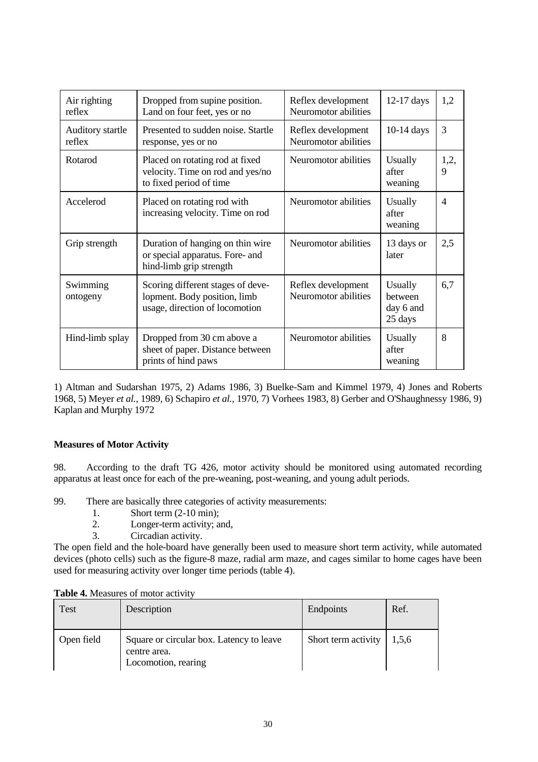| | | | | |
|---|---|---|---|---|
| Air righting reflex | Dropped from supine position. Land on four feet, yes or no | Reflex development Neuromotor abilities | 12-17 days | 1,2 |
| Auditory startle reflex | Presented to sudden noise. Startle response, yes or no | Reflex development Neuromotor abilities | 10-14 days | 3 |
| Rotarod | Placed on rotating rod at fixed velocity. Time on rod and yes/no to fixed period of time | Neuromotor abilities | Usually after weaning | 1,2, 9 |
| Accelerod | Placed on rotating rod with increasing velocity. Time on rod | Neuromotor abilities | Usually after weaning | 4 |
| Grip strength | Duration of hanging on thin wire or special apparatus. Fore- and hind-limb grip strength | Neuromotor abilities | 13 days or later | 2,5 |
| Swimming ontogeny | Scoring different stages of deve-lopment. Body position, limb usage, direction of locomotion | Reflex development Neuromotor abilities | Usually between day 6 and 25 days | 6,7 |
| Hind-limb splay | Dropped from 30 cm above a sheet of paper. Distance between prints of hind paws | Neuromotor abilities | Usually after weaning | 8 |

1) Altman and Sudarshan 1975, 2) Adams 1986, 3) Buelke-Sam and Kimmel 1979, 4) Jones and Roberts 1968, 5) Meyer *et al.*, 1989, 6) Schapiro *et al.*, 1970, 7) Vorhees 1983, 8) Gerber and O'Shaughnessy 1986, 9) Kaplan and Murphy 1972

**Measures of Motor Activity**

98. According to the draft TG 426, motor activity should be monitored using automated recording apparatus at least once for each of the pre-weaning, post-weaning, and young adult periods.

99. There are basically three categories of activity measurements:

1. Short term (2-10 min);
2. Longer-term activity; and,
3. Circadian activity.

The open field and the hole-board have generally been used to measure short term activity, while automated devices (photo cells) such as the figure-8 maze, radial arm maze, and cages similar to home cages have been used for measuring activity over longer time periods (table 4).

**Table 4.** Measures of motor activity

| Test | Description | Endpoints | Ref. |
|---|---|---|---|
| Open field | Square or circular box. Latency to leave centre area. Locomotion, rearing | Short term activity | 1,5,6 |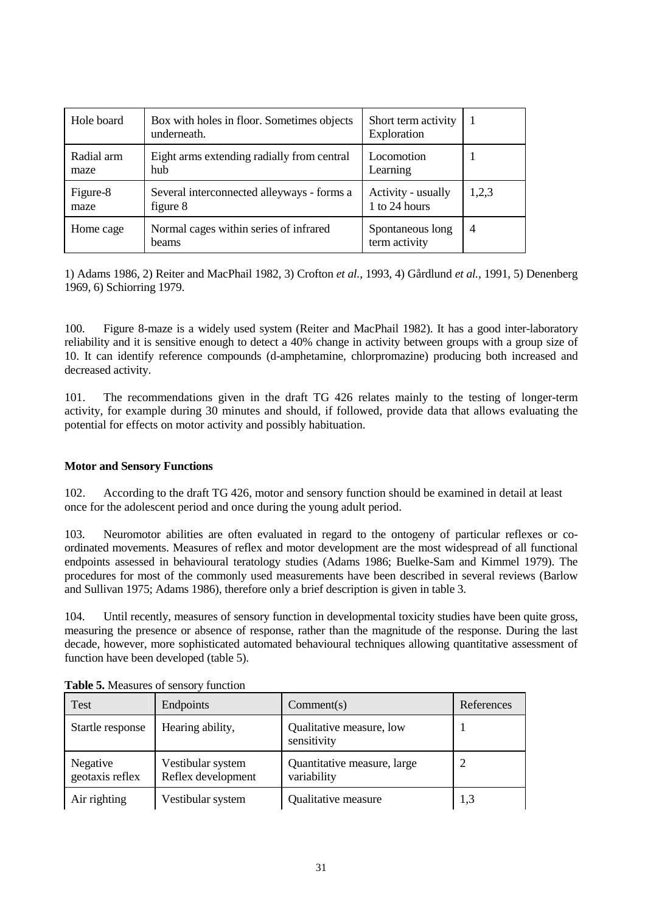| Hole board | Box with holes in floor. Sometimes objects underneath. | Short term activity Exploration | 1 |
|---|---|---|---|
| Radial arm maze | Eight arms extending radially from central hub | Locomotion Learning | 1 |
| Figure-8 maze | Several interconnected alleyways - forms a figure 8 | Activity - usually 1 to 24 hours | 1,2,3 |
| Home cage | Normal cages within series of infrared beams | Spontaneous long term activity | 4 |

1) Adams 1986, 2) Reiter and MacPhail 1982, 3) Crofton *et al.,* 1993, 4) Gårdlund *et al.*, 1991, 5) Denenberg 1969, 6) Schiorring 1979.

100. Figure 8-maze is a widely used system (Reiter and MacPhail 1982). It has a good inter-laboratory reliability and it is sensitive enough to detect a 40% change in activity between groups with a group size of 10. It can identify reference compounds (d-amphetamine, chlorpromazine) producing both increased and decreased activity.

101. The recommendations given in the draft TG 426 relates mainly to the testing of longer-term activity, for example during 30 minutes and should, if followed, provide data that allows evaluating the potential for effects on motor activity and possibly habituation.

**Motor and Sensory Functions**

102. According to the draft TG 426, motor and sensory function should be examined in detail at least once for the adolescent period and once during the young adult period.

103. Neuromotor abilities are often evaluated in regard to the ontogeny of particular reflexes or co-ordinated movements. Measures of reflex and motor development are the most widespread of all functional endpoints assessed in behavioural teratology studies (Adams 1986; Buelke-Sam and Kimmel 1979). The procedures for most of the commonly used measurements have been described in several reviews (Barlow and Sullivan 1975; Adams 1986), therefore only a brief description is given in table 3.

104. Until recently, measures of sensory function in developmental toxicity studies have been quite gross, measuring the presence or absence of response, rather than the magnitude of the response. During the last decade, however, more sophisticated automated behavioural techniques allowing quantitative assessment of function have been developed (table 5).

**Table 5.** Measures of sensory function

| Test | Endpoints | Comment(s) | References |
|---|---|---|---|
| Startle response | Hearing ability, | Qualitative measure, low sensitivity | 1 |
| Negative geotaxis reflex | Vestibular system Reflex development | Quantitative measure, large variability | 2 |
| Air righting | Vestibular system | Qualitative measure | 1,3 |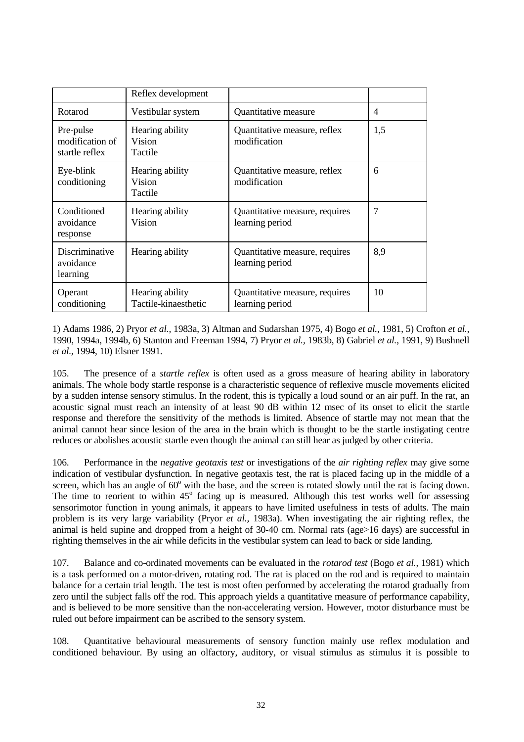| | Reflex development | | |
|---|---|---|---|
| Rotarod | Vestibular system | Quantitative measure | 4 |
| Pre-pulse modification of startle reflex | Hearing ability<br>Vision<br>Tactile | Quantitative measure, reflex modification | 1,5 |
| Eye-blink conditioning | Hearing ability<br>Vision<br>Tactile | Quantitative measure, reflex modification | 6 |
| Conditioned avoidance response | Hearing ability<br>Vision | Quantitative measure, requires learning period | 7 |
| Discriminative avoidance learning | Hearing ability | Quantitative measure, requires learning period | 8,9 |
| Operant conditioning | Hearing ability<br>Tactile-kinaesthetic | Quantitative measure, requires learning period | 10 |

1) Adams 1986, 2) Pryor *et al.,* 1983a, 3) Altman and Sudarshan 1975, 4) Bogo *et al.,* 1981, 5) Crofton *et al.,* 1990, 1994a, 1994b, 6) Stanton and Freeman 1994, 7) Pryor *et al.,* 1983b, 8) Gabriel *et al.,* 1991, 9) Bushnell *et al.*, 1994, 10) Elsner 1991.

105. The presence of a *startle reflex* is often used as a gross measure of hearing ability in laboratory animals. The whole body startle response is a characteristic sequence of reflexive muscle movements elicited by a sudden intense sensory stimulus. In the rodent, this is typically a loud sound or an air puff. In the rat, an acoustic signal must reach an intensity of at least 90 dB within 12 msec of its onset to elicit the startle response and therefore the sensitivity of the methods is limited. Absence of startle may not mean that the animal cannot hear since lesion of the area in the brain which is thought to be the startle instigating centre reduces or abolishes acoustic startle even though the animal can still hear as judged by other criteria.

106. Performance in the *negative geotaxis test* or investigations of the *air righting reflex* may give some indication of vestibular dysfunction. In negative geotaxis test, the rat is placed facing up in the middle of a screen, which has an angle of 60$^{o}$ with the base, and the screen is rotated slowly until the rat is facing down. The time to reorient to within 45$^{o}$ facing up is measured. Although this test works well for assessing sensorimotor function in young animals, it appears to have limited usefulness in tests of adults. The main problem is its very large variability (Pryor *et al.,* 1983a). When investigating the air righting reflex, the animal is held supine and dropped from a height of 30-40 cm. Normal rats (age>16 days) are successful in righting themselves in the air while deficits in the vestibular system can lead to back or side landing.

107. Balance and co-ordinated movements can be evaluated in the *rotarod test* (Bogo *et al.,* 1981) which is a task performed on a motor-driven, rotating rod. The rat is placed on the rod and is required to maintain balance for a certain trial length. The test is most often performed by accelerating the rotarod gradually from zero until the subject falls off the rod. This approach yields a quantitative measure of performance capability, and is believed to be more sensitive than the non-accelerating version. However, motor disturbance must be ruled out before impairment can be ascribed to the sensory system.

108. Quantitative behavioural measurements of sensory function mainly use reflex modulation and conditioned behaviour. By using an olfactory, auditory, or visual stimulus as stimulus it is possible to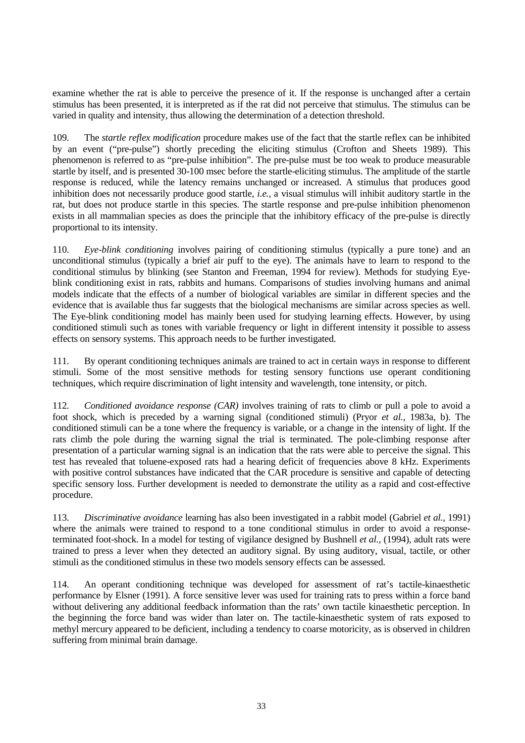examine whether the rat is able to perceive the presence of it. If the response is unchanged after a certain stimulus has been presented, it is interpreted as if the rat did not perceive that stimulus. The stimulus can be varied in quality and intensity, thus allowing the determination of a detection threshold.

109. The *startle reflex modification* procedure makes use of the fact that the startle reflex can be inhibited by an event ("pre-pulse") shortly preceding the eliciting stimulus (Crofton and Sheets 1989). This phenomenon is referred to as "pre-pulse inhibition". The pre-pulse must be too weak to produce measurable startle by itself, and is presented 30-100 msec before the startle-eliciting stimulus. The amplitude of the startle response is reduced, while the latency remains unchanged or increased. A stimulus that produces good inhibition does not necessarily produce good startle, *i.e.,* a visual stimulus will inhibit auditory startle in the rat, but does not produce startle in this species. The startle response and pre-pulse inhibition phenomenon exists in all mammalian species as does the principle that the inhibitory efficacy of the pre-pulse is directly proportional to its intensity.

110. *Eye-blink conditioning* involves pairing of conditioning stimulus (typically a pure tone) and an unconditional stimulus (typically a brief air puff to the eye). The animals have to learn to respond to the conditional stimulus by blinking (see Stanton and Freeman, 1994 for review). Methods for studying Eye-blink conditioning exist in rats, rabbits and humans. Comparisons of studies involving humans and animal models indicate that the effects of a number of biological variables are similar in different species and the evidence that is available thus far suggests that the biological mechanisms are similar across species as well. The Eye-blink conditioning model has mainly been used for studying learning effects. However, by using conditioned stimuli such as tones with variable frequency or light in different intensity it possible to assess effects on sensory systems. This approach needs to be further investigated.

111. By operant conditioning techniques animals are trained to act in certain ways in response to different stimuli. Some of the most sensitive methods for testing sensory functions use operant conditioning techniques, which require discrimination of light intensity and wavelength, tone intensity, or pitch.

112. *Conditioned avoidance response (CAR)* involves training of rats to climb or pull a pole to avoid a foot shock, which is preceded by a warning signal (conditioned stimuli) (Pryor *et al.,* 1983a, b). The conditioned stimuli can be a tone where the frequency is variable, or a change in the intensity of light. If the rats climb the pole during the warning signal the trial is terminated. The pole-climbing response after presentation of a particular warning signal is an indication that the rats were able to perceive the signal. This test has revealed that toluene-exposed rats had a hearing deficit of frequencies above 8 kHz. Experiments with positive control substances have indicated that the CAR procedure is sensitive and capable of detecting specific sensory loss. Further development is needed to demonstrate the utility as a rapid and cost-effective procedure.

113. *Discriminative avoidance* learning has also been investigated in a rabbit model (Gabriel *et al.,* 1991) where the animals were trained to respond to a tone conditional stimulus in order to avoid a response-terminated foot-shock. In a model for testing of vigilance designed by Bushnell *et al.,* (1994), adult rats were trained to press a lever when they detected an auditory signal. By using auditory, visual, tactile, or other stimuli as the conditioned stimulus in these two models sensory effects can be assessed.

114. An operant conditioning technique was developed for assessment of rat's tactile-kinaesthetic performance by Elsner (1991). A force sensitive lever was used for training rats to press within a force band without delivering any additional feedback information than the rats' own tactile kinaesthetic perception. In the beginning the force band was wider than later on. The tactile-kinaesthetic system of rats exposed to methyl mercury appeared to be deficient, including a tendency to coarse motoricity, as is observed in children suffering from minimal brain damage.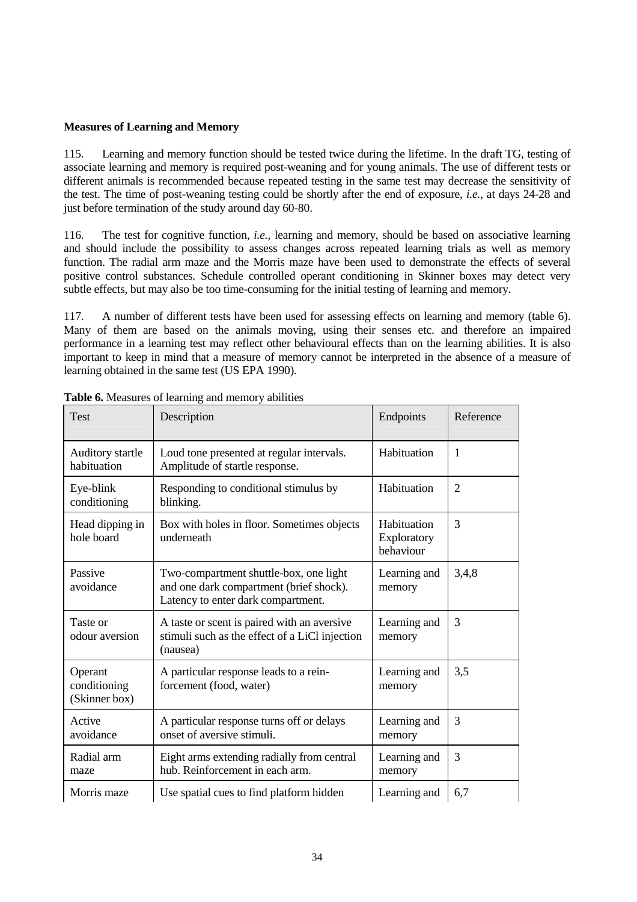**Measures of Learning and Memory**

115. Learning and memory function should be tested twice during the lifetime. In the draft TG, testing of associate learning and memory is required post-weaning and for young animals. The use of different tests or different animals is recommended because repeated testing in the same test may decrease the sensitivity of the test. The time of post-weaning testing could be shortly after the end of exposure, *i.e.*, at days 24-28 and just before termination of the study around day 60-80.

116. The test for cognitive function, *i.e.*, learning and memory, should be based on associative learning and should include the possibility to assess changes across repeated learning trials as well as memory function. The radial arm maze and the Morris maze have been used to demonstrate the effects of several positive control substances. Schedule controlled operant conditioning in Skinner boxes may detect very subtle effects, but may also be too time-consuming for the initial testing of learning and memory.

117. A number of different tests have been used for assessing effects on learning and memory (table 6). Many of them are based on the animals moving, using their senses etc. and therefore an impaired performance in a learning test may reflect other behavioural effects than on the learning abilities. It is also important to keep in mind that a measure of memory cannot be interpreted in the absence of a measure of learning obtained in the same test (US EPA 1990).

**Table 6.** Measures of learning and memory abilities

| Test | Description | Endpoints | Reference |
|---|---|---|---|
| Auditory startle habituation | Loud tone presented at regular intervals. Amplitude of startle response. | Habituation | 1 |
| Eye-blink conditioning | Responding to conditional stimulus by blinking. | Habituation | 2 |
| Head dipping in hole board | Box with holes in floor. Sometimes objects underneath | Habituation Exploratory behaviour | 3 |
| Passive avoidance | Two-compartment shuttle-box, one light and one dark compartment (brief shock). Latency to enter dark compartment. | Learning and memory | 3,4,8 |
| Taste or odour aversion | A taste or scent is paired with an aversive stimuli such as the effect of a LiCl injection (nausea) | Learning and memory | 3 |
| Operant conditioning (Skinner box) | A particular response leads to a rein-forcement (food, water) | Learning and memory | 3,5 |
| Active avoidance | A particular response turns off or delays onset of aversive stimuli. | Learning and memory | 3 |
| Radial arm maze | Eight arms extending radially from central hub. Reinforcement in each arm. | Learning and memory | 3 |
| Morris maze | Use spatial cues to find platform hidden | Learning and | 6,7 |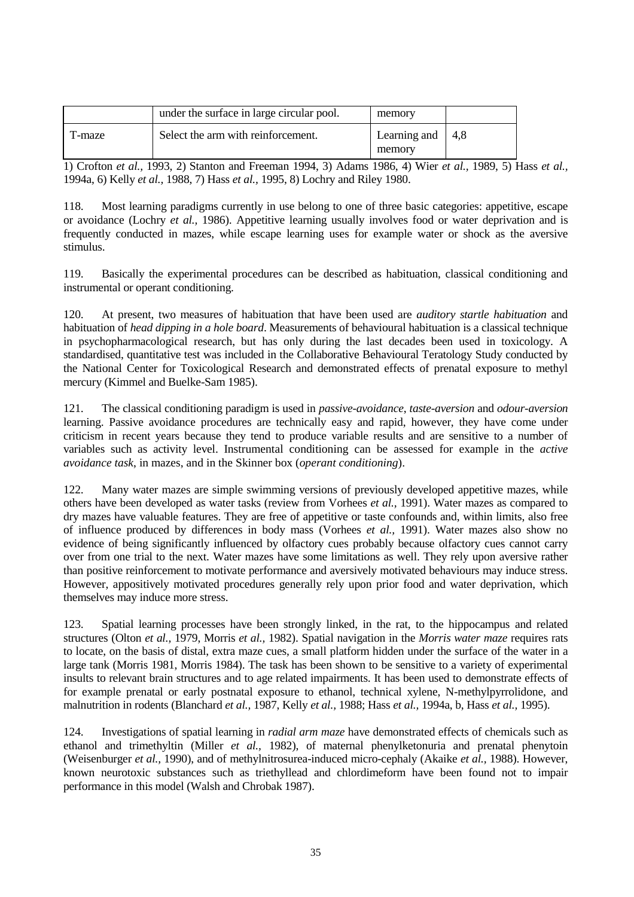|  | under the surface in large circular pool. | memory |  |
|---|---|---|---|
| T-maze | Select the arm with reinforcement. | Learning and memory | 4,8 |

1) Crofton *et al.,* 1993, 2) Stanton and Freeman 1994, 3) Adams 1986, 4) Wier *et al.*, 1989, 5) Hass *et al.*, 1994a, 6) Kelly *et al.*, 1988, 7) Hass *et al.*, 1995, 8) Lochry and Riley 1980.

118. Most learning paradigms currently in use belong to one of three basic categories: appetitive, escape or avoidance (Lochry *et al.,* 1986). Appetitive learning usually involves food or water deprivation and is frequently conducted in mazes, while escape learning uses for example water or shock as the aversive stimulus.

119. Basically the experimental procedures can be described as habituation, classical conditioning and instrumental or operant conditioning.

120. At present, two measures of habituation that have been used are *auditory startle habituation* and habituation of *head dipping in a hole board*. Measurements of behavioural habituation is a classical technique in psychopharmacological research, but has only during the last decades been used in toxicology. A standardised, quantitative test was included in the Collaborative Behavioural Teratology Study conducted by the National Center for Toxicological Research and demonstrated effects of prenatal exposure to methyl mercury (Kimmel and Buelke-Sam 1985).

121. The classical conditioning paradigm is used in *passive-avoidance*, *taste-aversion* and *odour-aversion* learning. Passive avoidance procedures are technically easy and rapid, however, they have come under criticism in recent years because they tend to produce variable results and are sensitive to a number of variables such as activity level. Instrumental conditioning can be assessed for example in the *active avoidance task*, in mazes, and in the Skinner box (*operant conditioning*).

122. Many water mazes are simple swimming versions of previously developed appetitive mazes, while others have been developed as water tasks (review from Vorhees *et al.,* 1991). Water mazes as compared to dry mazes have valuable features. They are free of appetitive or taste confounds and, within limits, also free of influence produced by differences in body mass (Vorhees *et al.,* 1991). Water mazes also show no evidence of being significantly influenced by olfactory cues probably because olfactory cues cannot carry over from one trial to the next. Water mazes have some limitations as well. They rely upon aversive rather than positive reinforcement to motivate performance and aversively motivated behaviours may induce stress. However, appositively motivated procedures generally rely upon prior food and water deprivation, which themselves may induce more stress.

123. Spatial learning processes have been strongly linked, in the rat, to the hippocampus and related structures (Olton *et al.,* 1979, Morris *et al.,* 1982). Spatial navigation in the *Morris water maze* requires rats to locate, on the basis of distal, extra maze cues, a small platform hidden under the surface of the water in a large tank (Morris 1981, Morris 1984). The task has been shown to be sensitive to a variety of experimental insults to relevant brain structures and to age related impairments. It has been used to demonstrate effects of for example prenatal or early postnatal exposure to ethanol, technical xylene, N-methylpyrrolidone, and malnutrition in rodents (Blanchard *et al.,* 1987, Kelly *et al.,* 1988; Hass *et al.,* 1994a, b, Hass *et al.,* 1995).

124. Investigations of spatial learning in *radial arm maze* have demonstrated effects of chemicals such as ethanol and trimethyltin (Miller *et al.,* 1982), of maternal phenylketonuria and prenatal phenytoin (Weisenburger *et al.,* 1990), and of methylnitrosurea-induced micro-cephaly (Akaike *et al.,* 1988). However, known neurotoxic substances such as triethyllead and chlordimeform have been found not to impair performance in this model (Walsh and Chrobak 1987).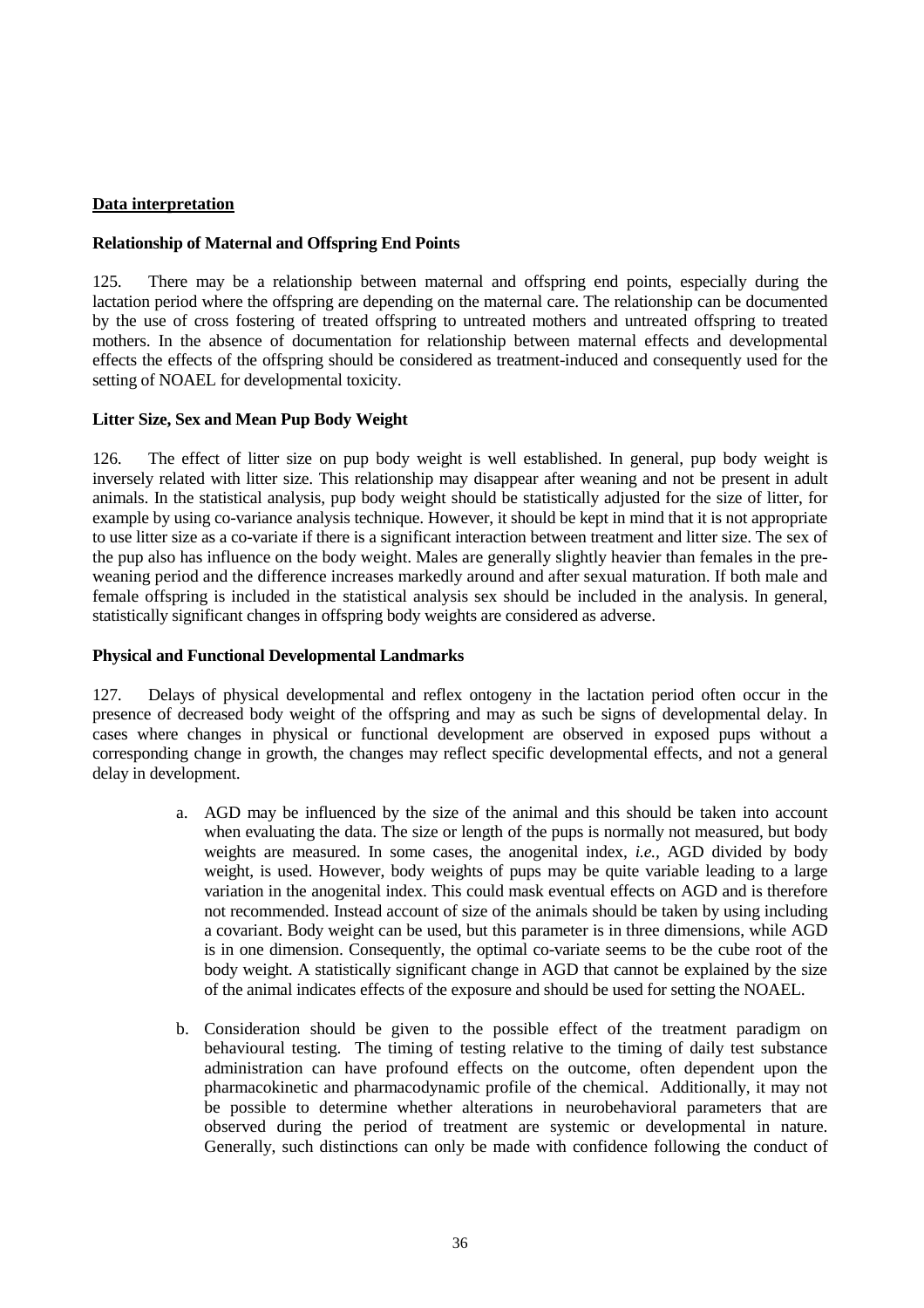## Data interpretation

### Relationship of Maternal and Offspring End Points

125. There may be a relationship between maternal and offspring end points, especially during the lactation period where the offspring are depending on the maternal care. The relationship can be documented by the use of cross fostering of treated offspring to untreated mothers and untreated offspring to treated mothers. In the absence of documentation for relationship between maternal effects and developmental effects the effects of the offspring should be considered as treatment-induced and consequently used for the setting of NOAEL for developmental toxicity.

### Litter Size, Sex and Mean Pup Body Weight

126. The effect of litter size on pup body weight is well established. In general, pup body weight is inversely related with litter size. This relationship may disappear after weaning and not be present in adult animals. In the statistical analysis, pup body weight should be statistically adjusted for the size of litter, for example by using co-variance analysis technique. However, it should be kept in mind that it is not appropriate to use litter size as a co-variate if there is a significant interaction between treatment and litter size. The sex of the pup also has influence on the body weight. Males are generally slightly heavier than females in the pre-weaning period and the difference increases markedly around and after sexual maturation. If both male and female offspring is included in the statistical analysis sex should be included in the analysis. In general, statistically significant changes in offspring body weights are considered as adverse.

### Physical and Functional Developmental Landmarks

127. Delays of physical developmental and reflex ontogeny in the lactation period often occur in the presence of decreased body weight of the offspring and may as such be signs of developmental delay. In cases where changes in physical or functional development are observed in exposed pups without a corresponding change in growth, the changes may reflect specific developmental effects, and not a general delay in development.

a. AGD may be influenced by the size of the animal and this should be taken into account when evaluating the data. The size or length of the pups is normally not measured, but body weights are measured. In some cases, the anogenital index, *i.e.*, AGD divided by body weight, is used. However, body weights of pups may be quite variable leading to a large variation in the anogenital index. This could mask eventual effects on AGD and is therefore not recommended. Instead account of size of the animals should be taken by using including a covariant. Body weight can be used, but this parameter is in three dimensions, while AGD is in one dimension. Consequently, the optimal co-variate seems to be the cube root of the body weight. A statistically significant change in AGD that cannot be explained by the size of the animal indicates effects of the exposure and should be used for setting the NOAEL.

b. Consideration should be given to the possible effect of the treatment paradigm on behavioural testing. The timing of testing relative to the timing of daily test substance administration can have profound effects on the outcome, often dependent upon the pharmacokinetic and pharmacodynamic profile of the chemical. Additionally, it may not be possible to determine whether alterations in neurobehavioral parameters that are observed during the period of treatment are systemic or developmental in nature. Generally, such distinctions can only be made with confidence following the conduct of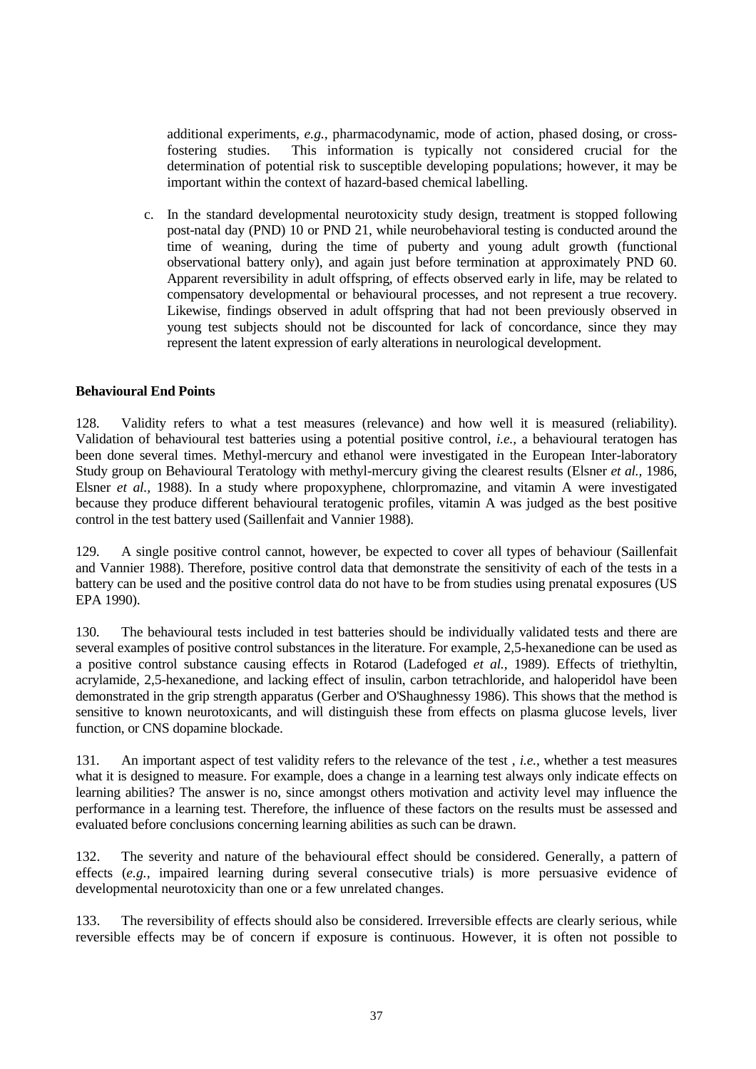additional experiments, *e.g.,* pharmacodynamic, mode of action, phased dosing, or cross-fostering studies. This information is typically not considered crucial for the determination of potential risk to susceptible developing populations; however, it may be important within the context of hazard-based chemical labelling.

c. In the standard developmental neurotoxicity study design, treatment is stopped following post-natal day (PND) 10 or PND 21, while neurobehavioral testing is conducted around the time of weaning, during the time of puberty and young adult growth (functional observational battery only), and again just before termination at approximately PND 60. Apparent reversibility in adult offspring, of effects observed early in life, may be related to compensatory developmental or behavioural processes, and not represent a true recovery. Likewise, findings observed in adult offspring that had not been previously observed in young test subjects should not be discounted for lack of concordance, since they may represent the latent expression of early alterations in neurological development.

**Behavioural End Points**

128. Validity refers to what a test measures (relevance) and how well it is measured (reliability). Validation of behavioural test batteries using a potential positive control, *i.e.,* a behavioural teratogen has been done several times. Methyl-mercury and ethanol were investigated in the European Inter-laboratory Study group on Behavioural Teratology with methyl-mercury giving the clearest results (Elsner *et al.,* 1986, Elsner *et al.,* 1988). In a study where propoxyphene, chlorpromazine, and vitamin A were investigated because they produce different behavioural teratogenic profiles, vitamin A was judged as the best positive control in the test battery used (Saillenfait and Vannier 1988).

129. A single positive control cannot, however, be expected to cover all types of behaviour (Saillenfait and Vannier 1988). Therefore, positive control data that demonstrate the sensitivity of each of the tests in a battery can be used and the positive control data do not have to be from studies using prenatal exposures (US EPA 1990).

130. The behavioural tests included in test batteries should be individually validated tests and there are several examples of positive control substances in the literature. For example, 2,5-hexanedione can be used as a positive control substance causing effects in Rotarod (Ladefoged *et al.,* 1989). Effects of triethyltin, acrylamide, 2,5-hexanedione, and lacking effect of insulin, carbon tetrachloride, and haloperidol have been demonstrated in the grip strength apparatus (Gerber and O'Shaughnessy 1986). This shows that the method is sensitive to known neurotoxicants, and will distinguish these from effects on plasma glucose levels, liver function, or CNS dopamine blockade.

131. An important aspect of test validity refers to the relevance of the test , *i.e.,* whether a test measures what it is designed to measure. For example, does a change in a learning test always only indicate effects on learning abilities? The answer is no, since amongst others motivation and activity level may influence the performance in a learning test. Therefore, the influence of these factors on the results must be assessed and evaluated before conclusions concerning learning abilities as such can be drawn.

132. The severity and nature of the behavioural effect should be considered. Generally, a pattern of effects (*e.g.,* impaired learning during several consecutive trials) is more persuasive evidence of developmental neurotoxicity than one or a few unrelated changes.

133. The reversibility of effects should also be considered. Irreversible effects are clearly serious, while reversible effects may be of concern if exposure is continuous. However, it is often not possible to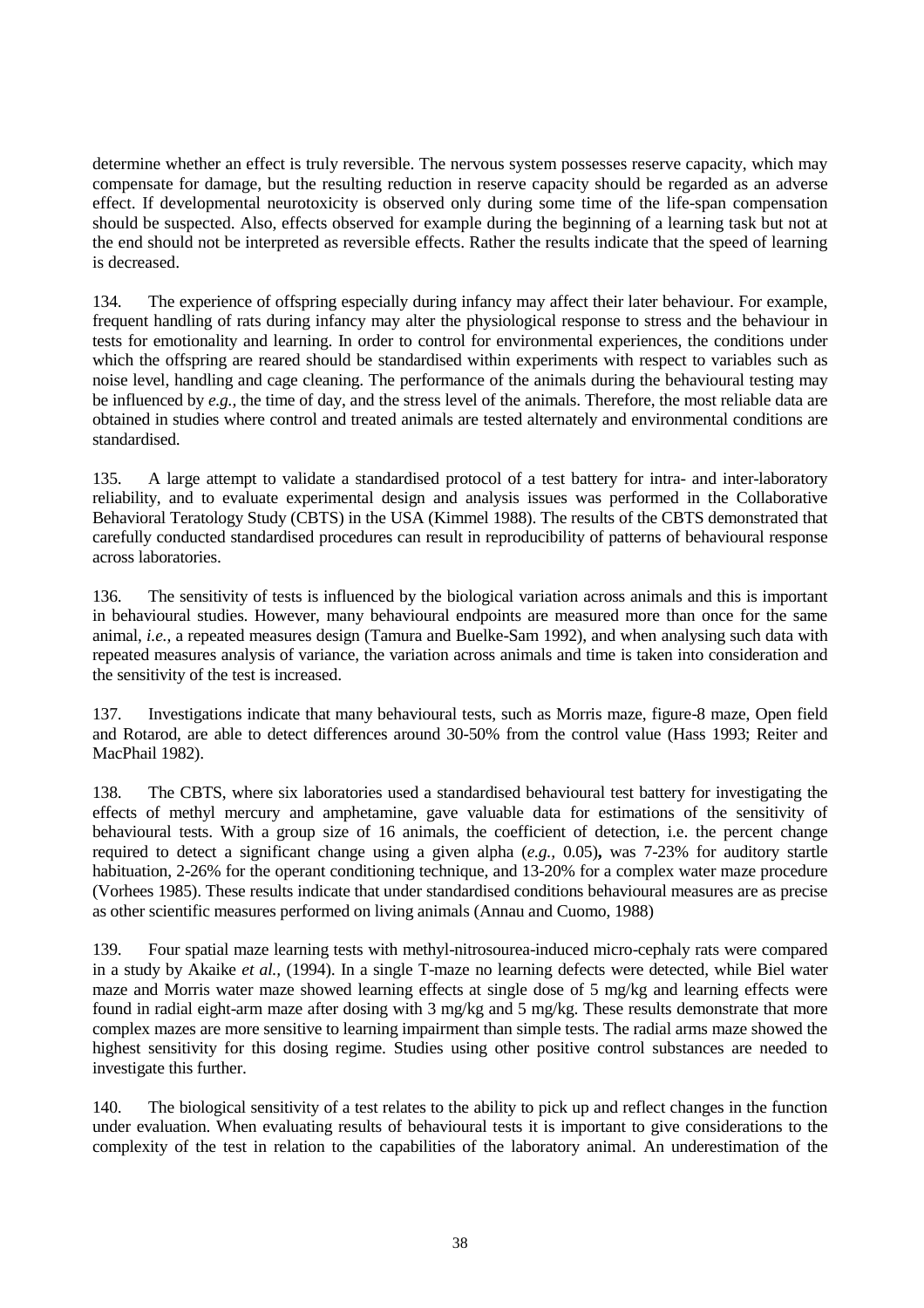determine whether an effect is truly reversible. The nervous system possesses reserve capacity, which may compensate for damage, but the resulting reduction in reserve capacity should be regarded as an adverse effect. If developmental neurotoxicity is observed only during some time of the life-span compensation should be suspected. Also, effects observed for example during the beginning of a learning task but not at the end should not be interpreted as reversible effects. Rather the results indicate that the speed of learning is decreased.

134. The experience of offspring especially during infancy may affect their later behaviour. For example, frequent handling of rats during infancy may alter the physiological response to stress and the behaviour in tests for emotionality and learning. In order to control for environmental experiences, the conditions under which the offspring are reared should be standardised within experiments with respect to variables such as noise level, handling and cage cleaning. The performance of the animals during the behavioural testing may be influenced by *e.g.,* the time of day, and the stress level of the animals. Therefore, the most reliable data are obtained in studies where control and treated animals are tested alternately and environmental conditions are standardised.

135. A large attempt to validate a standardised protocol of a test battery for intra- and inter-laboratory reliability, and to evaluate experimental design and analysis issues was performed in the Collaborative Behavioral Teratology Study (CBTS) in the USA (Kimmel 1988). The results of the CBTS demonstrated that carefully conducted standardised procedures can result in reproducibility of patterns of behavioural response across laboratories.

136. The sensitivity of tests is influenced by the biological variation across animals and this is important in behavioural studies. However, many behavioural endpoints are measured more than once for the same animal, *i.e.,* a repeated measures design (Tamura and Buelke-Sam 1992), and when analysing such data with repeated measures analysis of variance, the variation across animals and time is taken into consideration and the sensitivity of the test is increased.

137. Investigations indicate that many behavioural tests, such as Morris maze, figure-8 maze, Open field and Rotarod, are able to detect differences around 30-50% from the control value (Hass 1993; Reiter and MacPhail 1982).

138. The CBTS, where six laboratories used a standardised behavioural test battery for investigating the effects of methyl mercury and amphetamine, gave valuable data for estimations of the sensitivity of behavioural tests. With a group size of 16 animals, the coefficient of detection, i.e. the percent change required to detect a significant change using a given alpha (*e.g.,* 0.05)**,** was 7-23% for auditory startle habituation, 2-26% for the operant conditioning technique, and 13-20% for a complex water maze procedure (Vorhees 1985). These results indicate that under standardised conditions behavioural measures are as precise as other scientific measures performed on living animals (Annau and Cuomo, 1988)

139. Four spatial maze learning tests with methyl-nitrosourea-induced micro-cephaly rats were compared in a study by Akaike *et al.,* (1994). In a single T-maze no learning defects were detected, while Biel water maze and Morris water maze showed learning effects at single dose of 5 mg/kg and learning effects were found in radial eight-arm maze after dosing with 3 mg/kg and 5 mg/kg. These results demonstrate that more complex mazes are more sensitive to learning impairment than simple tests. The radial arms maze showed the highest sensitivity for this dosing regime. Studies using other positive control substances are needed to investigate this further.

140. The biological sensitivity of a test relates to the ability to pick up and reflect changes in the function under evaluation. When evaluating results of behavioural tests it is important to give considerations to the complexity of the test in relation to the capabilities of the laboratory animal. An underestimation of the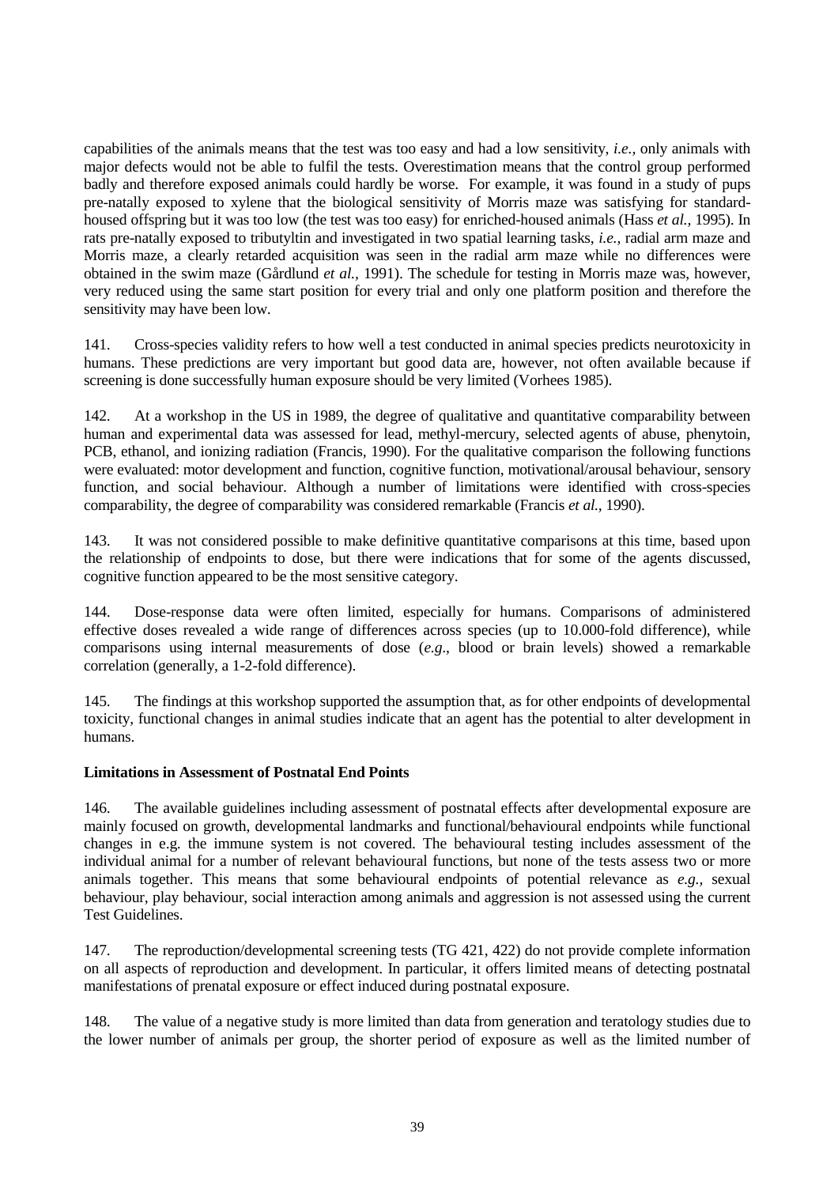capabilities of the animals means that the test was too easy and had a low sensitivity, *i.e.,* only animals with major defects would not be able to fulfil the tests. Overestimation means that the control group performed badly and therefore exposed animals could hardly be worse. For example, it was found in a study of pups pre-natally exposed to xylene that the biological sensitivity of Morris maze was satisfying for standard-housed offspring but it was too low (the test was too easy) for enriched-housed animals (Hass *et al.,* 1995). In rats pre-natally exposed to tributyltin and investigated in two spatial learning tasks, *i.e.,* radial arm maze and Morris maze, a clearly retarded acquisition was seen in the radial arm maze while no differences were obtained in the swim maze (Gårdlund *et al.,* 1991). The schedule for testing in Morris maze was, however, very reduced using the same start position for every trial and only one platform position and therefore the sensitivity may have been low.

141. Cross-species validity refers to how well a test conducted in animal species predicts neurotoxicity in humans. These predictions are very important but good data are, however, not often available because if screening is done successfully human exposure should be very limited (Vorhees 1985).

142. At a workshop in the US in 1989, the degree of qualitative and quantitative comparability between human and experimental data was assessed for lead, methyl-mercury, selected agents of abuse, phenytoin, PCB, ethanol, and ionizing radiation (Francis, 1990). For the qualitative comparison the following functions were evaluated: motor development and function, cognitive function, motivational/arousal behaviour, sensory function, and social behaviour. Although a number of limitations were identified with cross-species comparability, the degree of comparability was considered remarkable (Francis *et al.,* 1990).

143. It was not considered possible to make definitive quantitative comparisons at this time, based upon the relationship of endpoints to dose, but there were indications that for some of the agents discussed, cognitive function appeared to be the most sensitive category.

144. Dose-response data were often limited, especially for humans. Comparisons of administered effective doses revealed a wide range of differences across species (up to 10.000-fold difference), while comparisons using internal measurements of dose (*e.g*., blood or brain levels) showed a remarkable correlation (generally, a 1-2-fold difference).

145. The findings at this workshop supported the assumption that, as for other endpoints of developmental toxicity, functional changes in animal studies indicate that an agent has the potential to alter development in humans.

**Limitations in Assessment of Postnatal End Points**

146. The available guidelines including assessment of postnatal effects after developmental exposure are mainly focused on growth, developmental landmarks and functional/behavioural endpoints while functional changes in e.g. the immune system is not covered. The behavioural testing includes assessment of the individual animal for a number of relevant behavioural functions, but none of the tests assess two or more animals together. This means that some behavioural endpoints of potential relevance as *e.g.,* sexual behaviour, play behaviour, social interaction among animals and aggression is not assessed using the current Test Guidelines.

147. The reproduction/developmental screening tests (TG 421, 422) do not provide complete information on all aspects of reproduction and development. In particular, it offers limited means of detecting postnatal manifestations of prenatal exposure or effect induced during postnatal exposure.

148. The value of a negative study is more limited than data from generation and teratology studies due to the lower number of animals per group, the shorter period of exposure as well as the limited number of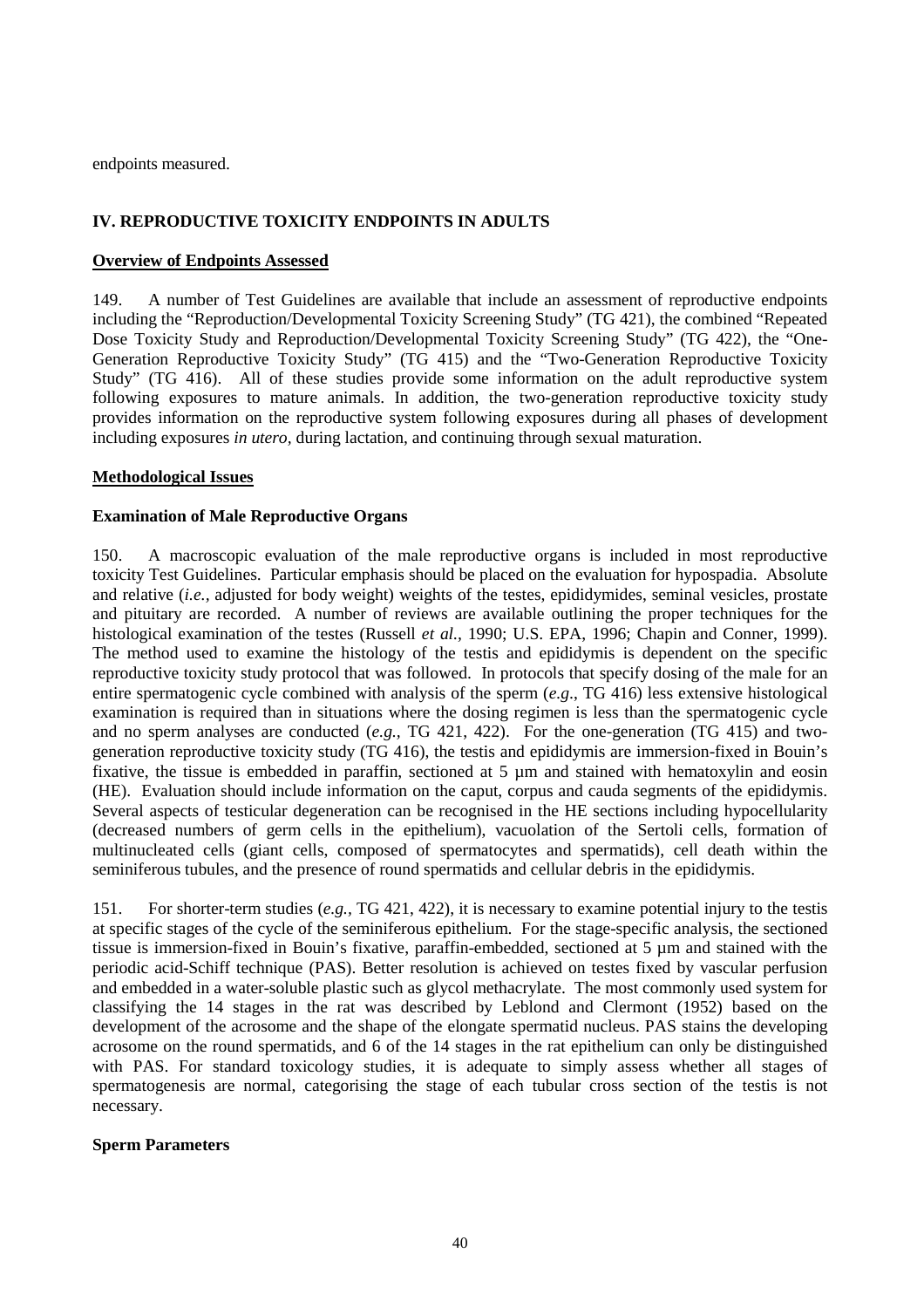endpoints measured.

## IV. REPRODUCTIVE TOXICITY ENDPOINTS IN ADULTS

### Overview of Endpoints Assessed

149. A number of Test Guidelines are available that include an assessment of reproductive endpoints including the "Reproduction/Developmental Toxicity Screening Study" (TG 421), the combined "Repeated Dose Toxicity Study and Reproduction/Developmental Toxicity Screening Study" (TG 422), the "One-Generation Reproductive Toxicity Study" (TG 415) and the "Two-Generation Reproductive Toxicity Study" (TG 416). All of these studies provide some information on the adult reproductive system following exposures to mature animals. In addition, the two-generation reproductive toxicity study provides information on the reproductive system following exposures during all phases of development including exposures *in utero,* during lactation, and continuing through sexual maturation.

### Methodological Issues

#### Examination of Male Reproductive Organs

150. A macroscopic evaluation of the male reproductive organs is included in most reproductive toxicity Test Guidelines. Particular emphasis should be placed on the evaluation for hypospadia. Absolute and relative (*i.e.,* adjusted for body weight) weights of the testes, epididymides, seminal vesicles, prostate and pituitary are recorded. A number of reviews are available outlining the proper techniques for the histological examination of the testes (Russell *et al.,* 1990; U.S. EPA, 1996; Chapin and Conner, 1999). The method used to examine the histology of the testis and epididymis is dependent on the specific reproductive toxicity study protocol that was followed. In protocols that specify dosing of the male for an entire spermatogenic cycle combined with analysis of the sperm (*e.g*., TG 416) less extensive histological examination is required than in situations where the dosing regimen is less than the spermatogenic cycle and no sperm analyses are conducted (*e.g.,* TG 421, 422). For the one-generation (TG 415) and two-generation reproductive toxicity study (TG 416), the testis and epididymis are immersion-fixed in Bouin's fixative, the tissue is embedded in paraffin, sectioned at 5 µm and stained with hematoxylin and eosin (HE). Evaluation should include information on the caput, corpus and cauda segments of the epididymis. Several aspects of testicular degeneration can be recognised in the HE sections including hypocellularity (decreased numbers of germ cells in the epithelium), vacuolation of the Sertoli cells, formation of multinucleated cells (giant cells, composed of spermatocytes and spermatids), cell death within the seminiferous tubules, and the presence of round spermatids and cellular debris in the epididymis.

151. For shorter-term studies (*e.g.,* TG 421, 422), it is necessary to examine potential injury to the testis at specific stages of the cycle of the seminiferous epithelium. For the stage-specific analysis, the sectioned tissue is immersion-fixed in Bouin's fixative, paraffin-embedded, sectioned at 5 µm and stained with the periodic acid-Schiff technique (PAS). Better resolution is achieved on testes fixed by vascular perfusion and embedded in a water-soluble plastic such as glycol methacrylate. The most commonly used system for classifying the 14 stages in the rat was described by Leblond and Clermont (1952) based on the development of the acrosome and the shape of the elongate spermatid nucleus. PAS stains the developing acrosome on the round spermatids, and 6 of the 14 stages in the rat epithelium can only be distinguished with PAS. For standard toxicology studies, it is adequate to simply assess whether all stages of spermatogenesis are normal, categorising the stage of each tubular cross section of the testis is not necessary.

#### Sperm Parameters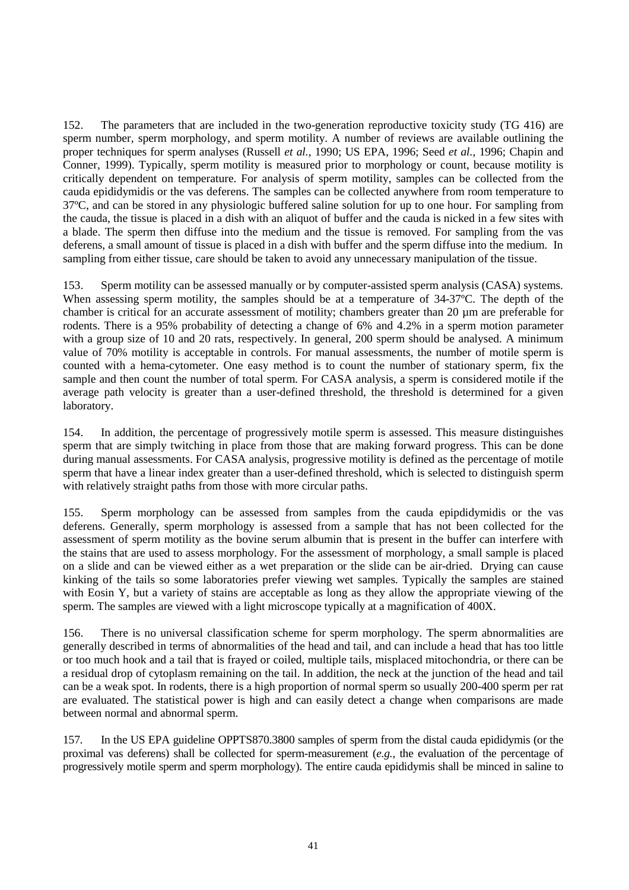152. The parameters that are included in the two-generation reproductive toxicity study (TG 416) are sperm number, sperm morphology, and sperm motility. A number of reviews are available outlining the proper techniques for sperm analyses (Russell *et al.*, 1990; US EPA, 1996; Seed *et al.*, 1996; Chapin and Conner, 1999). Typically, sperm motility is measured prior to morphology or count, because motility is critically dependent on temperature. For analysis of sperm motility, samples can be collected from the cauda epididymidis or the vas deferens. The samples can be collected anywhere from room temperature to 37ºC, and can be stored in any physiologic buffered saline solution for up to one hour. For sampling from the cauda, the tissue is placed in a dish with an aliquot of buffer and the cauda is nicked in a few sites with a blade. The sperm then diffuse into the medium and the tissue is removed. For sampling from the vas deferens, a small amount of tissue is placed in a dish with buffer and the sperm diffuse into the medium. In sampling from either tissue, care should be taken to avoid any unnecessary manipulation of the tissue.

153. Sperm motility can be assessed manually or by computer-assisted sperm analysis (CASA) systems. When assessing sperm motility, the samples should be at a temperature of 34-37ºC. The depth of the chamber is critical for an accurate assessment of motility; chambers greater than 20 µm are preferable for rodents. There is a 95% probability of detecting a change of 6% and 4.2% in a sperm motion parameter with a group size of 10 and 20 rats, respectively. In general, 200 sperm should be analysed. A minimum value of 70% motility is acceptable in controls. For manual assessments, the number of motile sperm is counted with a hema-cytometer. One easy method is to count the number of stationary sperm, fix the sample and then count the number of total sperm. For CASA analysis, a sperm is considered motile if the average path velocity is greater than a user-defined threshold, the threshold is determined for a given laboratory.

154. In addition, the percentage of progressively motile sperm is assessed. This measure distinguishes sperm that are simply twitching in place from those that are making forward progress. This can be done during manual assessments. For CASA analysis, progressive motility is defined as the percentage of motile sperm that have a linear index greater than a user-defined threshold, which is selected to distinguish sperm with relatively straight paths from those with more circular paths.

155. Sperm morphology can be assessed from samples from the cauda epipdidymidis or the vas deferens. Generally, sperm morphology is assessed from a sample that has not been collected for the assessment of sperm motility as the bovine serum albumin that is present in the buffer can interfere with the stains that are used to assess morphology. For the assessment of morphology, a small sample is placed on a slide and can be viewed either as a wet preparation or the slide can be air-dried. Drying can cause kinking of the tails so some laboratories prefer viewing wet samples. Typically the samples are stained with Eosin Y, but a variety of stains are acceptable as long as they allow the appropriate viewing of the sperm. The samples are viewed with a light microscope typically at a magnification of 400X.

156. There is no universal classification scheme for sperm morphology. The sperm abnormalities are generally described in terms of abnormalities of the head and tail, and can include a head that has too little or too much hook and a tail that is frayed or coiled, multiple tails, misplaced mitochondria, or there can be a residual drop of cytoplasm remaining on the tail. In addition, the neck at the junction of the head and tail can be a weak spot. In rodents, there is a high proportion of normal sperm so usually 200-400 sperm per rat are evaluated. The statistical power is high and can easily detect a change when comparisons are made between normal and abnormal sperm.

157. In the US EPA guideline OPPTS870.3800 samples of sperm from the distal cauda epididymis (or the proximal vas deferens) shall be collected for sperm-measurement (*e.g.*, the evaluation of the percentage of progressively motile sperm and sperm morphology). The entire cauda epididymis shall be minced in saline to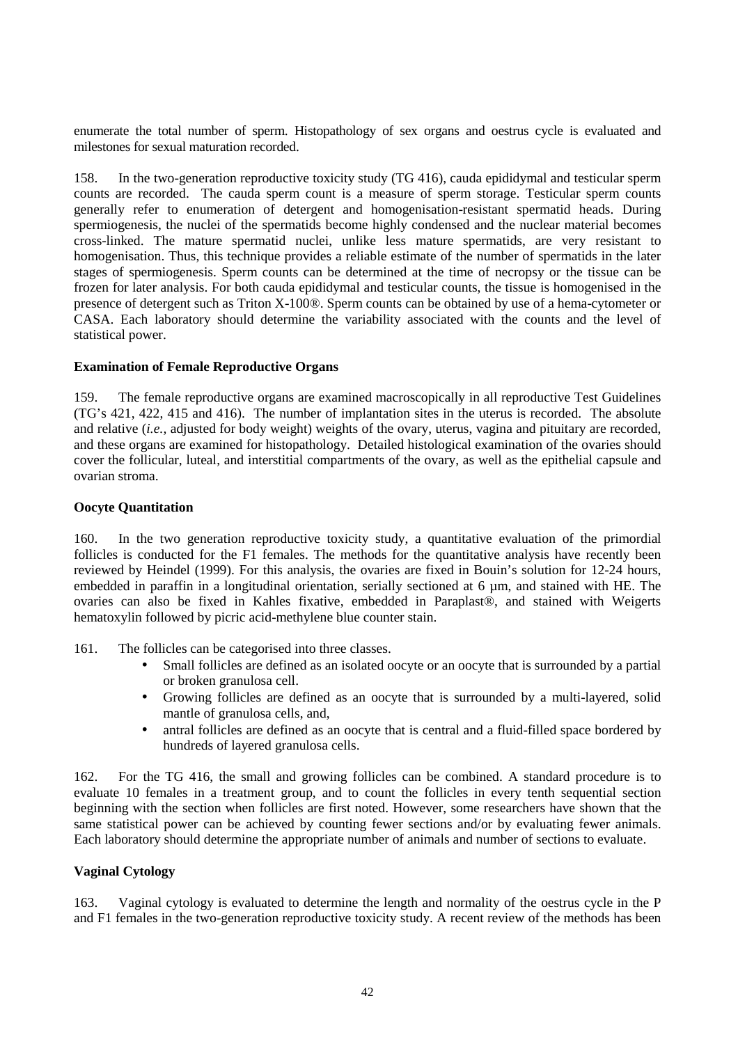enumerate the total number of sperm. Histopathology of sex organs and oestrus cycle is evaluated and milestones for sexual maturation recorded.

158. In the two-generation reproductive toxicity study (TG 416), cauda epididymal and testicular sperm counts are recorded. The cauda sperm count is a measure of sperm storage. Testicular sperm counts generally refer to enumeration of detergent and homogenisation-resistant spermatid heads. During spermiogenesis, the nuclei of the spermatids become highly condensed and the nuclear material becomes cross-linked. The mature spermatid nuclei, unlike less mature spermatids, are very resistant to homogenisation. Thus, this technique provides a reliable estimate of the number of spermatids in the later stages of spermiogenesis. Sperm counts can be determined at the time of necropsy or the tissue can be frozen for later analysis. For both cauda epididymal and testicular counts, the tissue is homogenised in the presence of detergent such as Triton X-100®. Sperm counts can be obtained by use of a hema-cytometer or CASA. Each laboratory should determine the variability associated with the counts and the level of statistical power.

**Examination of Female Reproductive Organs**

159. The female reproductive organs are examined macroscopically in all reproductive Test Guidelines (TG's 421, 422, 415 and 416). The number of implantation sites in the uterus is recorded. The absolute and relative (*i.e.,* adjusted for body weight) weights of the ovary, uterus, vagina and pituitary are recorded, and these organs are examined for histopathology. Detailed histological examination of the ovaries should cover the follicular, luteal, and interstitial compartments of the ovary, as well as the epithelial capsule and ovarian stroma.

**Oocyte Quantitation**

160. In the two generation reproductive toxicity study, a quantitative evaluation of the primordial follicles is conducted for the F1 females. The methods for the quantitative analysis have recently been reviewed by Heindel (1999). For this analysis, the ovaries are fixed in Bouin's solution for 12-24 hours, embedded in paraffin in a longitudinal orientation, serially sectioned at 6 µm, and stained with HE. The ovaries can also be fixed in Kahles fixative, embedded in Paraplast®, and stained with Weigerts hematoxylin followed by picric acid-methylene blue counter stain.

161. The follicles can be categorised into three classes.

- Small follicles are defined as an isolated oocyte or an oocyte that is surrounded by a partial or broken granulosa cell.
- Growing follicles are defined as an oocyte that is surrounded by a multi-layered, solid mantle of granulosa cells, and,
- antral follicles are defined as an oocyte that is central and a fluid-filled space bordered by hundreds of layered granulosa cells.

162. For the TG 416, the small and growing follicles can be combined. A standard procedure is to evaluate 10 females in a treatment group, and to count the follicles in every tenth sequential section beginning with the section when follicles are first noted. However, some researchers have shown that the same statistical power can be achieved by counting fewer sections and/or by evaluating fewer animals. Each laboratory should determine the appropriate number of animals and number of sections to evaluate.

**Vaginal Cytology**

163. Vaginal cytology is evaluated to determine the length and normality of the oestrus cycle in the P and F1 females in the two-generation reproductive toxicity study. A recent review of the methods has been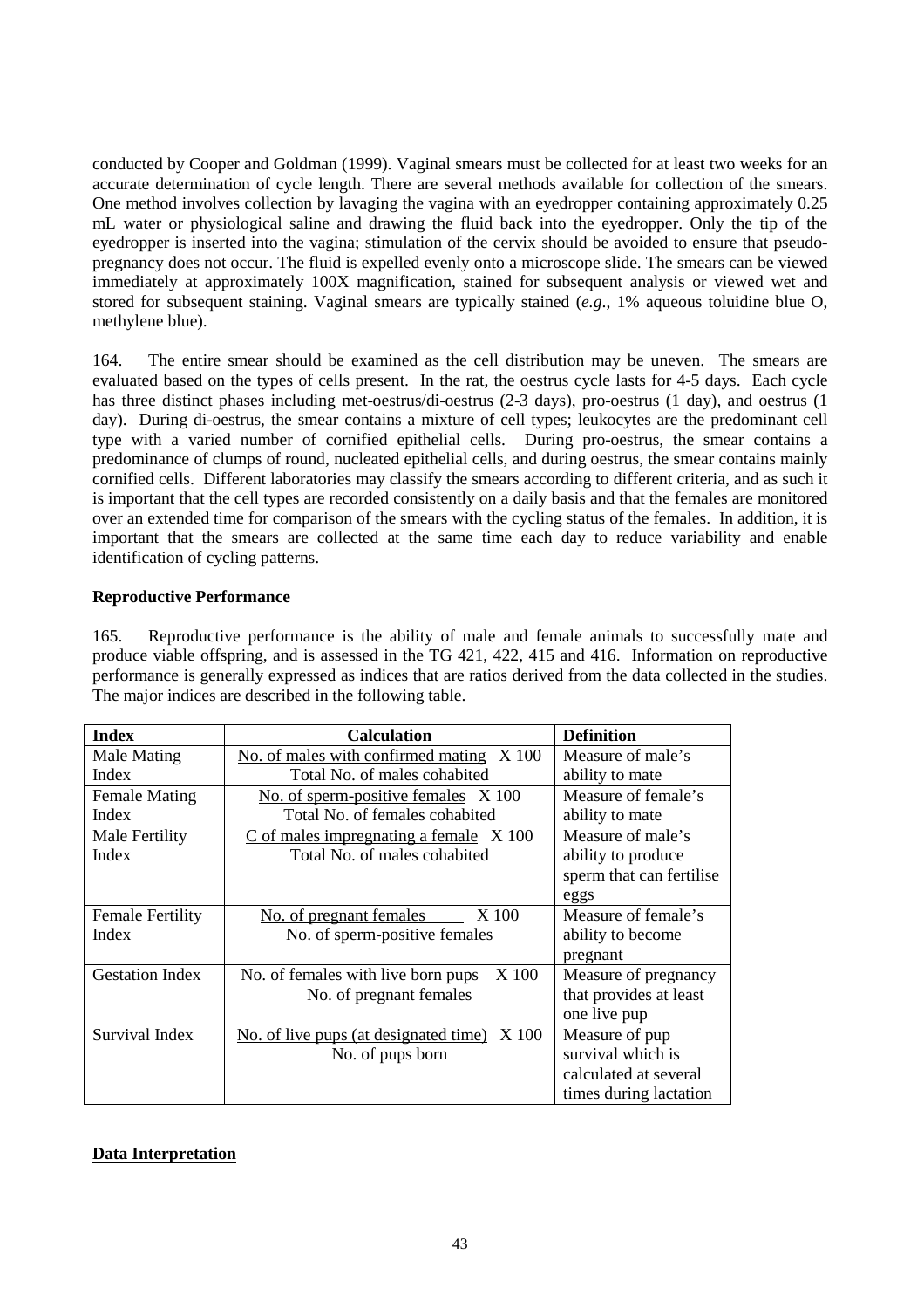conducted by Cooper and Goldman (1999). Vaginal smears must be collected for at least two weeks for an accurate determination of cycle length. There are several methods available for collection of the smears. One method involves collection by lavaging the vagina with an eyedropper containing approximately 0.25 mL water or physiological saline and drawing the fluid back into the eyedropper. Only the tip of the eyedropper is inserted into the vagina; stimulation of the cervix should be avoided to ensure that pseudo-pregnancy does not occur. The fluid is expelled evenly onto a microscope slide. The smears can be viewed immediately at approximately 100X magnification, stained for subsequent analysis or viewed wet and stored for subsequent staining. Vaginal smears are typically stained (*e.g*., 1% aqueous toluidine blue O, methylene blue).

164. The entire smear should be examined as the cell distribution may be uneven. The smears are evaluated based on the types of cells present. In the rat, the oestrus cycle lasts for 4-5 days. Each cycle has three distinct phases including met-oestrus/di-oestrus (2-3 days), pro-oestrus (1 day), and oestrus (1 day). During di-oestrus, the smear contains a mixture of cell types; leukocytes are the predominant cell type with a varied number of cornified epithelial cells. During pro-oestrus, the smear contains a predominance of clumps of round, nucleated epithelial cells, and during oestrus, the smear contains mainly cornified cells. Different laboratories may classify the smears according to different criteria, and as such it is important that the cell types are recorded consistently on a daily basis and that the females are monitored over an extended time for comparison of the smears with the cycling status of the females. In addition, it is important that the smears are collected at the same time each day to reduce variability and enable identification of cycling patterns.

**Reproductive Performance**

165. Reproductive performance is the ability of male and female animals to successfully mate and produce viable offspring, and is assessed in the TG 421, 422, 415 and 416. Information on reproductive performance is generally expressed as indices that are ratios derived from the data collected in the studies. The major indices are described in the following table.

| Index | Calculation | Definition |
|---|---|---|
| Male Mating Index | (No. of males with confirmed mating / Total No. of males cohabited) X 100 | Measure of male's ability to mate |
| Female Mating Index | (No. of sperm-positive females / Total No. of females cohabited) X 100 | Measure of female's ability to mate |
| Male Fertility Index | (C of males impregnating a female / Total No. of males cohabited) X 100 | Measure of male's ability to produce sperm that can fertilise eggs |
| Female Fertility Index | (No. of pregnant females / No. of sperm-positive females) X 100 | Measure of female's ability to become pregnant |
| Gestation Index | (No. of females with live born pups / No. of pregnant females) X 100 | Measure of pregnancy that provides at least one live pup |
| Survival Index | (No. of live pups (at designated time) / No. of pups born) X 100 | Measure of pup survival which is calculated at several times during lactation |

**Data Interpretation**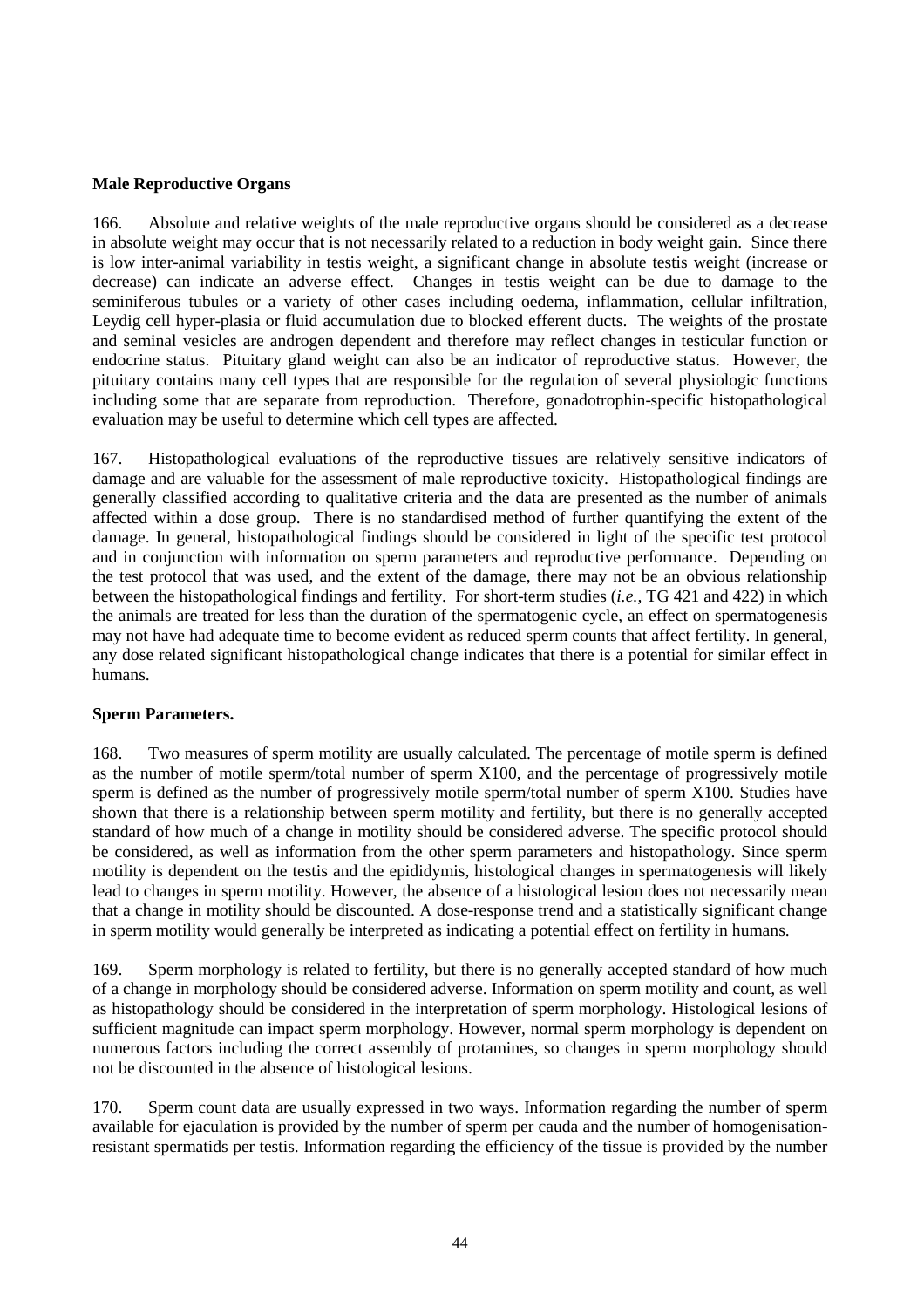**Male Reproductive Organs**

166. Absolute and relative weights of the male reproductive organs should be considered as a decrease in absolute weight may occur that is not necessarily related to a reduction in body weight gain. Since there is low inter-animal variability in testis weight, a significant change in absolute testis weight (increase or decrease) can indicate an adverse effect. Changes in testis weight can be due to damage to the seminiferous tubules or a variety of other cases including oedema, inflammation, cellular infiltration, Leydig cell hyper-plasia or fluid accumulation due to blocked efferent ducts. The weights of the prostate and seminal vesicles are androgen dependent and therefore may reflect changes in testicular function or endocrine status. Pituitary gland weight can also be an indicator of reproductive status. However, the pituitary contains many cell types that are responsible for the regulation of several physiologic functions including some that are separate from reproduction. Therefore, gonadotrophin-specific histopathological evaluation may be useful to determine which cell types are affected.

167. Histopathological evaluations of the reproductive tissues are relatively sensitive indicators of damage and are valuable for the assessment of male reproductive toxicity. Histopathological findings are generally classified according to qualitative criteria and the data are presented as the number of animals affected within a dose group. There is no standardised method of further quantifying the extent of the damage. In general, histopathological findings should be considered in light of the specific test protocol and in conjunction with information on sperm parameters and reproductive performance. Depending on the test protocol that was used, and the extent of the damage, there may not be an obvious relationship between the histopathological findings and fertility. For short-term studies (*i.e.,* TG 421 and 422) in which the animals are treated for less than the duration of the spermatogenic cycle, an effect on spermatogenesis may not have had adequate time to become evident as reduced sperm counts that affect fertility. In general, any dose related significant histopathological change indicates that there is a potential for similar effect in humans.

**Sperm Parameters.**

168. Two measures of sperm motility are usually calculated. The percentage of motile sperm is defined as the number of motile sperm/total number of sperm X100, and the percentage of progressively motile sperm is defined as the number of progressively motile sperm/total number of sperm X100. Studies have shown that there is a relationship between sperm motility and fertility, but there is no generally accepted standard of how much of a change in motility should be considered adverse. The specific protocol should be considered, as well as information from the other sperm parameters and histopathology. Since sperm motility is dependent on the testis and the epididymis, histological changes in spermatogenesis will likely lead to changes in sperm motility. However, the absence of a histological lesion does not necessarily mean that a change in motility should be discounted. A dose-response trend and a statistically significant change in sperm motility would generally be interpreted as indicating a potential effect on fertility in humans.

169. Sperm morphology is related to fertility, but there is no generally accepted standard of how much of a change in morphology should be considered adverse. Information on sperm motility and count, as well as histopathology should be considered in the interpretation of sperm morphology. Histological lesions of sufficient magnitude can impact sperm morphology. However, normal sperm morphology is dependent on numerous factors including the correct assembly of protamines, so changes in sperm morphology should not be discounted in the absence of histological lesions.

170. Sperm count data are usually expressed in two ways. Information regarding the number of sperm available for ejaculation is provided by the number of sperm per cauda and the number of homogenisation-resistant spermatids per testis. Information regarding the efficiency of the tissue is provided by the number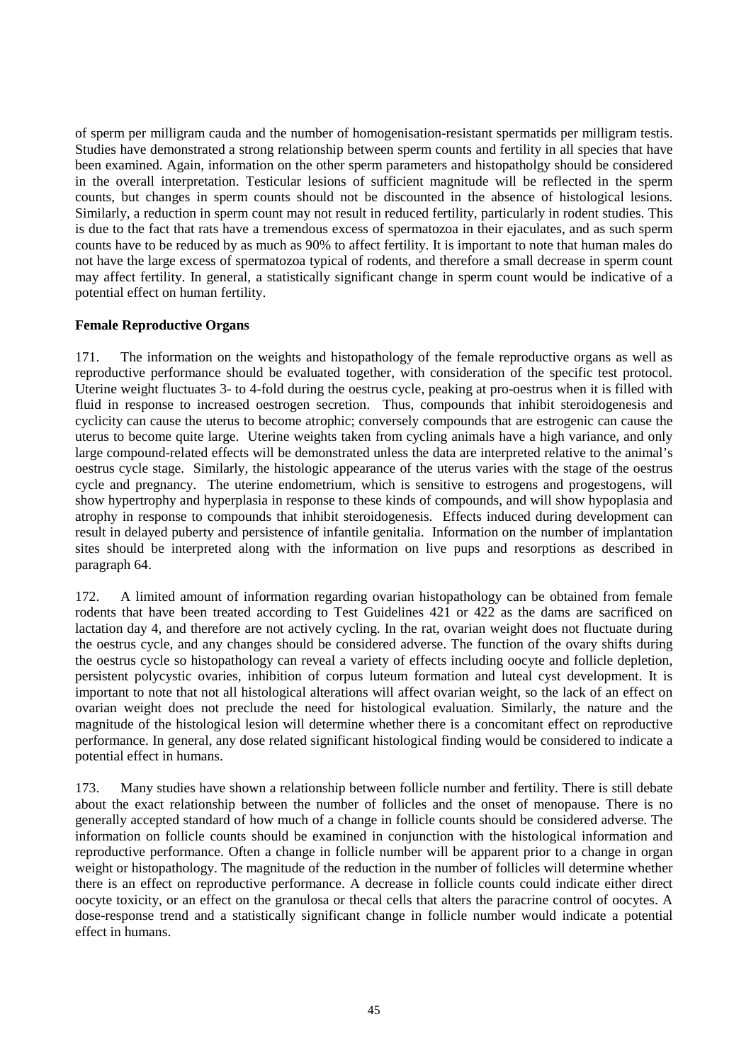of sperm per milligram cauda and the number of homogenisation-resistant spermatids per milligram testis. Studies have demonstrated a strong relationship between sperm counts and fertility in all species that have been examined. Again, information on the other sperm parameters and histopatholgy should be considered in the overall interpretation. Testicular lesions of sufficient magnitude will be reflected in the sperm counts, but changes in sperm counts should not be discounted in the absence of histological lesions. Similarly, a reduction in sperm count may not result in reduced fertility, particularly in rodent studies. This is due to the fact that rats have a tremendous excess of spermatozoa in their ejaculates, and as such sperm counts have to be reduced by as much as 90% to affect fertility. It is important to note that human males do not have the large excess of spermatozoa typical of rodents, and therefore a small decrease in sperm count may affect fertility. In general, a statistically significant change in sperm count would be indicative of a potential effect on human fertility.

**Female Reproductive Organs**

171. The information on the weights and histopathology of the female reproductive organs as well as reproductive performance should be evaluated together, with consideration of the specific test protocol. Uterine weight fluctuates 3- to 4-fold during the oestrus cycle, peaking at pro-oestrus when it is filled with fluid in response to increased oestrogen secretion. Thus, compounds that inhibit steroidogenesis and cyclicity can cause the uterus to become atrophic; conversely compounds that are estrogenic can cause the uterus to become quite large. Uterine weights taken from cycling animals have a high variance, and only large compound-related effects will be demonstrated unless the data are interpreted relative to the animal's oestrus cycle stage. Similarly, the histologic appearance of the uterus varies with the stage of the oestrus cycle and pregnancy. The uterine endometrium, which is sensitive to estrogens and progestogens, will show hypertrophy and hyperplasia in response to these kinds of compounds, and will show hypoplasia and atrophy in response to compounds that inhibit steroidogenesis. Effects induced during development can result in delayed puberty and persistence of infantile genitalia. Information on the number of implantation sites should be interpreted along with the information on live pups and resorptions as described in paragraph 64.

172. A limited amount of information regarding ovarian histopathology can be obtained from female rodents that have been treated according to Test Guidelines 421 or 422 as the dams are sacrificed on lactation day 4, and therefore are not actively cycling. In the rat, ovarian weight does not fluctuate during the oestrus cycle, and any changes should be considered adverse. The function of the ovary shifts during the oestrus cycle so histopathology can reveal a variety of effects including oocyte and follicle depletion, persistent polycystic ovaries, inhibition of corpus luteum formation and luteal cyst development. It is important to note that not all histological alterations will affect ovarian weight, so the lack of an effect on ovarian weight does not preclude the need for histological evaluation. Similarly, the nature and the magnitude of the histological lesion will determine whether there is a concomitant effect on reproductive performance. In general, any dose related significant histological finding would be considered to indicate a potential effect in humans.

173. Many studies have shown a relationship between follicle number and fertility. There is still debate about the exact relationship between the number of follicles and the onset of menopause. There is no generally accepted standard of how much of a change in follicle counts should be considered adverse. The information on follicle counts should be examined in conjunction with the histological information and reproductive performance. Often a change in follicle number will be apparent prior to a change in organ weight or histopathology. The magnitude of the reduction in the number of follicles will determine whether there is an effect on reproductive performance. A decrease in follicle counts could indicate either direct oocyte toxicity, or an effect on the granulosa or thecal cells that alters the paracrine control of oocytes. A dose-response trend and a statistically significant change in follicle number would indicate a potential effect in humans.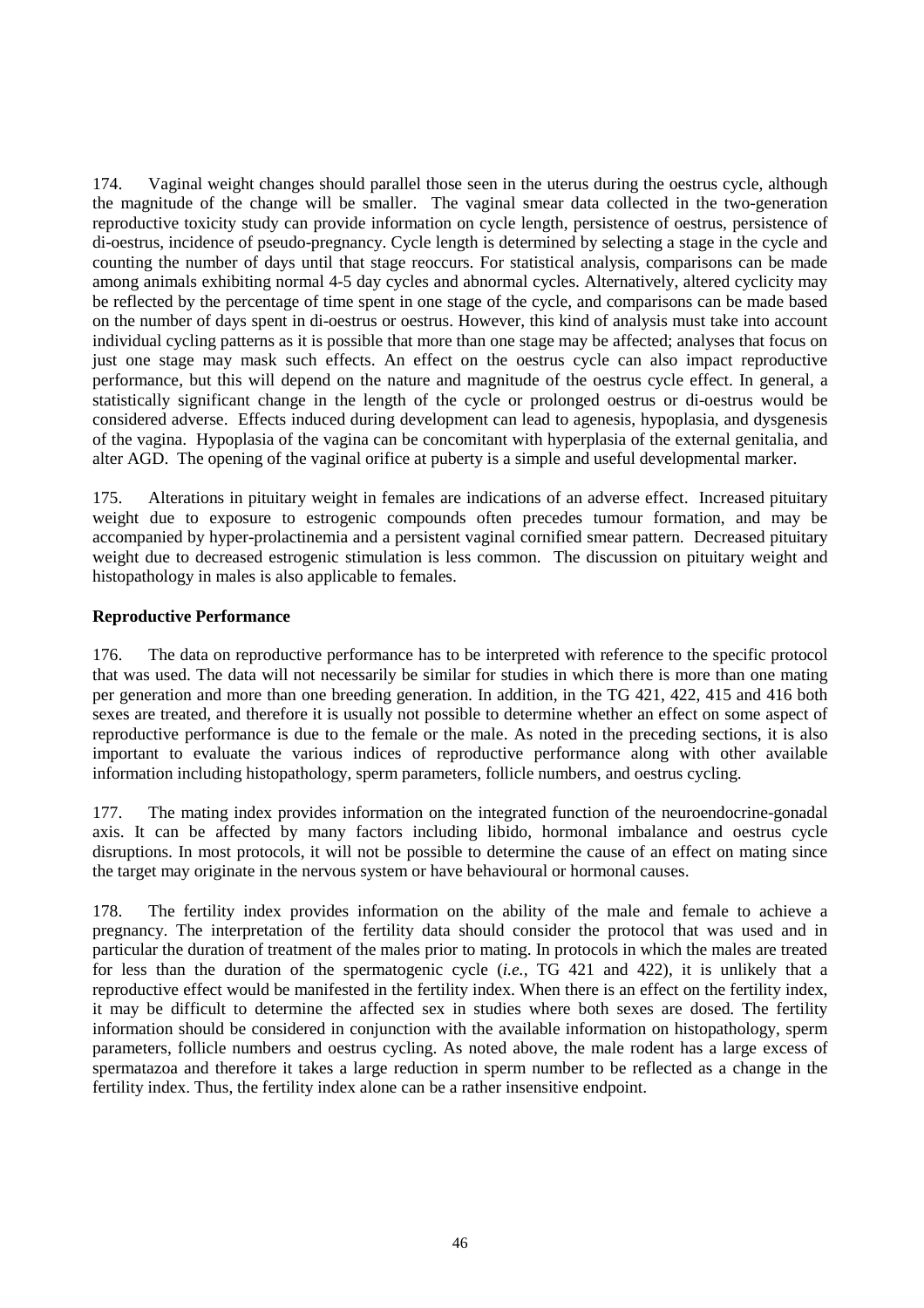174. Vaginal weight changes should parallel those seen in the uterus during the oestrus cycle, although the magnitude of the change will be smaller. The vaginal smear data collected in the two-generation reproductive toxicity study can provide information on cycle length, persistence of oestrus, persistence of di-oestrus, incidence of pseudo-pregnancy. Cycle length is determined by selecting a stage in the cycle and counting the number of days until that stage reoccurs. For statistical analysis, comparisons can be made among animals exhibiting normal 4-5 day cycles and abnormal cycles. Alternatively, altered cyclicity may be reflected by the percentage of time spent in one stage of the cycle, and comparisons can be made based on the number of days spent in di-oestrus or oestrus. However, this kind of analysis must take into account individual cycling patterns as it is possible that more than one stage may be affected; analyses that focus on just one stage may mask such effects. An effect on the oestrus cycle can also impact reproductive performance, but this will depend on the nature and magnitude of the oestrus cycle effect. In general, a statistically significant change in the length of the cycle or prolonged oestrus or di-oestrus would be considered adverse. Effects induced during development can lead to agenesis, hypoplasia, and dysgenesis of the vagina. Hypoplasia of the vagina can be concomitant with hyperplasia of the external genitalia, and alter AGD. The opening of the vaginal orifice at puberty is a simple and useful developmental marker.

175. Alterations in pituitary weight in females are indications of an adverse effect. Increased pituitary weight due to exposure to estrogenic compounds often precedes tumour formation, and may be accompanied by hyper-prolactinemia and a persistent vaginal cornified smear pattern. Decreased pituitary weight due to decreased estrogenic stimulation is less common. The discussion on pituitary weight and histopathology in males is also applicable to females.

**Reproductive Performance**

176. The data on reproductive performance has to be interpreted with reference to the specific protocol that was used. The data will not necessarily be similar for studies in which there is more than one mating per generation and more than one breeding generation. In addition, in the TG 421, 422, 415 and 416 both sexes are treated, and therefore it is usually not possible to determine whether an effect on some aspect of reproductive performance is due to the female or the male. As noted in the preceding sections, it is also important to evaluate the various indices of reproductive performance along with other available information including histopathology, sperm parameters, follicle numbers, and oestrus cycling.

177. The mating index provides information on the integrated function of the neuroendocrine-gonadal axis. It can be affected by many factors including libido, hormonal imbalance and oestrus cycle disruptions. In most protocols, it will not be possible to determine the cause of an effect on mating since the target may originate in the nervous system or have behavioural or hormonal causes.

178. The fertility index provides information on the ability of the male and female to achieve a pregnancy. The interpretation of the fertility data should consider the protocol that was used and in particular the duration of treatment of the males prior to mating. In protocols in which the males are treated for less than the duration of the spermatogenic cycle (*i.e.*, TG 421 and 422), it is unlikely that a reproductive effect would be manifested in the fertility index. When there is an effect on the fertility index, it may be difficult to determine the affected sex in studies where both sexes are dosed. The fertility information should be considered in conjunction with the available information on histopathology, sperm parameters, follicle numbers and oestrus cycling. As noted above, the male rodent has a large excess of spermatazoa and therefore it takes a large reduction in sperm number to be reflected as a change in the fertility index. Thus, the fertility index alone can be a rather insensitive endpoint.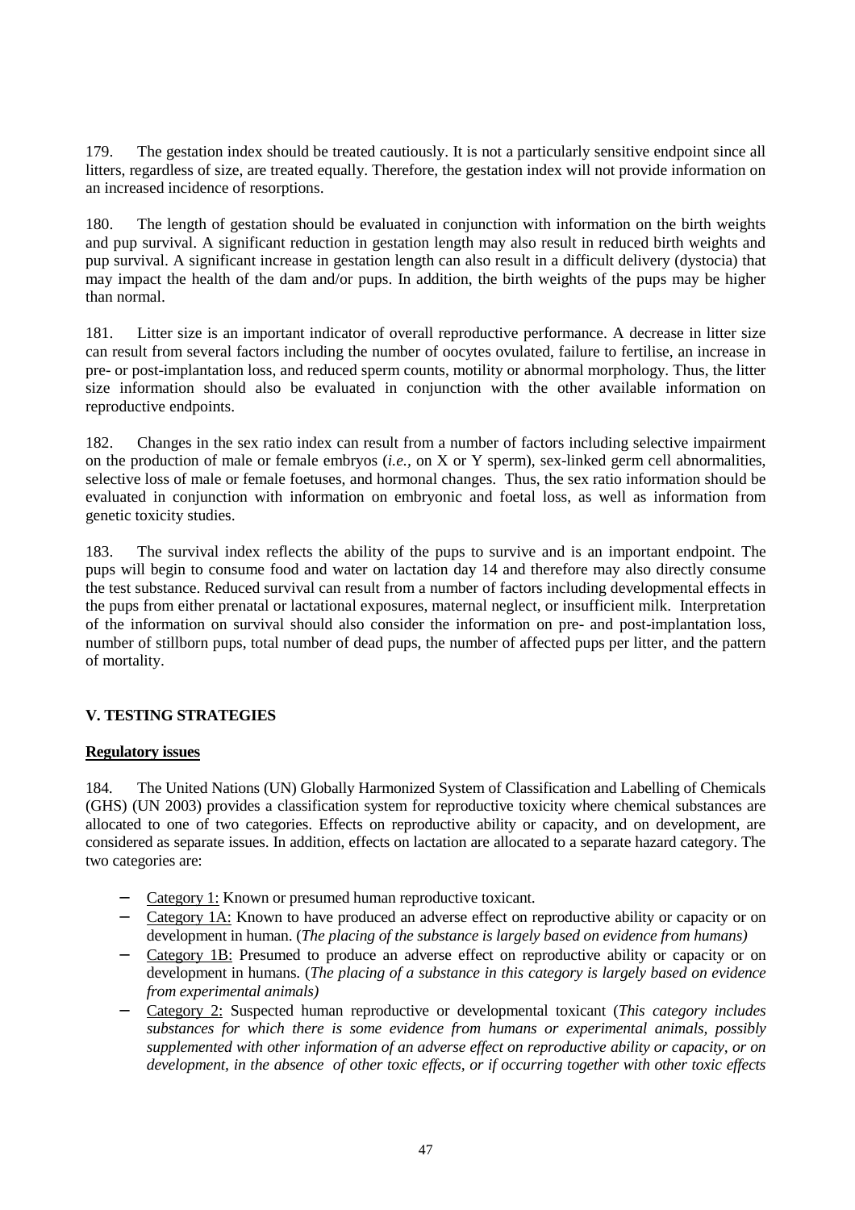179. The gestation index should be treated cautiously. It is not a particularly sensitive endpoint since all litters, regardless of size, are treated equally. Therefore, the gestation index will not provide information on an increased incidence of resorptions.

180. The length of gestation should be evaluated in conjunction with information on the birth weights and pup survival. A significant reduction in gestation length may also result in reduced birth weights and pup survival. A significant increase in gestation length can also result in a difficult delivery (dystocia) that may impact the health of the dam and/or pups. In addition, the birth weights of the pups may be higher than normal.

181. Litter size is an important indicator of overall reproductive performance. A decrease in litter size can result from several factors including the number of oocytes ovulated, failure to fertilise, an increase in pre- or post-implantation loss, and reduced sperm counts, motility or abnormal morphology. Thus, the litter size information should also be evaluated in conjunction with the other available information on reproductive endpoints.

182. Changes in the sex ratio index can result from a number of factors including selective impairment on the production of male or female embryos (*i.e.,* on X or Y sperm), sex-linked germ cell abnormalities, selective loss of male or female foetuses, and hormonal changes. Thus, the sex ratio information should be evaluated in conjunction with information on embryonic and foetal loss, as well as information from genetic toxicity studies.

183. The survival index reflects the ability of the pups to survive and is an important endpoint. The pups will begin to consume food and water on lactation day 14 and therefore may also directly consume the test substance. Reduced survival can result from a number of factors including developmental effects in the pups from either prenatal or lactational exposures, maternal neglect, or insufficient milk. Interpretation of the information on survival should also consider the information on pre- and post-implantation loss, number of stillborn pups, total number of dead pups, the number of affected pups per litter, and the pattern of mortality.

## V. TESTING STRATEGIES

### Regulatory issues

184. The United Nations (UN) Globally Harmonized System of Classification and Labelling of Chemicals (GHS) (UN 2003) provides a classification system for reproductive toxicity where chemical substances are allocated to one of two categories. Effects on reproductive ability or capacity, and on development, are considered as separate issues. In addition, effects on lactation are allocated to a separate hazard category. The two categories are:

- Category 1: Known or presumed human reproductive toxicant.
- Category 1A: Known to have produced an adverse effect on reproductive ability or capacity or on development in human. (*The placing of the substance is largely based on evidence from humans)*
- Category 1B: Presumed to produce an adverse effect on reproductive ability or capacity or on development in humans. (*The placing of a substance in this category is largely based on evidence from experimental animals)*
- Category 2: Suspected human reproductive or developmental toxicant (*This category includes substances for which there is some evidence from humans or experimental animals, possibly supplemented with other information of an adverse effect on reproductive ability or capacity, or on development, in the absence of other toxic effects, or if occurring together with other toxic effects*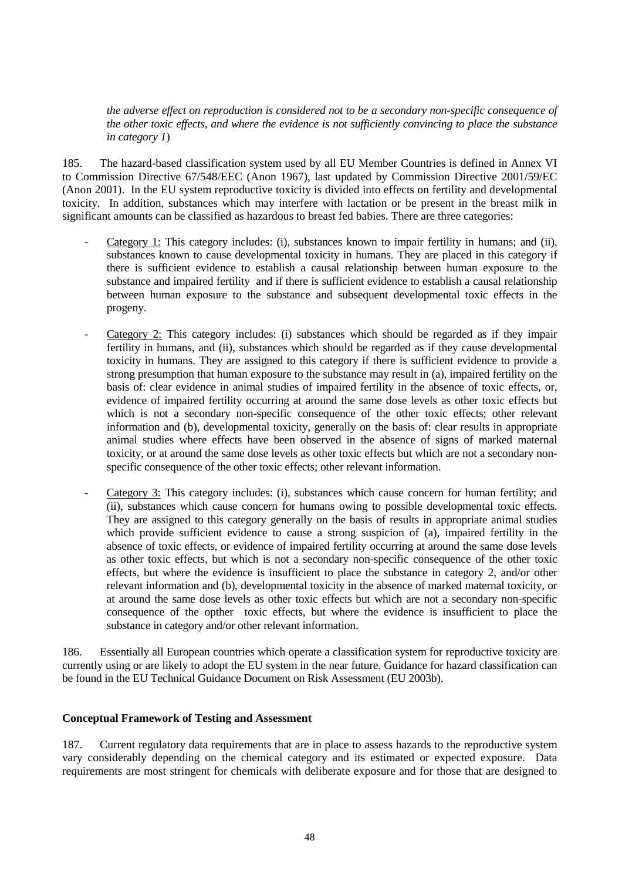*the adverse effect on reproduction is considered not to be a secondary non-specific consequence of the other toxic effects, and where the evidence is not sufficiently convincing to place the substance in category 1*)

185. The hazard-based classification system used by all EU Member Countries is defined in Annex VI to Commission Directive 67/548/EEC (Anon 1967), last updated by Commission Directive 2001/59/EC (Anon 2001). In the EU system reproductive toxicity is divided into effects on fertility and developmental toxicity. In addition, substances which may interfere with lactation or be present in the breast milk in significant amounts can be classified as hazardous to breast fed babies. There are three categories:

- Category 1: This category includes: (i), substances known to impair fertility in humans; and (ii), substances known to cause developmental toxicity in humans. They are placed in this category if there is sufficient evidence to establish a causal relationship between human exposure to the substance and impaired fertility and if there is sufficient evidence to establish a causal relationship between human exposure to the substance and subsequent developmental toxic effects in the progeny.

- Category 2: This category includes: (i) substances which should be regarded as if they impair fertility in humans, and (ii), substances which should be regarded as if they cause developmental toxicity in humans. They are assigned to this category if there is sufficient evidence to provide a strong presumption that human exposure to the substance may result in (a), impaired fertility on the basis of: clear evidence in animal studies of impaired fertility in the absence of toxic effects, or, evidence of impaired fertility occurring at around the same dose levels as other toxic effects but which is not a secondary non-specific consequence of the other toxic effects; other relevant information and (b), developmental toxicity, generally on the basis of: clear results in appropriate animal studies where effects have been observed in the absence of signs of marked maternal toxicity, or at around the same dose levels as other toxic effects but which are not a secondary non-specific consequence of the other toxic effects; other relevant information.

- Category 3: This category includes: (i), substances which cause concern for human fertility; and (ii), substances which cause concern for humans owing to possible developmental toxic effects. They are assigned to this category generally on the basis of results in appropriate animal studies which provide sufficient evidence to cause a strong suspicion of (a), impaired fertility in the absence of toxic effects, or evidence of impaired fertility occurring at around the same dose levels as other toxic effects, but which is not a secondary non-specific consequence of the other toxic effects, but where the evidence is insufficient to place the substance in category 2, and/or other relevant information and (b), developmental toxicity in the absence of marked maternal toxicity, or at around the same dose levels as other toxic effects but which are not a secondary non-specific consequence of the opther toxic effects, but where the evidence is insufficient to place the substance in category and/or other relevant information.

186. Essentially all European countries which operate a classification system for reproductive toxicity are currently using or are likely to adopt the EU system in the near future. Guidance for hazard classification can be found in the EU Technical Guidance Document on Risk Assessment (EU 2003b).

**Conceptual Framework of Testing and Assessment**

187. Current regulatory data requirements that are in place to assess hazards to the reproductive system vary considerably depending on the chemical category and its estimated or expected exposure. Data requirements are most stringent for chemicals with deliberate exposure and for those that are designed to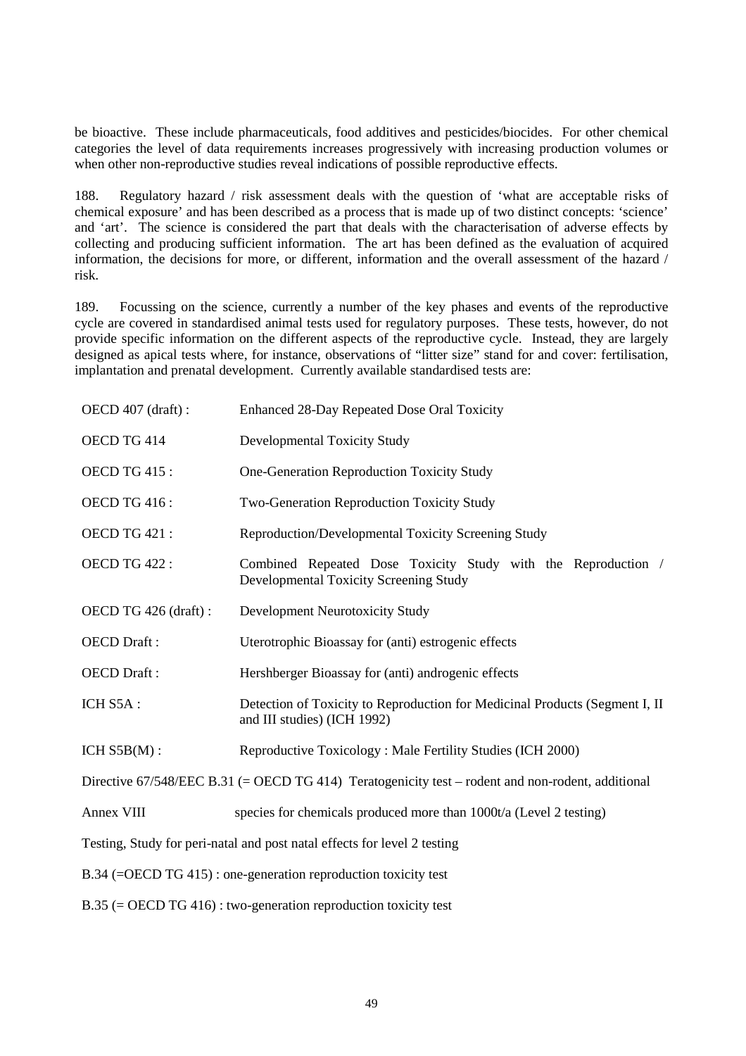be bioactive. These include pharmaceuticals, food additives and pesticides/biocides. For other chemical categories the level of data requirements increases progressively with increasing production volumes or when other non-reproductive studies reveal indications of possible reproductive effects.

188. Regulatory hazard / risk assessment deals with the question of 'what are acceptable risks of chemical exposure' and has been described as a process that is made up of two distinct concepts: 'science' and 'art'. The science is considered the part that deals with the characterisation of adverse effects by collecting and producing sufficient information. The art has been defined as the evaluation of acquired information, the decisions for more, or different, information and the overall assessment of the hazard / risk.

189. Focussing on the science, currently a number of the key phases and events of the reproductive cycle are covered in standardised animal tests used for regulatory purposes. These tests, however, do not provide specific information on the different aspects of the reproductive cycle. Instead, they are largely designed as apical tests where, for instance, observations of "litter size" stand for and cover: fertilisation, implantation and prenatal development. Currently available standardised tests are:

| | |
|---|---|
| OECD 407 (draft) : | Enhanced 28-Day Repeated Dose Oral Toxicity |
| OECD TG 414 | Developmental Toxicity Study |
| OECD TG 415 : | One-Generation Reproduction Toxicity Study |
| OECD TG 416 : | Two-Generation Reproduction Toxicity Study |
| OECD TG 421 : | Reproduction/Developmental Toxicity Screening Study |
| OECD TG 422 : | Combined Repeated Dose Toxicity Study with the Reproduction / Developmental Toxicity Screening Study |
| OECD TG 426 (draft) : | Development Neurotoxicity Study |
| OECD Draft : | Uterotrophic Bioassay for (anti) estrogenic effects |
| OECD Draft : | Hershberger Bioassay for (anti) androgenic effects |
| ICH S5A : | Detection of Toxicity to Reproduction for Medicinal Products (Segment I, II and III studies) (ICH 1992) |
| ICH S5B(M) : | Reproductive Toxicology : Male Fertility Studies (ICH 2000) |

Directive 67/548/EEC B.31 (= OECD TG 414) Teratogenicity test – rodent and non-rodent, additional

Annex VIII species for chemicals produced more than 1000t/a (Level 2 testing)

Testing, Study for peri-natal and post natal effects for level 2 testing

B.34 (=OECD TG 415) : one-generation reproduction toxicity test

B.35 (= OECD TG 416) : two-generation reproduction toxicity test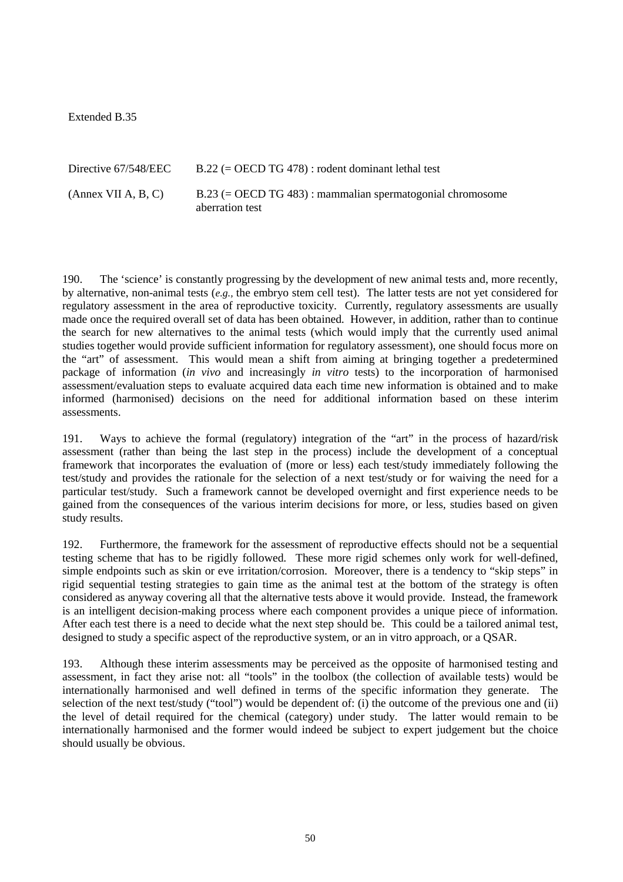Extended B.35

| | |
|---|---|
| Directive 67/548/EEC | B.22 (= OECD TG 478) : rodent dominant lethal test |
| (Annex VII A, B, C) | B.23 (= OECD TG 483) : mammalian spermatogonial chromosome aberration test |

190. The 'science' is constantly progressing by the development of new animal tests and, more recently, by alternative, non-animal tests (*e.g.*, the embryo stem cell test). The latter tests are not yet considered for regulatory assessment in the area of reproductive toxicity. Currently, regulatory assessments are usually made once the required overall set of data has been obtained. However, in addition, rather than to continue the search for new alternatives to the animal tests (which would imply that the currently used animal studies together would provide sufficient information for regulatory assessment), one should focus more on the "art" of assessment. This would mean a shift from aiming at bringing together a predetermined package of information (*in vivo* and increasingly *in vitro* tests) to the incorporation of harmonised assessment/evaluation steps to evaluate acquired data each time new information is obtained and to make informed (harmonised) decisions on the need for additional information based on these interim assessments.

191. Ways to achieve the formal (regulatory) integration of the "art" in the process of hazard/risk assessment (rather than being the last step in the process) include the development of a conceptual framework that incorporates the evaluation of (more or less) each test/study immediately following the test/study and provides the rationale for the selection of a next test/study or for waiving the need for a particular test/study. Such a framework cannot be developed overnight and first experience needs to be gained from the consequences of the various interim decisions for more, or less, studies based on given study results.

192. Furthermore, the framework for the assessment of reproductive effects should not be a sequential testing scheme that has to be rigidly followed. These more rigid schemes only work for well-defined, simple endpoints such as skin or eve irritation/corrosion. Moreover, there is a tendency to "skip steps" in rigid sequential testing strategies to gain time as the animal test at the bottom of the strategy is often considered as anyway covering all that the alternative tests above it would provide. Instead, the framework is an intelligent decision-making process where each component provides a unique piece of information. After each test there is a need to decide what the next step should be. This could be a tailored animal test, designed to study a specific aspect of the reproductive system, or an in vitro approach, or a QSAR.

193. Although these interim assessments may be perceived as the opposite of harmonised testing and assessment, in fact they arise not: all "tools" in the toolbox (the collection of available tests) would be internationally harmonised and well defined in terms of the specific information they generate. The selection of the next test/study ("tool") would be dependent of: (i) the outcome of the previous one and (ii) the level of detail required for the chemical (category) under study. The latter would remain to be internationally harmonised and the former would indeed be subject to expert judgement but the choice should usually be obvious.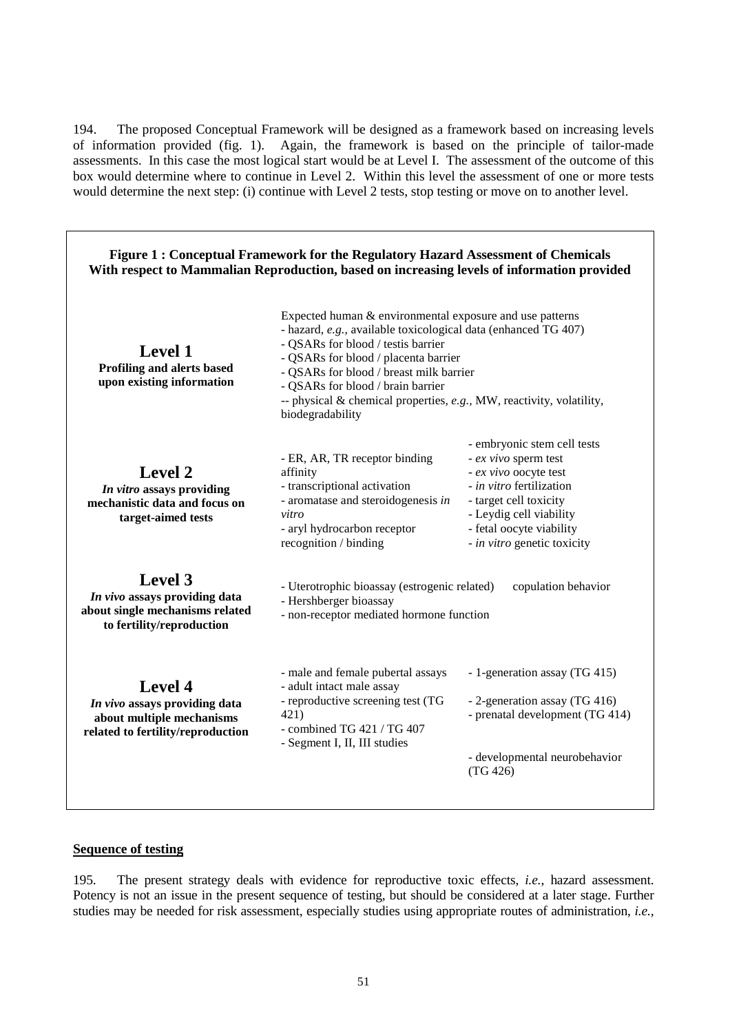194. The proposed Conceptual Framework will be designed as a framework based on increasing levels of information provided (fig. 1). Again, the framework is based on the principle of tailor-made assessments. In this case the most logical start would be at Level I. The assessment of the outcome of this box would determine where to continue in Level 2. Within this level the assessment of one or more tests would determine the next step: (i) continue with Level 2 tests, stop testing or move on to another level.

**Figure 1 : Conceptual Framework for the Regulatory Hazard Assessment of Chemicals With respect to Mammalian Reproduction, based on increasing levels of information provided**

| Level | Information / Assays | |
|---|---|---|
| **Level 1**<br>**Profiling and alerts based upon existing information** | Expected human & environmental exposure and use patterns<br>- hazard, *e.g.*, available toxicological data (enhanced TG 407)<br>- QSARs for blood / testis barrier<br>- QSARs for blood / placenta barrier<br>- QSARs for blood / breast milk barrier<br>- QSARs for blood / brain barrier<br>-- physical & chemical properties, *e.g.*, MW, reactivity, volatility, biodegradability | |
| **Level 2**<br>***In vitro* assays providing mechanistic data and focus on target-aimed tests** | - ER, AR, TR receptor binding affinity<br>- transcriptional activation<br>- aromatase and steroidogenesis *in vitro*<br>- aryl hydrocarbon receptor recognition / binding | - embryonic stem cell tests<br>- *ex vivo* sperm test<br>- *ex vivo* oocyte test<br>- *in vitro* fertilization<br>- target cell toxicity<br>- Leydig cell viability<br>- fetal oocyte viability<br>- *in vitro* genetic toxicity |
| **Level 3**<br>***In vivo* assays providing data about single mechanisms related to fertility/reproduction** | - Uterotrophic bioassay (estrogenic related)<br>- Hershberger bioassay<br>- non-receptor mediated hormone function | copulation behavior |
| **Level 4**<br>***In vivo* assays providing data about multiple mechanisms related to fertility/reproduction** | - male and female pubertal assays<br>- adult intact male assay<br>- reproductive screening test (TG 421)<br>- combined TG 421 / TG 407<br>- Segment I, II, III studies | - 1-generation assay (TG 415)<br>- 2-generation assay (TG 416)<br>- prenatal development (TG 414)<br>- developmental neurobehavior (TG 426) |

**Sequence of testing**

195. The present strategy deals with evidence for reproductive toxic effects, *i.e.*, hazard assessment. Potency is not an issue in the present sequence of testing, but should be considered at a later stage. Further studies may be needed for risk assessment, especially studies using appropriate routes of administration, *i.e.*,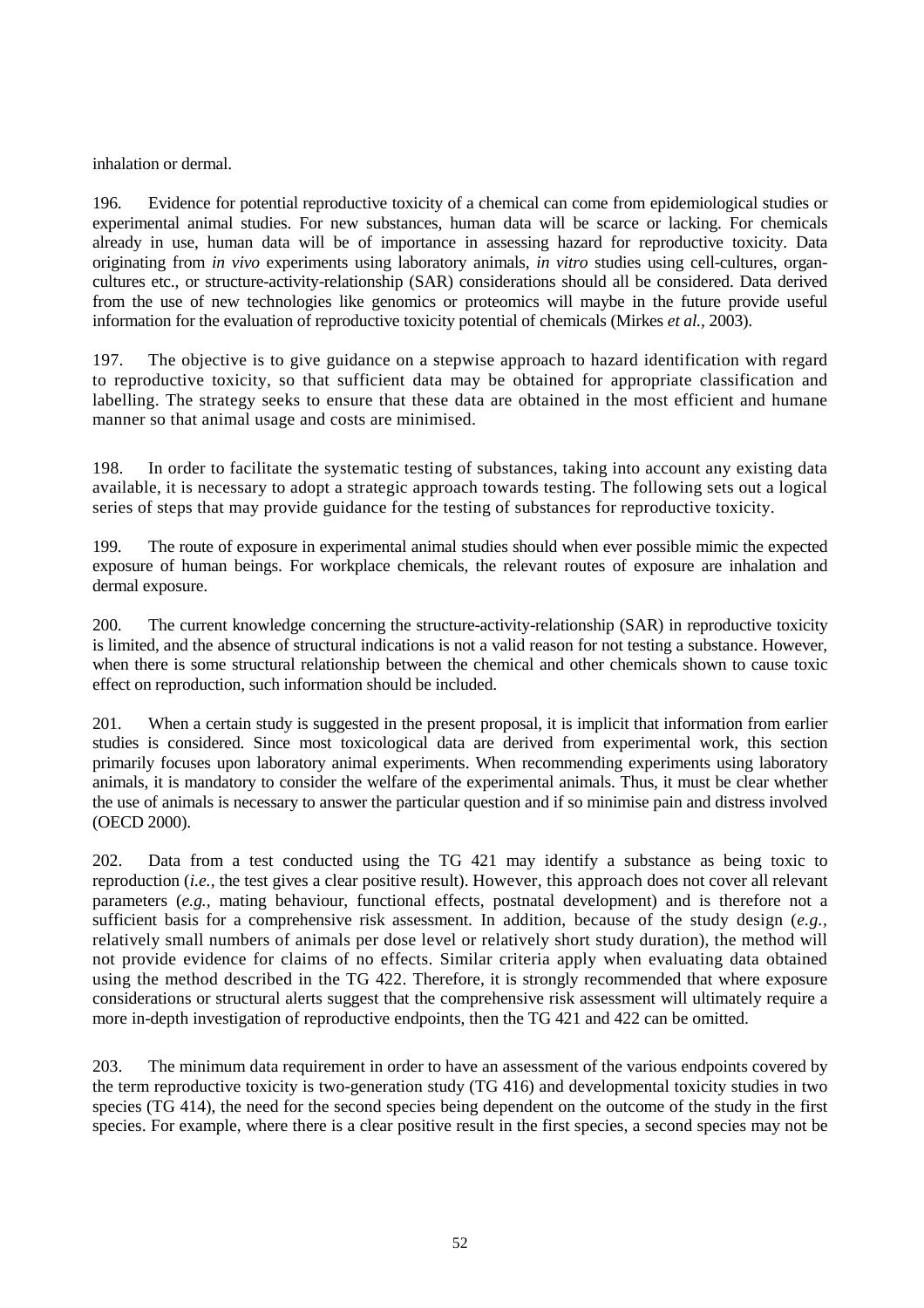inhalation or dermal.

196. Evidence for potential reproductive toxicity of a chemical can come from epidemiological studies or experimental animal studies. For new substances, human data will be scarce or lacking. For chemicals already in use, human data will be of importance in assessing hazard for reproductive toxicity. Data originating from *in vivo* experiments using laboratory animals, *in vitro* studies using cell-cultures, organ-cultures etc., or structure-activity-relationship (SAR) considerations should all be considered. Data derived from the use of new technologies like genomics or proteomics will maybe in the future provide useful information for the evaluation of reproductive toxicity potential of chemicals (Mirkes *et al.*, 2003).

197. The objective is to give guidance on a stepwise approach to hazard identification with regard to reproductive toxicity, so that sufficient data may be obtained for appropriate classification and labelling. The strategy seeks to ensure that these data are obtained in the most efficient and humane manner so that animal usage and costs are minimised.

198. In order to facilitate the systematic testing of substances, taking into account any existing data available, it is necessary to adopt a strategic approach towards testing. The following sets out a logical series of steps that may provide guidance for the testing of substances for reproductive toxicity.

199. The route of exposure in experimental animal studies should when ever possible mimic the expected exposure of human beings. For workplace chemicals, the relevant routes of exposure are inhalation and dermal exposure.

200. The current knowledge concerning the structure-activity-relationship (SAR) in reproductive toxicity is limited, and the absence of structural indications is not a valid reason for not testing a substance. However, when there is some structural relationship between the chemical and other chemicals shown to cause toxic effect on reproduction, such information should be included.

201. When a certain study is suggested in the present proposal, it is implicit that information from earlier studies is considered. Since most toxicological data are derived from experimental work, this section primarily focuses upon laboratory animal experiments. When recommending experiments using laboratory animals, it is mandatory to consider the welfare of the experimental animals. Thus, it must be clear whether the use of animals is necessary to answer the particular question and if so minimise pain and distress involved (OECD 2000).

202. Data from a test conducted using the TG 421 may identify a substance as being toxic to reproduction (*i.e.,* the test gives a clear positive result). However, this approach does not cover all relevant parameters (*e.g.,* mating behaviour, functional effects, postnatal development) and is therefore not a sufficient basis for a comprehensive risk assessment. In addition, because of the study design (*e.g.,* relatively small numbers of animals per dose level or relatively short study duration), the method will not provide evidence for claims of no effects. Similar criteria apply when evaluating data obtained using the method described in the TG 422. Therefore, it is strongly recommended that where exposure considerations or structural alerts suggest that the comprehensive risk assessment will ultimately require a more in-depth investigation of reproductive endpoints, then the TG 421 and 422 can be omitted.

203. The minimum data requirement in order to have an assessment of the various endpoints covered by the term reproductive toxicity is two-generation study (TG 416) and developmental toxicity studies in two species (TG 414), the need for the second species being dependent on the outcome of the study in the first species. For example, where there is a clear positive result in the first species, a second species may not be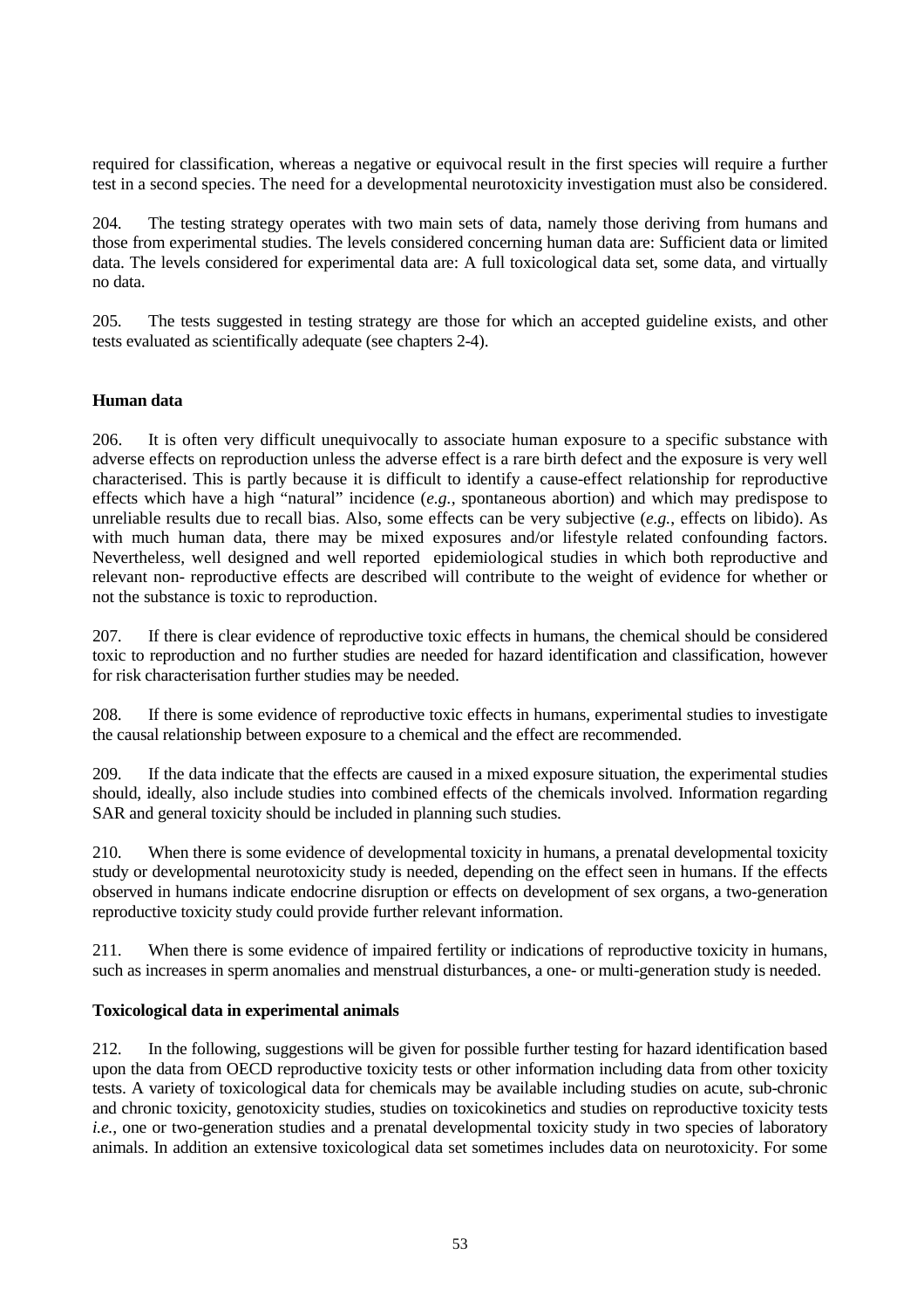required for classification, whereas a negative or equivocal result in the first species will require a further test in a second species. The need for a developmental neurotoxicity investigation must also be considered.

204. The testing strategy operates with two main sets of data, namely those deriving from humans and those from experimental studies. The levels considered concerning human data are: Sufficient data or limited data. The levels considered for experimental data are: A full toxicological data set, some data, and virtually no data.

205. The tests suggested in testing strategy are those for which an accepted guideline exists, and other tests evaluated as scientifically adequate (see chapters 2-4).

**Human data**

206. It is often very difficult unequivocally to associate human exposure to a specific substance with adverse effects on reproduction unless the adverse effect is a rare birth defect and the exposure is very well characterised. This is partly because it is difficult to identify a cause-effect relationship for reproductive effects which have a high "natural" incidence (*e.g.*, spontaneous abortion) and which may predispose to unreliable results due to recall bias. Also, some effects can be very subjective (*e.g.*, effects on libido). As with much human data, there may be mixed exposures and/or lifestyle related confounding factors. Nevertheless, well designed and well reported epidemiological studies in which both reproductive and relevant non- reproductive effects are described will contribute to the weight of evidence for whether or not the substance is toxic to reproduction.

207. If there is clear evidence of reproductive toxic effects in humans, the chemical should be considered toxic to reproduction and no further studies are needed for hazard identification and classification, however for risk characterisation further studies may be needed.

208. If there is some evidence of reproductive toxic effects in humans, experimental studies to investigate the causal relationship between exposure to a chemical and the effect are recommended.

209. If the data indicate that the effects are caused in a mixed exposure situation, the experimental studies should, ideally, also include studies into combined effects of the chemicals involved. Information regarding SAR and general toxicity should be included in planning such studies.

210. When there is some evidence of developmental toxicity in humans, a prenatal developmental toxicity study or developmental neurotoxicity study is needed, depending on the effect seen in humans. If the effects observed in humans indicate endocrine disruption or effects on development of sex organs, a two-generation reproductive toxicity study could provide further relevant information.

211. When there is some evidence of impaired fertility or indications of reproductive toxicity in humans, such as increases in sperm anomalies and menstrual disturbances, a one- or multi-generation study is needed.

**Toxicological data in experimental animals**

212. In the following, suggestions will be given for possible further testing for hazard identification based upon the data from OECD reproductive toxicity tests or other information including data from other toxicity tests. A variety of toxicological data for chemicals may be available including studies on acute, sub-chronic and chronic toxicity, genotoxicity studies, studies on toxicokinetics and studies on reproductive toxicity tests *i.e.*, one or two-generation studies and a prenatal developmental toxicity study in two species of laboratory animals. In addition an extensive toxicological data set sometimes includes data on neurotoxicity. For some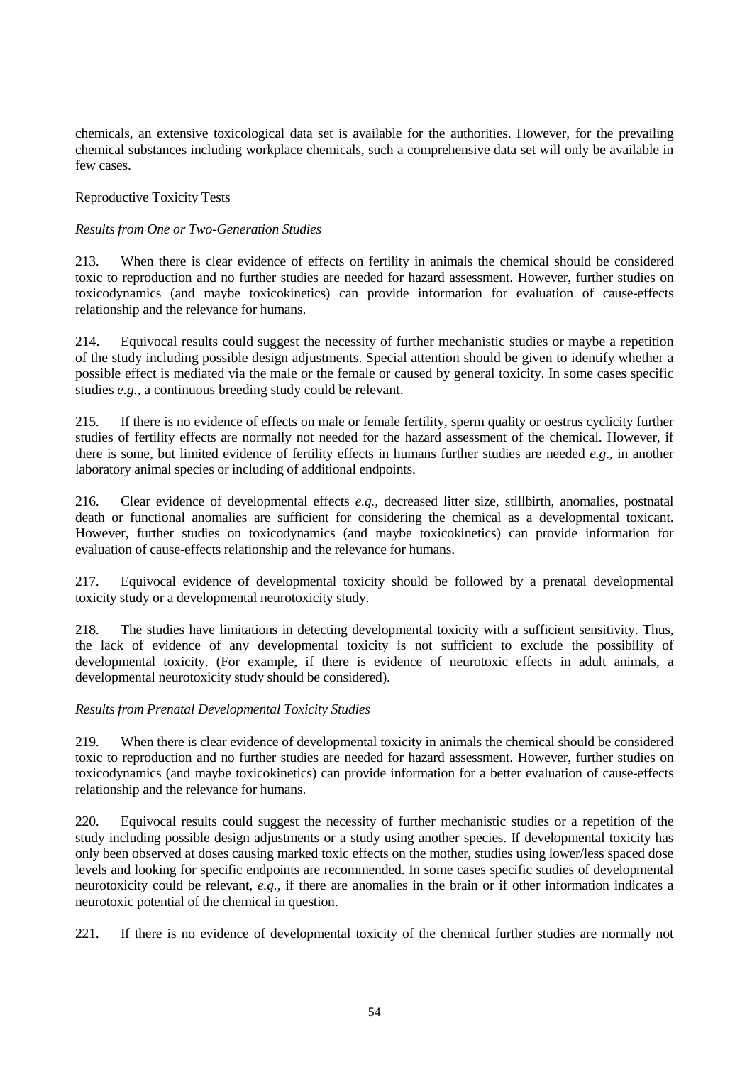chemicals, an extensive toxicological data set is available for the authorities. However, for the prevailing chemical substances including workplace chemicals, such a comprehensive data set will only be available in few cases.

Reproductive Toxicity Tests

*Results from One or Two-Generation Studies*

213. When there is clear evidence of effects on fertility in animals the chemical should be considered toxic to reproduction and no further studies are needed for hazard assessment. However, further studies on toxicodynamics (and maybe toxicokinetics) can provide information for evaluation of cause-effects relationship and the relevance for humans.

214. Equivocal results could suggest the necessity of further mechanistic studies or maybe a repetition of the study including possible design adjustments. Special attention should be given to identify whether a possible effect is mediated via the male or the female or caused by general toxicity. In some cases specific studies *e.g.*, a continuous breeding study could be relevant.

215. If there is no evidence of effects on male or female fertility, sperm quality or oestrus cyclicity further studies of fertility effects are normally not needed for the hazard assessment of the chemical. However, if there is some, but limited evidence of fertility effects in humans further studies are needed *e.g*., in another laboratory animal species or including of additional endpoints.

216. Clear evidence of developmental effects *e.g.*, decreased litter size, stillbirth, anomalies, postnatal death or functional anomalies are sufficient for considering the chemical as a developmental toxicant. However, further studies on toxicodynamics (and maybe toxicokinetics) can provide information for evaluation of cause-effects relationship and the relevance for humans.

217. Equivocal evidence of developmental toxicity should be followed by a prenatal developmental toxicity study or a developmental neurotoxicity study.

218. The studies have limitations in detecting developmental toxicity with a sufficient sensitivity. Thus, the lack of evidence of any developmental toxicity is not sufficient to exclude the possibility of developmental toxicity. (For example, if there is evidence of neurotoxic effects in adult animals, a developmental neurotoxicity study should be considered).

*Results from Prenatal Developmental Toxicity Studies*

219. When there is clear evidence of developmental toxicity in animals the chemical should be considered toxic to reproduction and no further studies are needed for hazard assessment. However, further studies on toxicodynamics (and maybe toxicokinetics) can provide information for a better evaluation of cause-effects relationship and the relevance for humans.

220. Equivocal results could suggest the necessity of further mechanistic studies or a repetition of the study including possible design adjustments or a study using another species. If developmental toxicity has only been observed at doses causing marked toxic effects on the mother, studies using lower/less spaced dose levels and looking for specific endpoints are recommended. In some cases specific studies of developmental neurotoxicity could be relevant, *e.g.*, if there are anomalies in the brain or if other information indicates a neurotoxic potential of the chemical in question.

221. If there is no evidence of developmental toxicity of the chemical further studies are normally not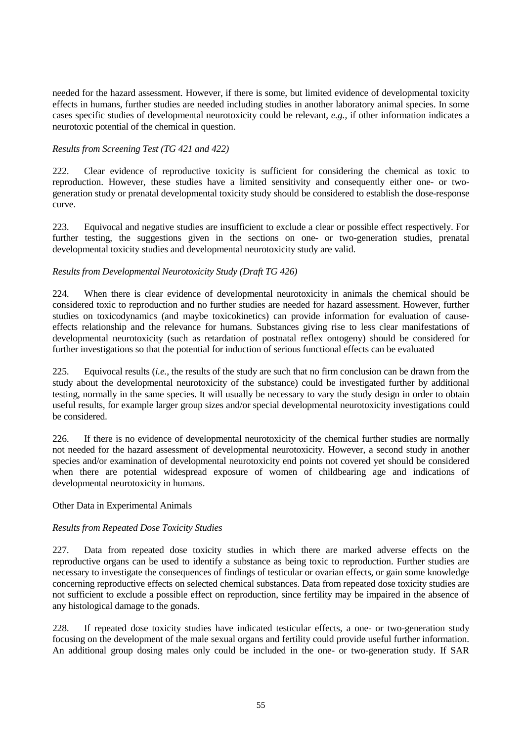needed for the hazard assessment. However, if there is some, but limited evidence of developmental toxicity effects in humans, further studies are needed including studies in another laboratory animal species. In some cases specific studies of developmental neurotoxicity could be relevant, *e.g.,* if other information indicates a neurotoxic potential of the chemical in question.

*Results from Screening Test (TG 421 and 422)*

222. Clear evidence of reproductive toxicity is sufficient for considering the chemical as toxic to reproduction. However, these studies have a limited sensitivity and consequently either one- or two-generation study or prenatal developmental toxicity study should be considered to establish the dose-response curve.

223. Equivocal and negative studies are insufficient to exclude a clear or possible effect respectively. For further testing, the suggestions given in the sections on one- or two-generation studies, prenatal developmental toxicity studies and developmental neurotoxicity study are valid.

*Results from Developmental Neurotoxicity Study (Draft TG 426)*

224. When there is clear evidence of developmental neurotoxicity in animals the chemical should be considered toxic to reproduction and no further studies are needed for hazard assessment. However, further studies on toxicodynamics (and maybe toxicokinetics) can provide information for evaluation of cause-effects relationship and the relevance for humans. Substances giving rise to less clear manifestations of developmental neurotoxicity (such as retardation of postnatal reflex ontogeny) should be considered for further investigations so that the potential for induction of serious functional effects can be evaluated

225. Equivocal results (*i.e.,* the results of the study are such that no firm conclusion can be drawn from the study about the developmental neurotoxicity of the substance) could be investigated further by additional testing, normally in the same species. It will usually be necessary to vary the study design in order to obtain useful results, for example larger group sizes and/or special developmental neurotoxicity investigations could be considered.

226. If there is no evidence of developmental neurotoxicity of the chemical further studies are normally not needed for the hazard assessment of developmental neurotoxicity. However, a second study in another species and/or examination of developmental neurotoxicity end points not covered yet should be considered when there are potential widespread exposure of women of childbearing age and indications of developmental neurotoxicity in humans.

Other Data in Experimental Animals

*Results from Repeated Dose Toxicity Studies*

227. Data from repeated dose toxicity studies in which there are marked adverse effects on the reproductive organs can be used to identify a substance as being toxic to reproduction. Further studies are necessary to investigate the consequences of findings of testicular or ovarian effects, or gain some knowledge concerning reproductive effects on selected chemical substances. Data from repeated dose toxicity studies are not sufficient to exclude a possible effect on reproduction, since fertility may be impaired in the absence of any histological damage to the gonads.

228. If repeated dose toxicity studies have indicated testicular effects, a one- or two-generation study focusing on the development of the male sexual organs and fertility could provide useful further information. An additional group dosing males only could be included in the one- or two-generation study. If SAR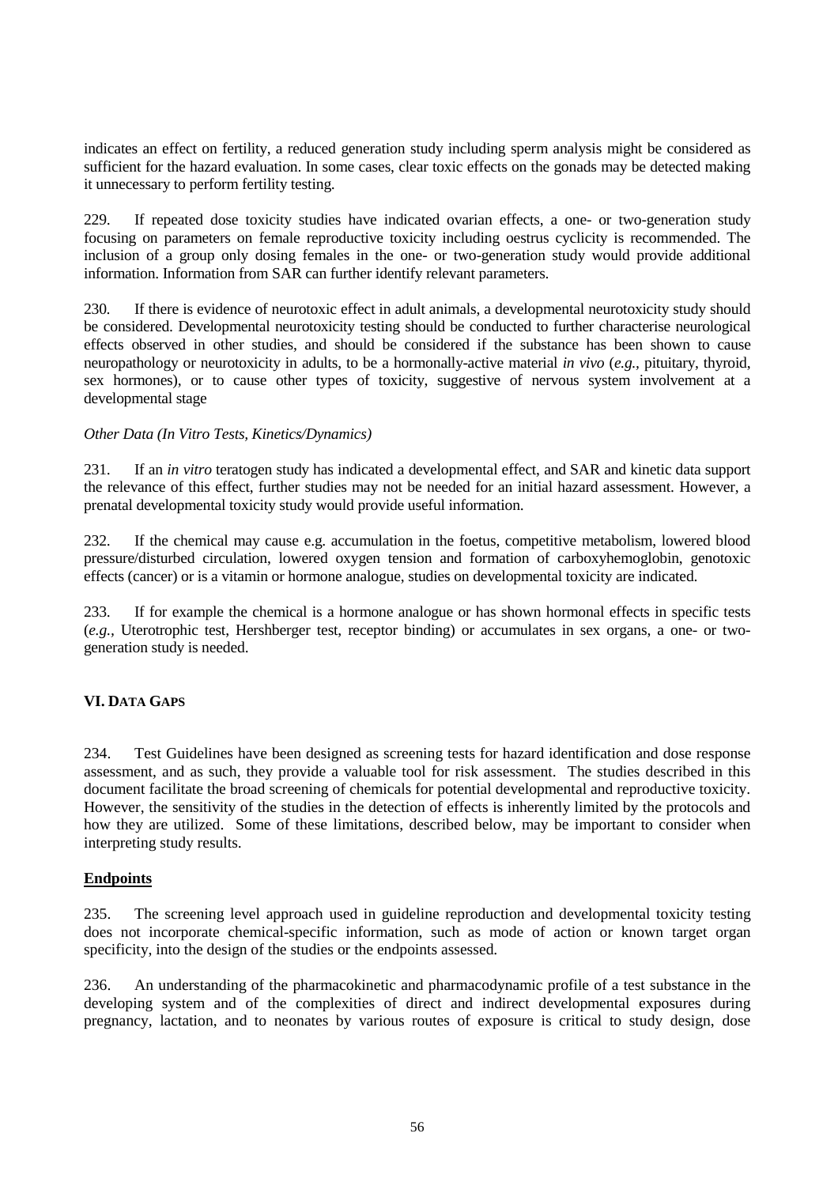indicates an effect on fertility, a reduced generation study including sperm analysis might be considered as sufficient for the hazard evaluation. In some cases, clear toxic effects on the gonads may be detected making it unnecessary to perform fertility testing.

229. If repeated dose toxicity studies have indicated ovarian effects, a one- or two-generation study focusing on parameters on female reproductive toxicity including oestrus cyclicity is recommended. The inclusion of a group only dosing females in the one- or two-generation study would provide additional information. Information from SAR can further identify relevant parameters.

230. If there is evidence of neurotoxic effect in adult animals, a developmental neurotoxicity study should be considered. Developmental neurotoxicity testing should be conducted to further characterise neurological effects observed in other studies, and should be considered if the substance has been shown to cause neuropathology or neurotoxicity in adults, to be a hormonally-active material *in vivo* (*e.g.,* pituitary, thyroid, sex hormones), or to cause other types of toxicity, suggestive of nervous system involvement at a developmental stage

*Other Data (In Vitro Tests, Kinetics/Dynamics)*

231. If an *in vitro* teratogen study has indicated a developmental effect, and SAR and kinetic data support the relevance of this effect, further studies may not be needed for an initial hazard assessment. However, a prenatal developmental toxicity study would provide useful information.

232. If the chemical may cause e.g. accumulation in the foetus, competitive metabolism, lowered blood pressure/disturbed circulation, lowered oxygen tension and formation of carboxyhemoglobin, genotoxic effects (cancer) or is a vitamin or hormone analogue, studies on developmental toxicity are indicated.

233. If for example the chemical is a hormone analogue or has shown hormonal effects in specific tests (*e.g.,* Uterotrophic test, Hershberger test, receptor binding) or accumulates in sex organs, a one- or two-generation study is needed.

## VI. DATA GAPS

234. Test Guidelines have been designed as screening tests for hazard identification and dose response assessment, and as such, they provide a valuable tool for risk assessment. The studies described in this document facilitate the broad screening of chemicals for potential developmental and reproductive toxicity. However, the sensitivity of the studies in the detection of effects is inherently limited by the protocols and how they are utilized. Some of these limitations, described below, may be important to consider when interpreting study results.

### Endpoints

235. The screening level approach used in guideline reproduction and developmental toxicity testing does not incorporate chemical-specific information, such as mode of action or known target organ specificity, into the design of the studies or the endpoints assessed.

236. An understanding of the pharmacokinetic and pharmacodynamic profile of a test substance in the developing system and of the complexities of direct and indirect developmental exposures during pregnancy, lactation, and to neonates by various routes of exposure is critical to study design, dose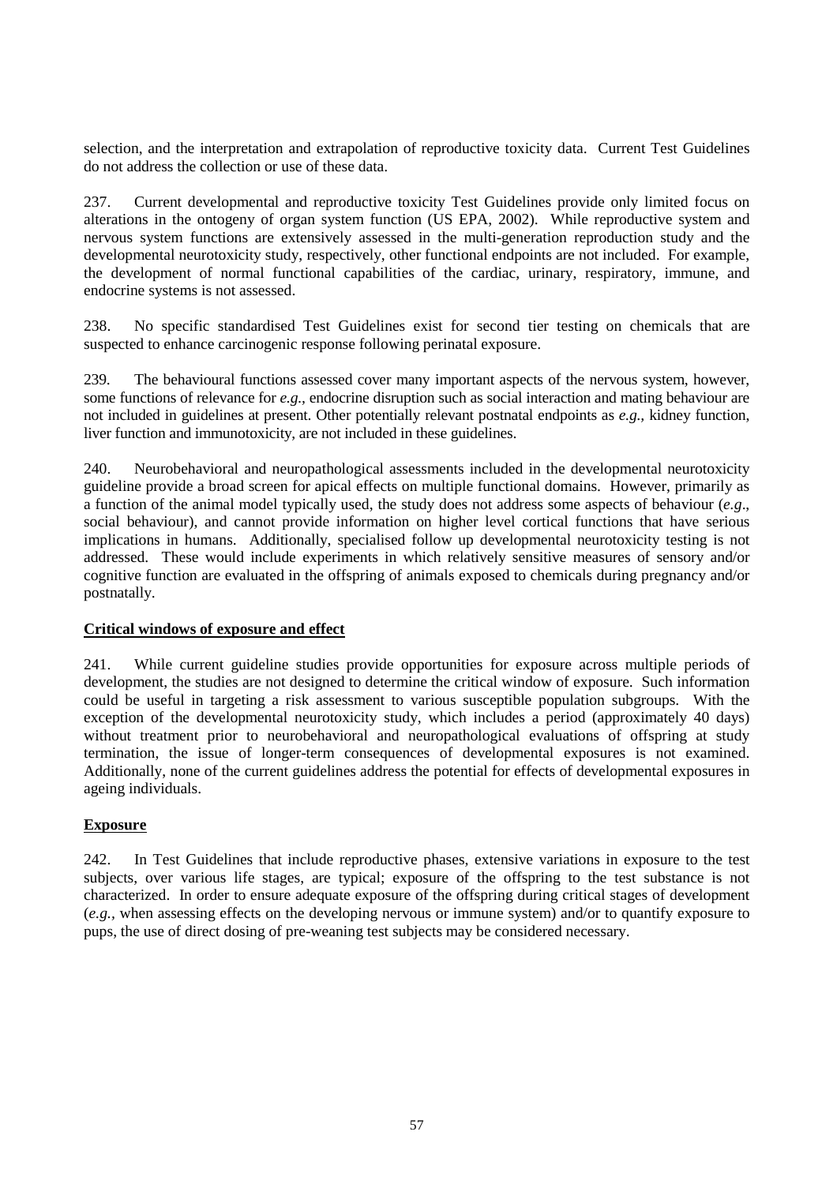selection, and the interpretation and extrapolation of reproductive toxicity data. Current Test Guidelines do not address the collection or use of these data.

237. Current developmental and reproductive toxicity Test Guidelines provide only limited focus on alterations in the ontogeny of organ system function (US EPA, 2002). While reproductive system and nervous system functions are extensively assessed in the multi-generation reproduction study and the developmental neurotoxicity study, respectively, other functional endpoints are not included. For example, the development of normal functional capabilities of the cardiac, urinary, respiratory, immune, and endocrine systems is not assessed.

238. No specific standardised Test Guidelines exist for second tier testing on chemicals that are suspected to enhance carcinogenic response following perinatal exposure.

239. The behavioural functions assessed cover many important aspects of the nervous system, however, some functions of relevance for *e.g.,* endocrine disruption such as social interaction and mating behaviour are not included in guidelines at present. Other potentially relevant postnatal endpoints as *e.g.,* kidney function, liver function and immunotoxicity, are not included in these guidelines.

240. Neurobehavioral and neuropathological assessments included in the developmental neurotoxicity guideline provide a broad screen for apical effects on multiple functional domains. However, primarily as a function of the animal model typically used, the study does not address some aspects of behaviour (*e.g*., social behaviour), and cannot provide information on higher level cortical functions that have serious implications in humans. Additionally, specialised follow up developmental neurotoxicity testing is not addressed. These would include experiments in which relatively sensitive measures of sensory and/or cognitive function are evaluated in the offspring of animals exposed to chemicals during pregnancy and/or postnatally.

**Critical windows of exposure and effect**

241. While current guideline studies provide opportunities for exposure across multiple periods of development, the studies are not designed to determine the critical window of exposure. Such information could be useful in targeting a risk assessment to various susceptible population subgroups. With the exception of the developmental neurotoxicity study, which includes a period (approximately 40 days) without treatment prior to neurobehavioral and neuropathological evaluations of offspring at study termination, the issue of longer-term consequences of developmental exposures is not examined. Additionally, none of the current guidelines address the potential for effects of developmental exposures in ageing individuals.

**Exposure**

242. In Test Guidelines that include reproductive phases, extensive variations in exposure to the test subjects, over various life stages, are typical; exposure of the offspring to the test substance is not characterized. In order to ensure adequate exposure of the offspring during critical stages of development (*e.g.,* when assessing effects on the developing nervous or immune system) and/or to quantify exposure to pups, the use of direct dosing of pre-weaning test subjects may be considered necessary.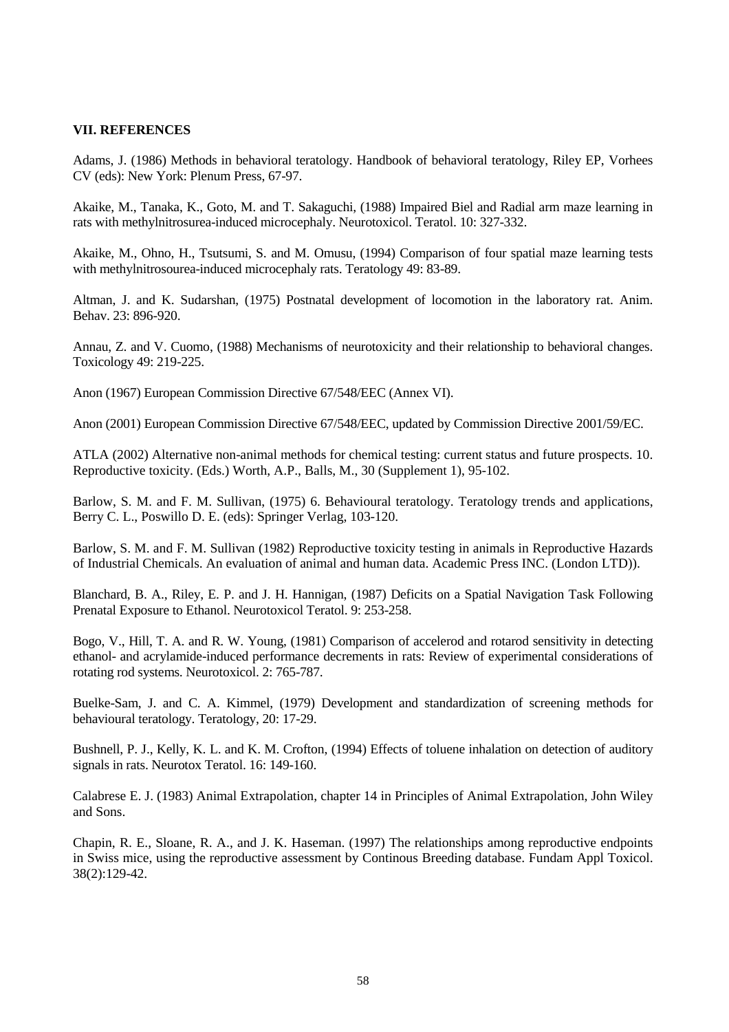**VII. REFERENCES**

Adams, J. (1986) Methods in behavioral teratology. Handbook of behavioral teratology, Riley EP, Vorhees CV (eds): New York: Plenum Press, 67-97.

Akaike, M., Tanaka, K., Goto, M. and T. Sakaguchi, (1988) Impaired Biel and Radial arm maze learning in rats with methylnitrosurea-induced microcephaly. Neurotoxicol. Teratol. 10: 327-332.

Akaike, M., Ohno, H., Tsutsumi, S. and M. Omusu, (1994) Comparison of four spatial maze learning tests with methylnitrosourea-induced microcephaly rats. Teratology 49: 83-89.

Altman, J. and K. Sudarshan, (1975) Postnatal development of locomotion in the laboratory rat. Anim. Behav. 23: 896-920.

Annau, Z. and V. Cuomo, (1988) Mechanisms of neurotoxicity and their relationship to behavioral changes. Toxicology 49: 219-225.

Anon (1967) European Commission Directive 67/548/EEC (Annex VI).

Anon (2001) European Commission Directive 67/548/EEC, updated by Commission Directive 2001/59/EC.

ATLA (2002) Alternative non-animal methods for chemical testing: current status and future prospects. 10. Reproductive toxicity. (Eds.) Worth, A.P., Balls, M., 30 (Supplement 1), 95-102.

Barlow, S. M. and F. M. Sullivan, (1975) 6. Behavioural teratology. Teratology trends and applications, Berry C. L., Poswillo D. E. (eds): Springer Verlag, 103-120.

Barlow, S. M. and F. M. Sullivan (1982) Reproductive toxicity testing in animals in Reproductive Hazards of Industrial Chemicals. An evaluation of animal and human data. Academic Press INC. (London LTD)).

Blanchard, B. A., Riley, E. P. and J. H. Hannigan, (1987) Deficits on a Spatial Navigation Task Following Prenatal Exposure to Ethanol. Neurotoxicol Teratol. 9: 253-258.

Bogo, V., Hill, T. A. and R. W. Young, (1981) Comparison of accelerod and rotarod sensitivity in detecting ethanol- and acrylamide-induced performance decrements in rats: Review of experimental considerations of rotating rod systems. Neurotoxicol. 2: 765-787.

Buelke-Sam, J. and C. A. Kimmel, (1979) Development and standardization of screening methods for behavioural teratology. Teratology, 20: 17-29.

Bushnell, P. J., Kelly, K. L. and K. M. Crofton, (1994) Effects of toluene inhalation on detection of auditory signals in rats. Neurotox Teratol. 16: 149-160.

Calabrese E. J. (1983) Animal Extrapolation, chapter 14 in Principles of Animal Extrapolation, John Wiley and Sons.

Chapin, R. E., Sloane, R. A., and J. K. Haseman. (1997) The relationships among reproductive endpoints in Swiss mice, using the reproductive assessment by Continous Breeding database. Fundam Appl Toxicol. 38(2):129-42.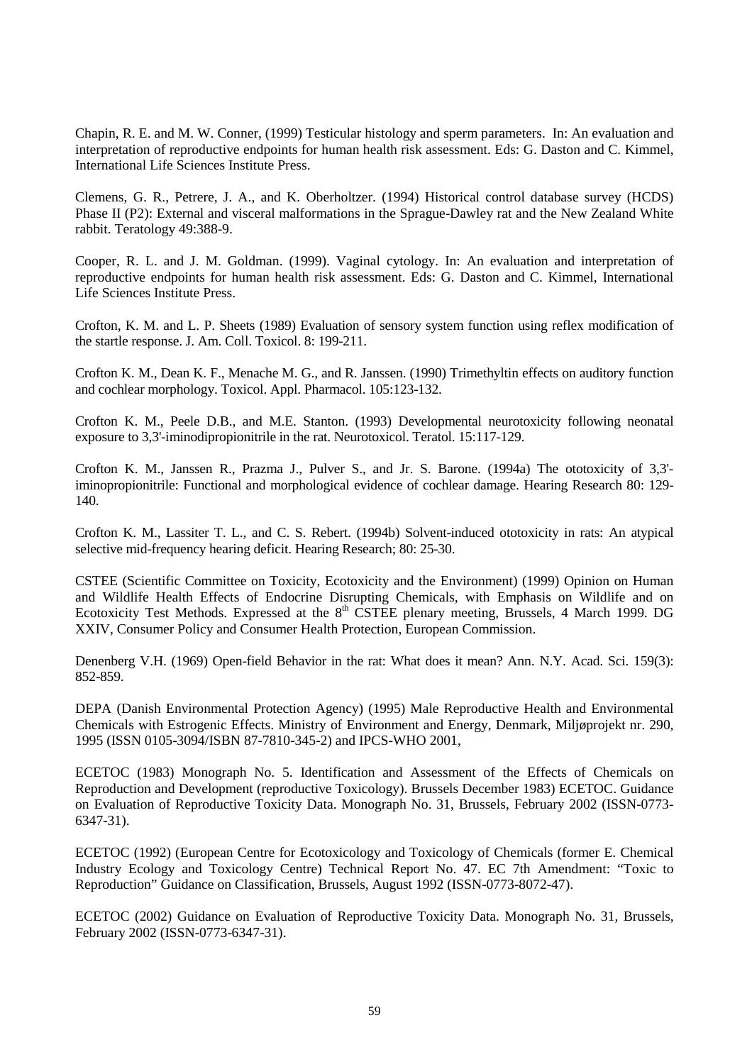Chapin, R. E. and M. W. Conner, (1999) Testicular histology and sperm parameters. In: An evaluation and interpretation of reproductive endpoints for human health risk assessment. Eds: G. Daston and C. Kimmel, International Life Sciences Institute Press.

Clemens, G. R., Petrere, J. A., and K. Oberholtzer. (1994) Historical control database survey (HCDS) Phase II (P2): External and visceral malformations in the Sprague-Dawley rat and the New Zealand White rabbit. Teratology 49:388-9.

Cooper, R. L. and J. M. Goldman. (1999). Vaginal cytology. In: An evaluation and interpretation of reproductive endpoints for human health risk assessment. Eds: G. Daston and C. Kimmel, International Life Sciences Institute Press.

Crofton, K. M. and L. P. Sheets (1989) Evaluation of sensory system function using reflex modification of the startle response. J. Am. Coll. Toxicol. 8: 199-211.

Crofton K. M., Dean K. F., Menache M. G., and R. Janssen. (1990) Trimethyltin effects on auditory function and cochlear morphology. Toxicol. Appl. Pharmacol. 105:123-132.

Crofton K. M., Peele D.B., and M.E. Stanton. (1993) Developmental neurotoxicity following neonatal exposure to 3,3'-iminodipropionitrile in the rat. Neurotoxicol. Teratol. 15:117-129.

Crofton K. M., Janssen R., Prazma J., Pulver S., and Jr. S. Barone. (1994a) The ototoxicity of 3,3'-iminopropionitrile: Functional and morphological evidence of cochlear damage. Hearing Research 80: 129-140.

Crofton K. M., Lassiter T. L., and C. S. Rebert. (1994b) Solvent-induced ototoxicity in rats: An atypical selective mid-frequency hearing deficit. Hearing Research; 80: 25-30.

CSTEE (Scientific Committee on Toxicity, Ecotoxicity and the Environment) (1999) Opinion on Human and Wildlife Health Effects of Endocrine Disrupting Chemicals, with Emphasis on Wildlife and on Ecotoxicity Test Methods. Expressed at the 8th CSTEE plenary meeting, Brussels, 4 March 1999. DG XXIV, Consumer Policy and Consumer Health Protection, European Commission.

Denenberg V.H. (1969) Open-field Behavior in the rat: What does it mean? Ann. N.Y. Acad. Sci. 159(3): 852-859.

DEPA (Danish Environmental Protection Agency) (1995) Male Reproductive Health and Environmental Chemicals with Estrogenic Effects. Ministry of Environment and Energy, Denmark, Miljøprojekt nr. 290, 1995 (ISSN 0105-3094/ISBN 87-7810-345-2) and IPCS-WHO 2001,

ECETOC (1983) Monograph No. 5. Identification and Assessment of the Effects of Chemicals on Reproduction and Development (reproductive Toxicology). Brussels December 1983) ECETOC. Guidance on Evaluation of Reproductive Toxicity Data. Monograph No. 31, Brussels, February 2002 (ISSN-0773-6347-31).

ECETOC (1992) (European Centre for Ecotoxicology and Toxicology of Chemicals (former E. Chemical Industry Ecology and Toxicology Centre) Technical Report No. 47. EC 7th Amendment: "Toxic to Reproduction" Guidance on Classification, Brussels, August 1992 (ISSN-0773-8072-47).

ECETOC (2002) Guidance on Evaluation of Reproductive Toxicity Data. Monograph No. 31, Brussels, February 2002 (ISSN-0773-6347-31).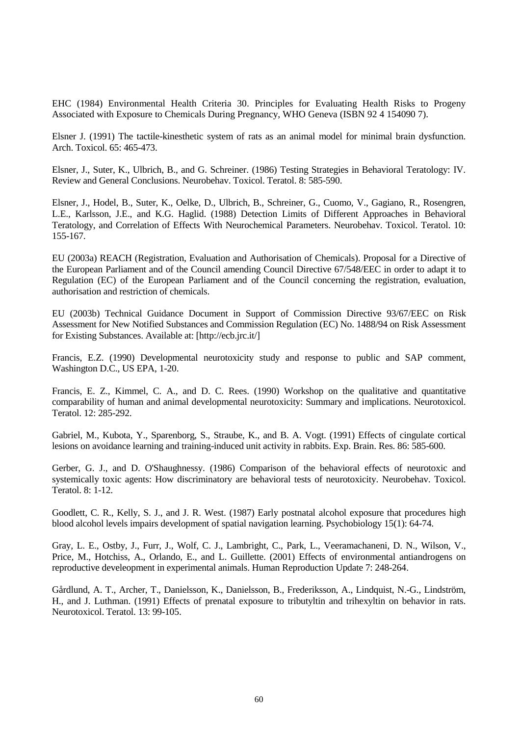EHC (1984) Environmental Health Criteria 30. Principles for Evaluating Health Risks to Progeny Associated with Exposure to Chemicals During Pregnancy, WHO Geneva (ISBN 92 4 154090 7).

Elsner J. (1991) The tactile-kinesthetic system of rats as an animal model for minimal brain dysfunction. Arch. Toxicol. 65: 465-473.

Elsner, J., Suter, K., Ulbrich, B., and G. Schreiner. (1986) Testing Strategies in Behavioral Teratology: IV. Review and General Conclusions. Neurobehav. Toxicol. Teratol. 8: 585-590.

Elsner, J., Hodel, B., Suter, K., Oelke, D., Ulbrich, B., Schreiner, G., Cuomo, V., Gagiano, R., Rosengren, L.E., Karlsson, J.E., and K.G. Haglid. (1988) Detection Limits of Different Approaches in Behavioral Teratology, and Correlation of Effects With Neurochemical Parameters. Neurobehav. Toxicol. Teratol. 10: 155-167.

EU (2003a) REACH (Registration, Evaluation and Authorisation of Chemicals). Proposal for a Directive of the European Parliament and of the Council amending Council Directive 67/548/EEC in order to adapt it to Regulation (EC) of the European Parliament and of the Council concerning the registration, evaluation, authorisation and restriction of chemicals.

EU (2003b) Technical Guidance Document in Support of Commission Directive 93/67/EEC on Risk Assessment for New Notified Substances and Commission Regulation (EC) No. 1488/94 on Risk Assessment for Existing Substances. Available at: [http://ecb.jrc.it/]

Francis, E.Z. (1990) Developmental neurotoxicity study and response to public and SAP comment, Washington D.C., US EPA, 1-20.

Francis, E. Z., Kimmel, C. A., and D. C. Rees. (1990) Workshop on the qualitative and quantitative comparability of human and animal developmental neurotoxicity: Summary and implications. Neurotoxicol. Teratol. 12: 285-292.

Gabriel, M., Kubota, Y., Sparenborg, S., Straube, K., and B. A. Vogt. (1991) Effects of cingulate cortical lesions on avoidance learning and training-induced unit activity in rabbits. Exp. Brain. Res. 86: 585-600.

Gerber, G. J., and D. O'Shaughnessy. (1986) Comparison of the behavioral effects of neurotoxic and systemically toxic agents: How discriminatory are behavioral tests of neurotoxicity. Neurobehav. Toxicol. Teratol. 8: 1-12.

Goodlett, C. R., Kelly, S. J., and J. R. West. (1987) Early postnatal alcohol exposure that procedures high blood alcohol levels impairs development of spatial navigation learning. Psychobiology 15(1): 64-74.

Gray, L. E., Ostby, J., Furr, J., Wolf, C. J., Lambright, C., Park, L., Veeramachaneni, D. N., Wilson, V., Price, M., Hotchiss, A., Orlando, E., and L. Guillette. (2001) Effects of environmental antiandrogens on reproductive develeopment in experimental animals. Human Reproduction Update 7: 248-264.

Gårdlund, A. T., Archer, T., Danielsson, K., Danielsson, B., Frederiksson, A., Lindquist, N.-G., Lindström, H., and J. Luthman. (1991) Effects of prenatal exposure to tributyltin and trihexyltin on behavior in rats. Neurotoxicol. Teratol. 13: 99-105.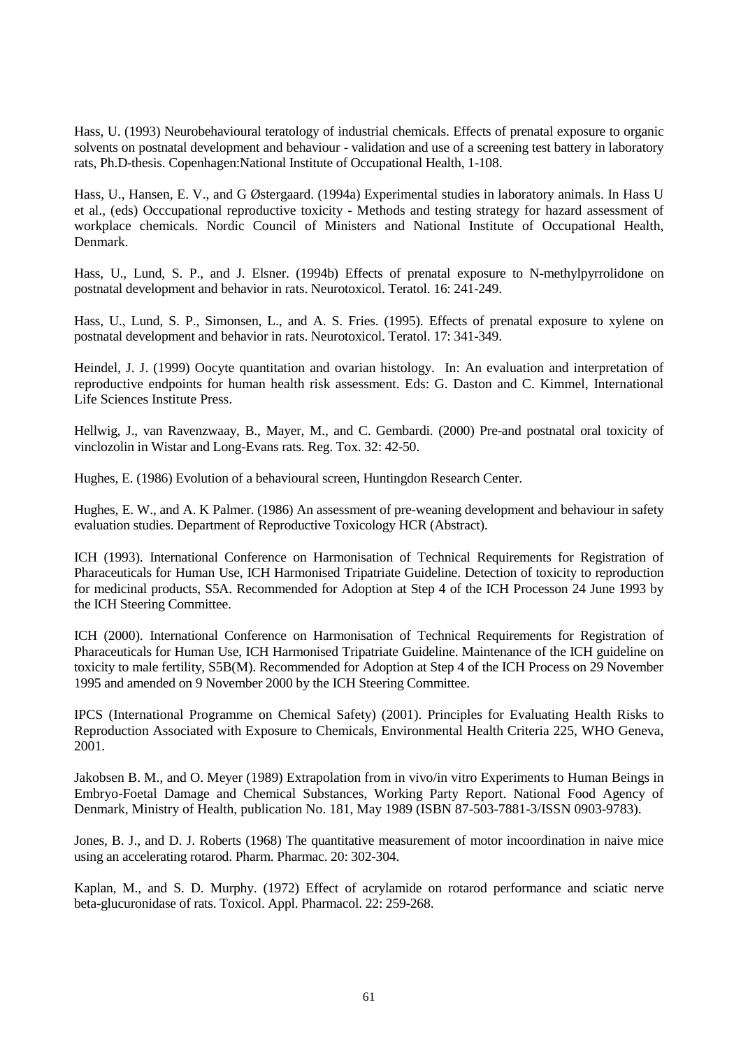Hass, U. (1993) Neurobehavioural teratology of industrial chemicals. Effects of prenatal exposure to organic solvents on postnatal development and behaviour - validation and use of a screening test battery in laboratory rats, Ph.D-thesis. Copenhagen:National Institute of Occupational Health, 1-108.

Hass, U., Hansen, E. V., and G Østergaard. (1994a) Experimental studies in laboratory animals. In Hass U et al., (eds) Occcupational reproductive toxicity - Methods and testing strategy for hazard assessment of workplace chemicals. Nordic Council of Ministers and National Institute of Occupational Health, Denmark.

Hass, U., Lund, S. P., and J. Elsner. (1994b) Effects of prenatal exposure to N-methylpyrrolidone on postnatal development and behavior in rats. Neurotoxicol. Teratol. 16: 241-249.

Hass, U., Lund, S. P., Simonsen, L., and A. S. Fries. (1995). Effects of prenatal exposure to xylene on postnatal development and behavior in rats. Neurotoxicol. Teratol. 17: 341-349.

Heindel, J. J. (1999) Oocyte quantitation and ovarian histology. In: An evaluation and interpretation of reproductive endpoints for human health risk assessment. Eds: G. Daston and C. Kimmel, International Life Sciences Institute Press.

Hellwig, J., van Ravenzwaay, B., Mayer, M., and C. Gembardi. (2000) Pre-and postnatal oral toxicity of vinclozolin in Wistar and Long-Evans rats. Reg. Tox. 32: 42-50.

Hughes, E. (1986) Evolution of a behavioural screen, Huntingdon Research Center.

Hughes, E. W., and A. K Palmer. (1986) An assessment of pre-weaning development and behaviour in safety evaluation studies. Department of Reproductive Toxicology HCR (Abstract).

ICH (1993). International Conference on Harmonisation of Technical Requirements for Registration of Pharaceuticals for Human Use, ICH Harmonised Tripatriate Guideline. Detection of toxicity to reproduction for medicinal products, S5A. Recommended for Adoption at Step 4 of the ICH Processon 24 June 1993 by the ICH Steering Committee.

ICH (2000). International Conference on Harmonisation of Technical Requirements for Registration of Pharaceuticals for Human Use, ICH Harmonised Tripatriate Guideline. Maintenance of the ICH guideline on toxicity to male fertility, S5B(M). Recommended for Adoption at Step 4 of the ICH Process on 29 November 1995 and amended on 9 November 2000 by the ICH Steering Committee.

IPCS (International Programme on Chemical Safety) (2001). Principles for Evaluating Health Risks to Reproduction Associated with Exposure to Chemicals, Environmental Health Criteria 225, WHO Geneva, 2001.

Jakobsen B. M., and O. Meyer (1989) Extrapolation from in vivo/in vitro Experiments to Human Beings in Embryo-Foetal Damage and Chemical Substances, Working Party Report. National Food Agency of Denmark, Ministry of Health, publication No. 181, May 1989 (ISBN 87-503-7881-3/ISSN 0903-9783).

Jones, B. J., and D. J. Roberts (1968) The quantitative measurement of motor incoordination in naive mice using an accelerating rotarod. Pharm. Pharmac. 20: 302-304.

Kaplan, M., and S. D. Murphy. (1972) Effect of acrylamide on rotarod performance and sciatic nerve beta-glucuronidase of rats. Toxicol. Appl. Pharmacol. 22: 259-268.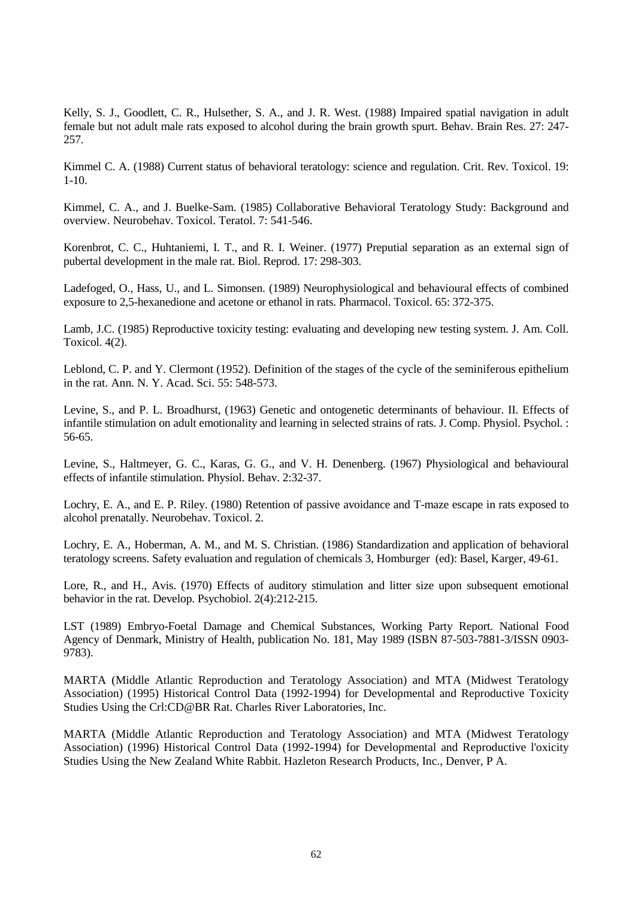Kelly, S. J., Goodlett, C. R., Hulsether, S. A., and J. R. West. (1988) Impaired spatial navigation in adult female but not adult male rats exposed to alcohol during the brain growth spurt. Behav. Brain Res. 27: 247-257.

Kimmel C. A. (1988) Current status of behavioral teratology: science and regulation. Crit. Rev. Toxicol. 19: 1-10.

Kimmel, C. A., and J. Buelke-Sam. (1985) Collaborative Behavioral Teratology Study: Background and overview. Neurobehav. Toxicol. Teratol. 7: 541-546.

Korenbrot, C. C., Huhtaniemi, I. T., and R. I. Weiner. (1977) Preputial separation as an external sign of pubertal development in the male rat. Biol. Reprod. 17: 298-303.

Ladefoged, O., Hass, U., and L. Simonsen. (1989) Neurophysiological and behavioural effects of combined exposure to 2,5-hexanedione and acetone or ethanol in rats. Pharmacol. Toxicol. 65: 372-375.

Lamb, J.C. (1985) Reproductive toxicity testing: evaluating and developing new testing system. J. Am. Coll. Toxicol. 4(2).

Leblond, C. P. and Y. Clermont (1952). Definition of the stages of the cycle of the seminiferous epithelium in the rat. Ann. N. Y. Acad. Sci. 55: 548-573.

Levine, S., and P. L. Broadhurst, (1963) Genetic and ontogenetic determinants of behaviour. II. Effects of infantile stimulation on adult emotionality and learning in selected strains of rats. J. Comp. Physiol. Psychol. : 56-65.

Levine, S., Haltmeyer, G. C., Karas, G. G., and V. H. Denenberg. (1967) Physiological and behavioural effects of infantile stimulation. Physiol. Behav. 2:32-37.

Lochry, E. A., and E. P. Riley. (1980) Retention of passive avoidance and T-maze escape in rats exposed to alcohol prenatally. Neurobehav. Toxicol. 2.

Lochry, E. A., Hoberman, A. M., and M. S. Christian. (1986) Standardization and application of behavioral teratology screens. Safety evaluation and regulation of chemicals 3, Homburger (ed): Basel, Karger, 49-61.

Lore, R., and H., Avis. (1970) Effects of auditory stimulation and litter size upon subsequent emotional behavior in the rat. Develop. Psychobiol. 2(4):212-215.

LST (1989) Embryo-Foetal Damage and Chemical Substances, Working Party Report. National Food Agency of Denmark, Ministry of Health, publication No. 181, May 1989 (ISBN 87-503-7881-3/ISSN 0903-9783).

MARTA (Middle Atlantic Reproduction and Teratology Association) and MTA (Midwest Teratology Association) (1995) Historical Control Data (1992-1994) for Developmental and Reproductive Toxicity Studies Using the Crl:CD@BR Rat. Charles River Laboratories, Inc.

MARTA (Middle Atlantic Reproduction and Teratology Association) and MTA (Midwest Teratology Association) (1996) Historical Control Data (1992-1994) for Developmental and Reproductive l'oxicity Studies Using the New Zealand White Rabbit. Hazleton Research Products, Inc., Denver, P A.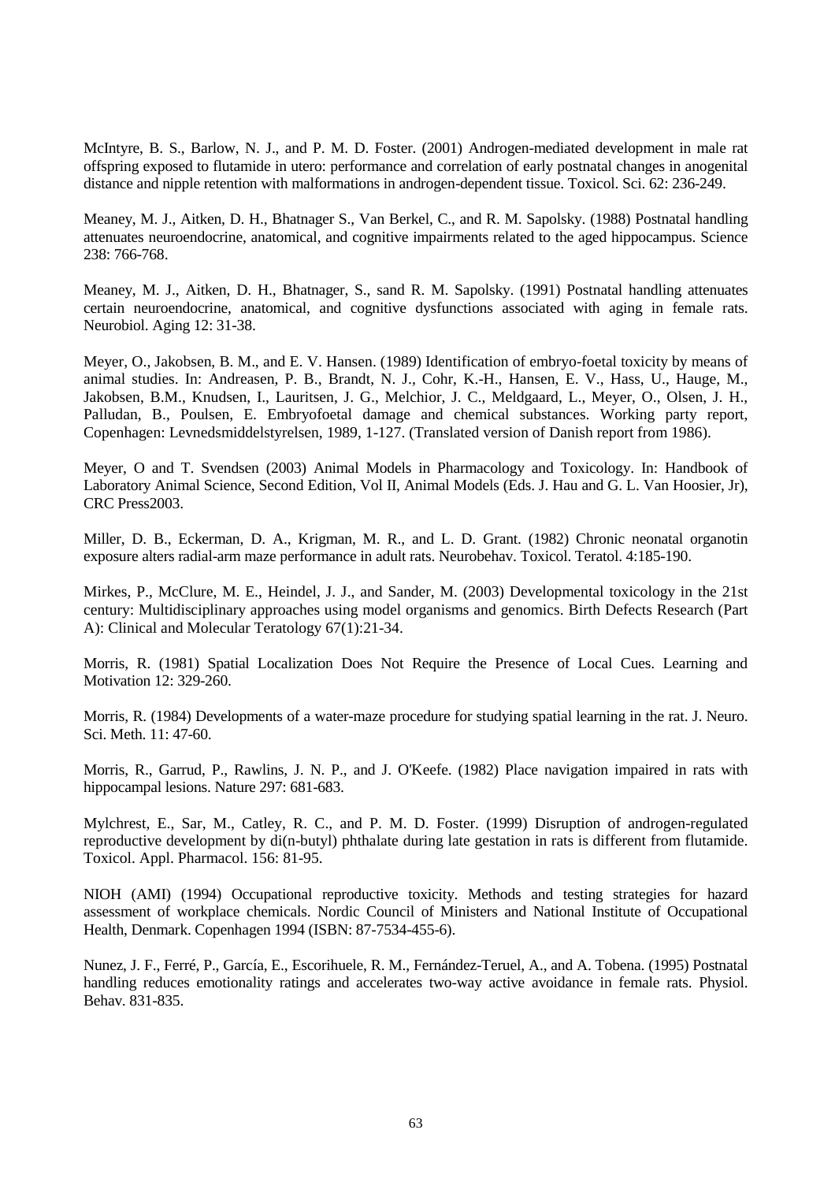McIntyre, B. S., Barlow, N. J., and P. M. D. Foster. (2001) Androgen-mediated development in male rat offspring exposed to flutamide in utero: performance and correlation of early postnatal changes in anogenital distance and nipple retention with malformations in androgen-dependent tissue. Toxicol. Sci. 62: 236-249.

Meaney, M. J., Aitken, D. H., Bhatnager S., Van Berkel, C., and R. M. Sapolsky. (1988) Postnatal handling attenuates neuroendocrine, anatomical, and cognitive impairments related to the aged hippocampus. Science 238: 766-768.

Meaney, M. J., Aitken, D. H., Bhatnager, S., sand R. M. Sapolsky. (1991) Postnatal handling attenuates certain neuroendocrine, anatomical, and cognitive dysfunctions associated with aging in female rats. Neurobiol. Aging 12: 31-38.

Meyer, O., Jakobsen, B. M., and E. V. Hansen. (1989) Identification of embryo-foetal toxicity by means of animal studies. In: Andreasen, P. B., Brandt, N. J., Cohr, K.-H., Hansen, E. V., Hass, U., Hauge, M., Jakobsen, B.M., Knudsen, I., Lauritsen, J. G., Melchior, J. C., Meldgaard, L., Meyer, O., Olsen, J. H., Palludan, B., Poulsen, E. Embryofoetal damage and chemical substances. Working party report, Copenhagen: Levnedsmiddelstyrelsen, 1989, 1-127. (Translated version of Danish report from 1986).

Meyer, O and T. Svendsen (2003) Animal Models in Pharmacology and Toxicology. In: Handbook of Laboratory Animal Science, Second Edition, Vol II, Animal Models (Eds. J. Hau and G. L. Van Hoosier, Jr), CRC Press2003.

Miller, D. B., Eckerman, D. A., Krigman, M. R., and L. D. Grant. (1982) Chronic neonatal organotin exposure alters radial-arm maze performance in adult rats. Neurobehav. Toxicol. Teratol. 4:185-190.

Mirkes, P., McClure, M. E., Heindel, J. J., and Sander, M. (2003) Developmental toxicology in the 21st century: Multidisciplinary approaches using model organisms and genomics. Birth Defects Research (Part A): Clinical and Molecular Teratology 67(1):21-34.

Morris, R. (1981) Spatial Localization Does Not Require the Presence of Local Cues. Learning and Motivation 12: 329-260.

Morris, R. (1984) Developments of a water-maze procedure for studying spatial learning in the rat. J. Neuro. Sci. Meth. 11: 47-60.

Morris, R., Garrud, P., Rawlins, J. N. P., and J. O'Keefe. (1982) Place navigation impaired in rats with hippocampal lesions. Nature 297: 681-683.

Mylchrest, E., Sar, M., Catley, R. C., and P. M. D. Foster. (1999) Disruption of androgen-regulated reproductive development by di(n-butyl) phthalate during late gestation in rats is different from flutamide. Toxicol. Appl. Pharmacol. 156: 81-95.

NIOH (AMI) (1994) Occupational reproductive toxicity. Methods and testing strategies for hazard assessment of workplace chemicals. Nordic Council of Ministers and National Institute of Occupational Health, Denmark. Copenhagen 1994 (ISBN: 87-7534-455-6).

Nunez, J. F., Ferré, P., García, E., Escorihuele, R. M., Fernández-Teruel, A., and A. Tobena. (1995) Postnatal handling reduces emotionality ratings and accelerates two-way active avoidance in female rats. Physiol. Behav. 831-835.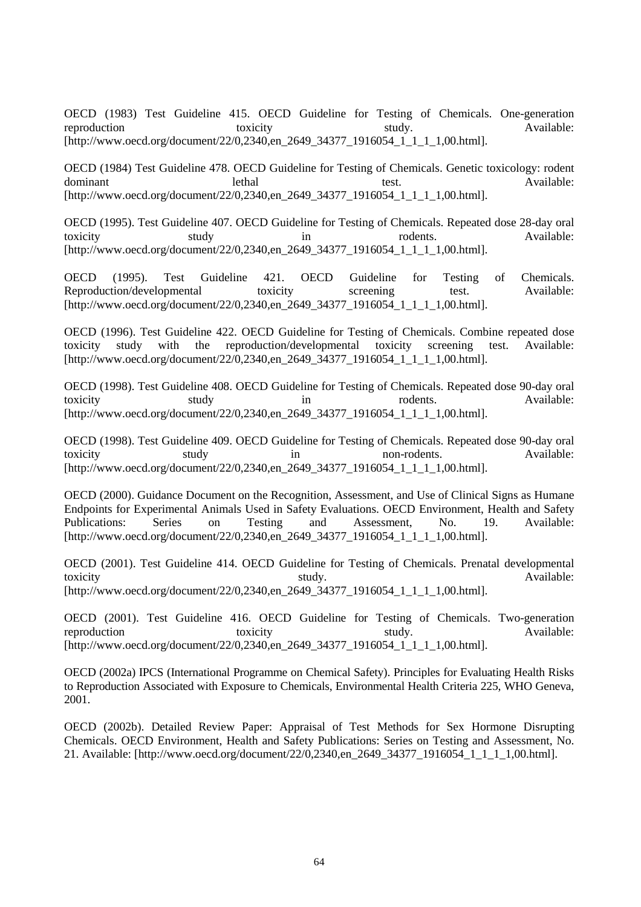OECD (1983) Test Guideline 415. OECD Guideline for Testing of Chemicals. One-generation reproduction toxicity study. Available: [http://www.oecd.org/document/22/0,2340,en_2649_34377_1916054_1_1_1_1,00.html].

OECD (1984) Test Guideline 478. OECD Guideline for Testing of Chemicals. Genetic toxicology: rodent dominant lethal test. Available: [http://www.oecd.org/document/22/0,2340,en_2649_34377_1916054_1_1_1_1,00.html].

OECD (1995). Test Guideline 407. OECD Guideline for Testing of Chemicals. Repeated dose 28-day oral toxicity study in rodents. Available: [http://www.oecd.org/document/22/0,2340,en_2649_34377_1916054_1_1_1_1,00.html].

OECD (1995). Test Guideline 421. OECD Guideline for Testing of Chemicals. Reproduction/developmental toxicity screening test. Available: [http://www.oecd.org/document/22/0,2340,en_2649_34377_1916054_1_1_1_1,00.html].

OECD (1996). Test Guideline 422. OECD Guideline for Testing of Chemicals. Combine repeated dose toxicity study with the reproduction/developmental toxicity screening test. Available: [http://www.oecd.org/document/22/0,2340,en_2649_34377_1916054_1_1_1_1,00.html].

OECD (1998). Test Guideline 408. OECD Guideline for Testing of Chemicals. Repeated dose 90-day oral toxicity study in rodents. Available: [http://www.oecd.org/document/22/0,2340,en_2649_34377_1916054_1_1_1_1,00.html].

OECD (1998). Test Guideline 409. OECD Guideline for Testing of Chemicals. Repeated dose 90-day oral toxicity study in non-rodents. Available: [http://www.oecd.org/document/22/0,2340,en_2649_34377_1916054_1_1_1_1,00.html].

OECD (2000). Guidance Document on the Recognition, Assessment, and Use of Clinical Signs as Humane Endpoints for Experimental Animals Used in Safety Evaluations. OECD Environment, Health and Safety Publications: Series on Testing and Assessment, No. 19. Available: [http://www.oecd.org/document/22/0,2340,en_2649_34377_1916054_1_1_1_1,00.html].

OECD (2001). Test Guideline 414. OECD Guideline for Testing of Chemicals. Prenatal developmental toxicity study. Available: [http://www.oecd.org/document/22/0,2340,en_2649_34377_1916054_1_1_1_1,00.html].

OECD (2001). Test Guideline 416. OECD Guideline for Testing of Chemicals. Two-generation reproduction toxicity study. Available: [http://www.oecd.org/document/22/0,2340,en_2649_34377_1916054_1_1_1_1,00.html].

OECD (2002a) IPCS (International Programme on Chemical Safety). Principles for Evaluating Health Risks to Reproduction Associated with Exposure to Chemicals, Environmental Health Criteria 225, WHO Geneva, 2001.

OECD (2002b). Detailed Review Paper: Appraisal of Test Methods for Sex Hormone Disrupting Chemicals. OECD Environment, Health and Safety Publications: Series on Testing and Assessment, No. 21. Available: [http://www.oecd.org/document/22/0,2340,en_2649_34377_1916054_1_1_1_1,00.html].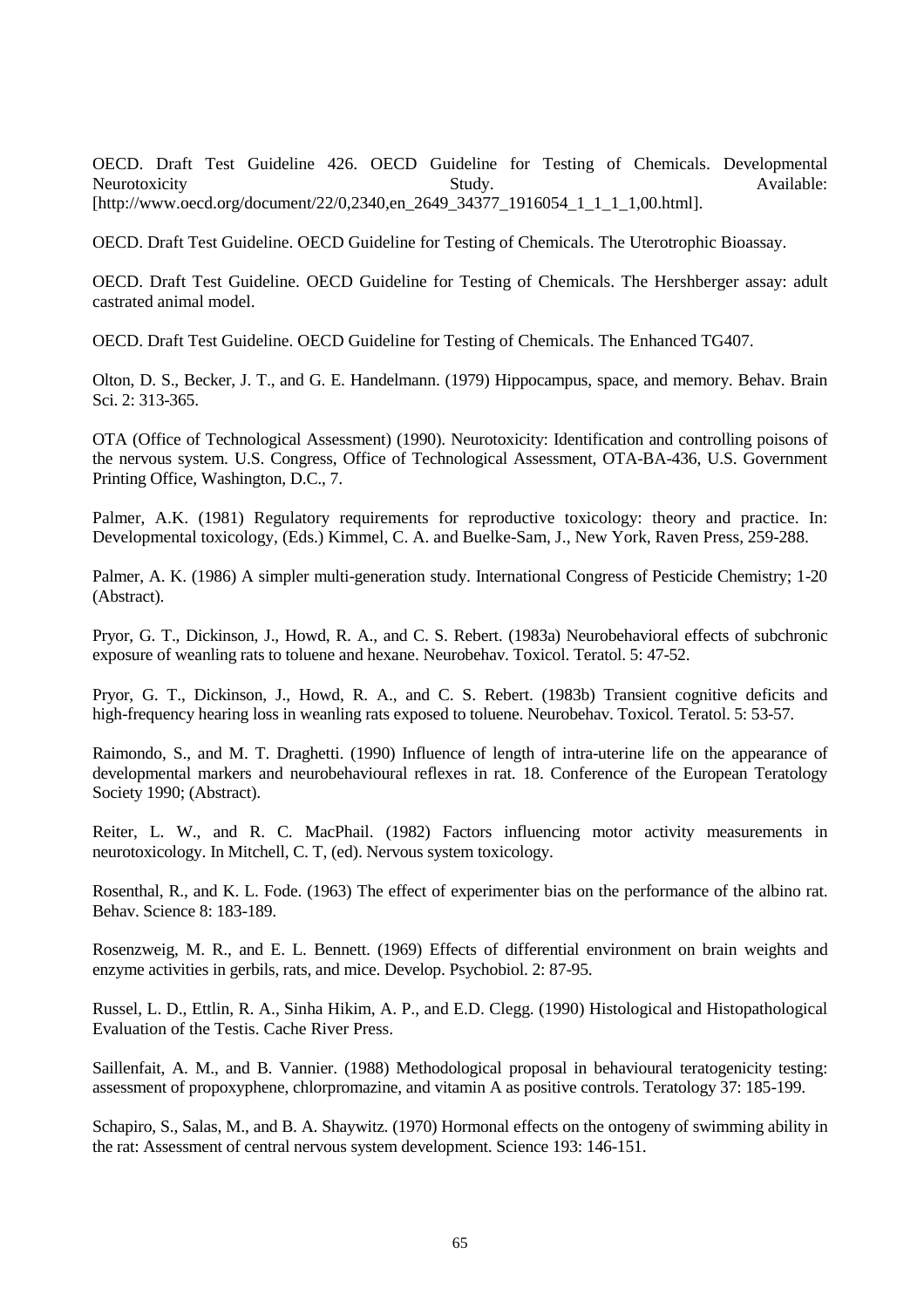OECD. Draft Test Guideline 426. OECD Guideline for Testing of Chemicals. Developmental Neurotoxicity Study. Available: [http://www.oecd.org/document/22/0,2340,en_2649_34377_1916054_1_1_1_1,00.html].

OECD. Draft Test Guideline. OECD Guideline for Testing of Chemicals. The Uterotrophic Bioassay.

OECD. Draft Test Guideline. OECD Guideline for Testing of Chemicals. The Hershberger assay: adult castrated animal model.

OECD. Draft Test Guideline. OECD Guideline for Testing of Chemicals. The Enhanced TG407.

Olton, D. S., Becker, J. T., and G. E. Handelmann. (1979) Hippocampus, space, and memory. Behav. Brain Sci. 2: 313-365.

OTA (Office of Technological Assessment) (1990). Neurotoxicity: Identification and controlling poisons of the nervous system. U.S. Congress, Office of Technological Assessment, OTA-BA-436, U.S. Government Printing Office, Washington, D.C., 7.

Palmer, A.K. (1981) Regulatory requirements for reproductive toxicology: theory and practice. In: Developmental toxicology, (Eds.) Kimmel, C. A. and Buelke-Sam, J., New York, Raven Press, 259-288.

Palmer, A. K. (1986) A simpler multi-generation study. International Congress of Pesticide Chemistry; 1-20 (Abstract).

Pryor, G. T., Dickinson, J., Howd, R. A., and C. S. Rebert. (1983a) Neurobehavioral effects of subchronic exposure of weanling rats to toluene and hexane. Neurobehav. Toxicol. Teratol. 5: 47-52.

Pryor, G. T., Dickinson, J., Howd, R. A., and C. S. Rebert. (1983b) Transient cognitive deficits and high-frequency hearing loss in weanling rats exposed to toluene. Neurobehav. Toxicol. Teratol. 5: 53-57.

Raimondo, S., and M. T. Draghetti. (1990) Influence of length of intra-uterine life on the appearance of developmental markers and neurobehavioural reflexes in rat. 18. Conference of the European Teratology Society 1990; (Abstract).

Reiter, L. W., and R. C. MacPhail. (1982) Factors influencing motor activity measurements in neurotoxicology. In Mitchell, C. T, (ed). Nervous system toxicology.

Rosenthal, R., and K. L. Fode. (1963) The effect of experimenter bias on the performance of the albino rat. Behav. Science 8: 183-189.

Rosenzweig, M. R., and E. L. Bennett. (1969) Effects of differential environment on brain weights and enzyme activities in gerbils, rats, and mice. Develop. Psychobiol. 2: 87-95.

Russel, L. D., Ettlin, R. A., Sinha Hikim, A. P., and E.D. Clegg. (1990) Histological and Histopathological Evaluation of the Testis. Cache River Press.

Saillenfait, A. M., and B. Vannier. (1988) Methodological proposal in behavioural teratogenicity testing: assessment of propoxyphene, chlorpromazine, and vitamin A as positive controls. Teratology 37: 185-199.

Schapiro, S., Salas, M., and B. A. Shaywitz. (1970) Hormonal effects on the ontogeny of swimming ability in the rat: Assessment of central nervous system development. Science 193: 146-151.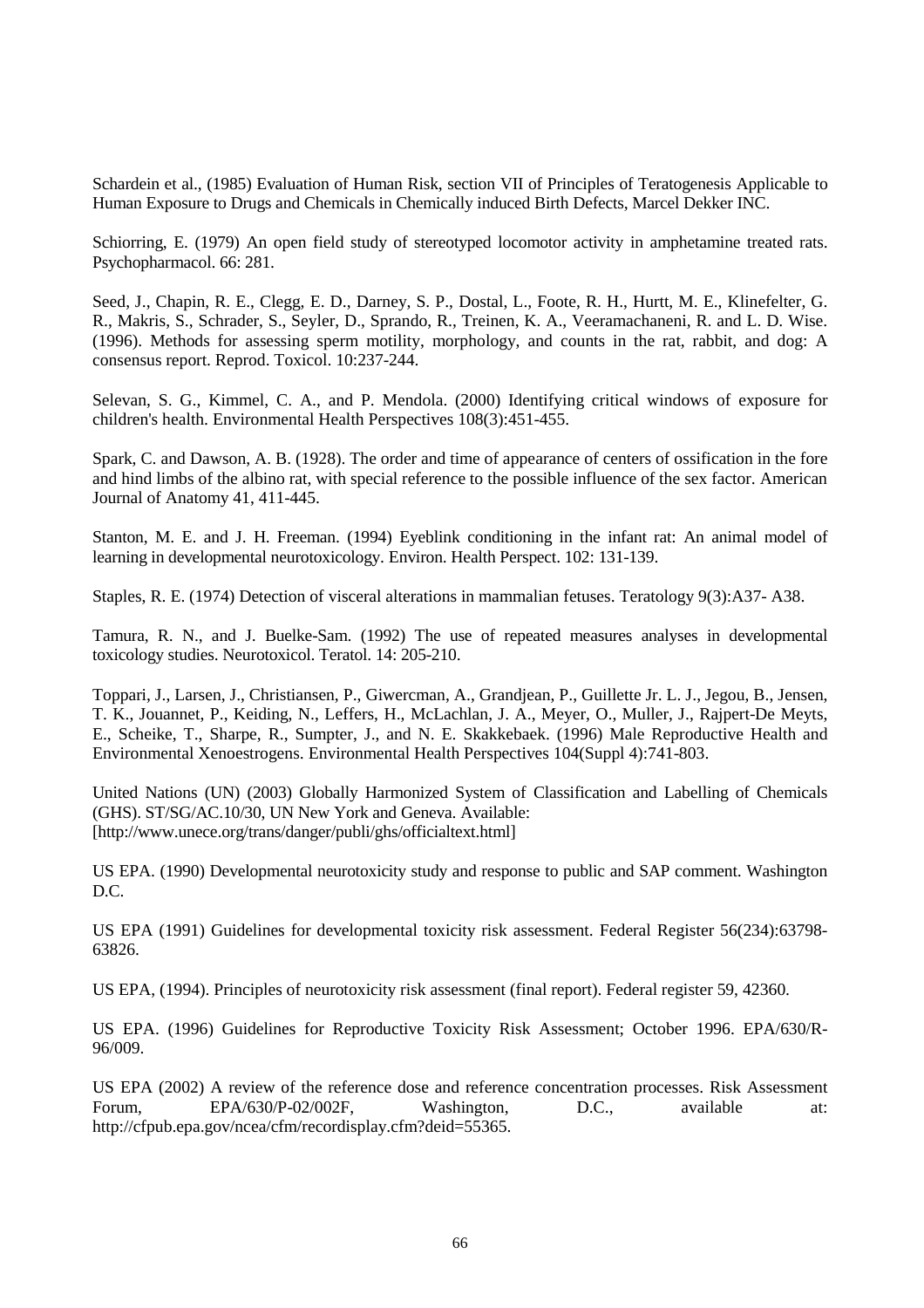Schardein et al., (1985) Evaluation of Human Risk, section VII of Principles of Teratogenesis Applicable to Human Exposure to Drugs and Chemicals in Chemically induced Birth Defects, Marcel Dekker INC.

Schiorring, E. (1979) An open field study of stereotyped locomotor activity in amphetamine treated rats. Psychopharmacol. 66: 281.

Seed, J., Chapin, R. E., Clegg, E. D., Darney, S. P., Dostal, L., Foote, R. H., Hurtt, M. E., Klinefelter, G. R., Makris, S., Schrader, S., Seyler, D., Sprando, R., Treinen, K. A., Veeramachaneni, R. and L. D. Wise. (1996). Methods for assessing sperm motility, morphology, and counts in the rat, rabbit, and dog: A consensus report. Reprod. Toxicol. 10:237-244.

Selevan, S. G., Kimmel, C. A., and P. Mendola. (2000) Identifying critical windows of exposure for children's health. Environmental Health Perspectives 108(3):451-455.

Spark, C. and Dawson, A. B. (1928). The order and time of appearance of centers of ossification in the fore and hind limbs of the albino rat, with special reference to the possible influence of the sex factor. American Journal of Anatomy 41, 411-445.

Stanton, M. E. and J. H. Freeman. (1994) Eyeblink conditioning in the infant rat: An animal model of learning in developmental neurotoxicology. Environ. Health Perspect. 102: 131-139.

Staples, R. E. (1974) Detection of visceral alterations in mammalian fetuses. Teratology 9(3):A37- A38.

Tamura, R. N., and J. Buelke-Sam. (1992) The use of repeated measures analyses in developmental toxicology studies. Neurotoxicol. Teratol. 14: 205-210.

Toppari, J., Larsen, J., Christiansen, P., Giwercman, A., Grandjean, P., Guillette Jr. L. J., Jegou, B., Jensen, T. K., Jouannet, P., Keiding, N., Leffers, H., McLachlan, J. A., Meyer, O., Muller, J., Rajpert-De Meyts, E., Scheike, T., Sharpe, R., Sumpter, J., and N. E. Skakkebaek. (1996) Male Reproductive Health and Environmental Xenoestrogens. Environmental Health Perspectives 104(Suppl 4):741-803.

United Nations (UN) (2003) Globally Harmonized System of Classification and Labelling of Chemicals (GHS). ST/SG/AC.10/30, UN New York and Geneva. Available: [http://www.unece.org/trans/danger/publi/ghs/officialtext.html]

US EPA. (1990) Developmental neurotoxicity study and response to public and SAP comment. Washington D.C.

US EPA (1991) Guidelines for developmental toxicity risk assessment. Federal Register 56(234):63798-63826.

US EPA, (1994). Principles of neurotoxicity risk assessment (final report). Federal register 59, 42360.

US EPA. (1996) Guidelines for Reproductive Toxicity Risk Assessment; October 1996. EPA/630/R-96/009.

US EPA (2002) A review of the reference dose and reference concentration processes. Risk Assessment Forum, EPA/630/P-02/002F, Washington, D.C., available at: http://cfpub.epa.gov/ncea/cfm/recordisplay.cfm?deid=55365.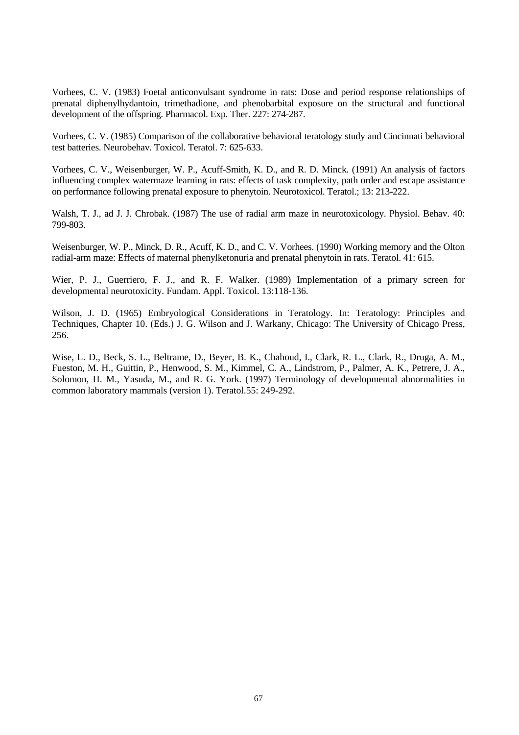Vorhees, C. V. (1983) Foetal anticonvulsant syndrome in rats: Dose and period response relationships of prenatal diphenylhydantoin, trimethadione, and phenobarbital exposure on the structural and functional development of the offspring. Pharmacol. Exp. Ther. 227: 274-287.

Vorhees, C. V. (1985) Comparison of the collaborative behavioral teratology study and Cincinnati behavioral test batteries. Neurobehav. Toxicol. Teratol. 7: 625-633.

Vorhees, C. V., Weisenburger, W. P., Acuff-Smith, K. D., and R. D. Minck. (1991) An analysis of factors influencing complex watermaze learning in rats: effects of task complexity, path order and escape assistance on performance following prenatal exposure to phenytoin. Neurotoxicol. Teratol.; 13: 213-222.

Walsh, T. J., ad J. J. Chrobak. (1987) The use of radial arm maze in neurotoxicology. Physiol. Behav. 40: 799-803.

Weisenburger, W. P., Minck, D. R., Acuff, K. D., and C. V. Vorhees. (1990) Working memory and the Olton radial-arm maze: Effects of maternal phenylketonuria and prenatal phenytoin in rats. Teratol. 41: 615.

Wier, P. J., Guerriero, F. J., and R. F. Walker. (1989) Implementation of a primary screen for developmental neurotoxicity. Fundam. Appl. Toxicol. 13:118-136.

Wilson, J. D. (1965) Embryological Considerations in Teratology. In: Teratology: Principles and Techniques, Chapter 10. (Eds.) J. G. Wilson and J. Warkany, Chicago: The University of Chicago Press, 256.

Wise, L. D., Beck, S. L., Beltrame, D., Beyer, B. K., Chahoud, I., Clark, R. L., Clark, R., Druga, A. M., Fueston, M. H., Guittin, P., Henwood, S. M., Kimmel, C. A., Lindstrom, P., Palmer, A. K., Petrere, J. A., Solomon, H. M., Yasuda, M., and R. G. York. (1997) Terminology of developmental abnormalities in common laboratory mammals (version 1). Teratol.55: 249-292.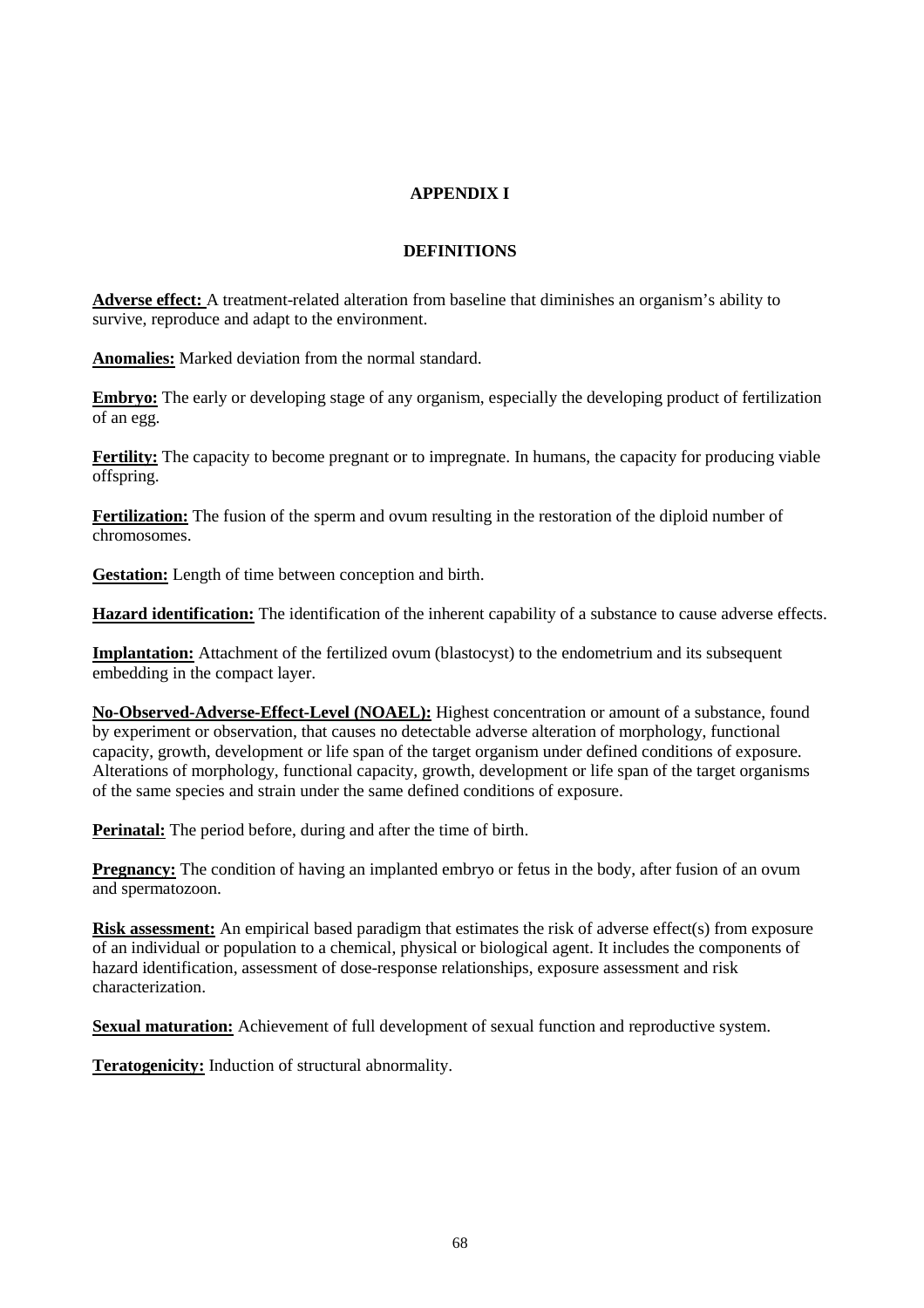# APPENDIX I

## DEFINITIONS

**Adverse effect:** A treatment-related alteration from baseline that diminishes an organism's ability to survive, reproduce and adapt to the environment.

**Anomalies:** Marked deviation from the normal standard.

**Embryo:** The early or developing stage of any organism, especially the developing product of fertilization of an egg.

**Fertility:** The capacity to become pregnant or to impregnate. In humans, the capacity for producing viable offspring.

**Fertilization:** The fusion of the sperm and ovum resulting in the restoration of the diploid number of chromosomes.

**Gestation:** Length of time between conception and birth.

**Hazard identification:** The identification of the inherent capability of a substance to cause adverse effects.

**Implantation:** Attachment of the fertilized ovum (blastocyst) to the endometrium and its subsequent embedding in the compact layer.

**No-Observed-Adverse-Effect-Level (NOAEL):** Highest concentration or amount of a substance, found by experiment or observation, that causes no detectable adverse alteration of morphology, functional capacity, growth, development or life span of the target organism under defined conditions of exposure. Alterations of morphology, functional capacity, growth, development or life span of the target organisms of the same species and strain under the same defined conditions of exposure.

**Perinatal:** The period before, during and after the time of birth.

**Pregnancy:** The condition of having an implanted embryo or fetus in the body, after fusion of an ovum and spermatozoon.

**Risk assessment:** An empirical based paradigm that estimates the risk of adverse effect(s) from exposure of an individual or population to a chemical, physical or biological agent. It includes the components of hazard identification, assessment of dose-response relationships, exposure assessment and risk characterization.

**Sexual maturation:** Achievement of full development of sexual function and reproductive system.

**Teratogenicity:** Induction of structural abnormality.